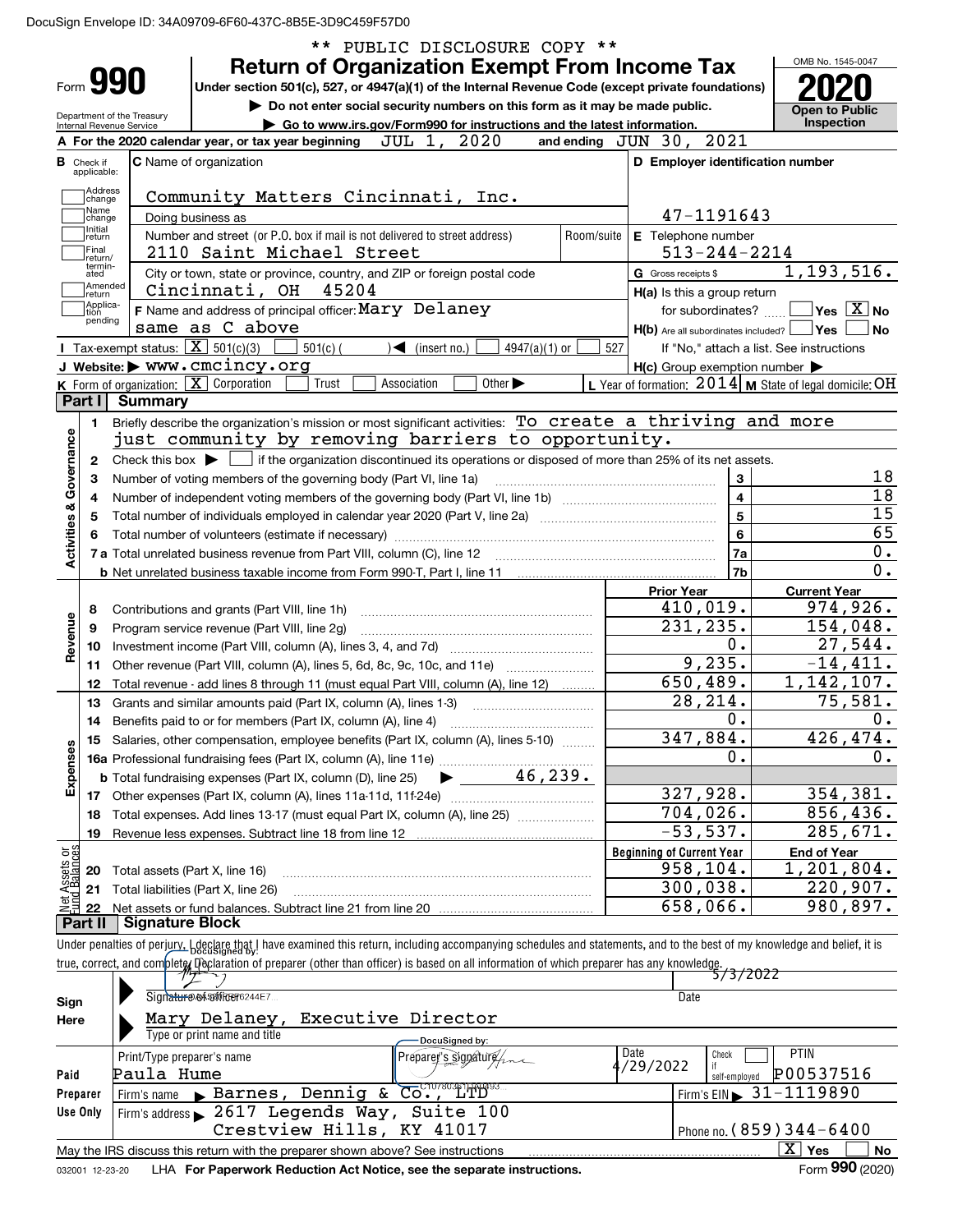DocuSign Envelope ID: 34A09709-6F60-437C-8B5E-3D9C459F57D0

** PUBLIC DISCLOSURE COPY **

# Form 990 — Return of Organization Exempt From Income Tax (2020)

Under section 501(c), 527, or 4947(a)(1) of the Internal Revenue Code (except private foundations)

▶ Do not enter social security numbers on this form as it may be made public.

▶ Go to www.irs.gov/Form990 for instructions and the latest information.

Department of the Treasury, Internal Revenue Service

OMB No. 1545-0047 — **2020** — Open to Public Inspection

**A** For the 2020 calendar year, or tax year beginning JUL 1, 2020 and ending JUN 30, 2021

**B** Check if applicable: Address change, Name change, Initial return, Final return/terminated, Amended return, Application pending

**C** Name of organization: Community Matters Cincinnati, Inc.

Doing business as

Number and street (or P.O. box if mail is not delivered to street address): 2110 Saint Michael Street — Room/suite

City or town, state or province, country, and ZIP or foreign postal code: Cincinnati, OH 45204

**D** Employer identification number: 47-1191643

**E** Telephone number: 513-244-2214

**G** Gross receipts $ 1,193,516.

**F** Name and address of principal officer: Mary Delaney, same as C above

**H(a)** Is this a group return for subordinates? Yes [ ] No [X]

**H(b)** Are all subordinates included? Yes [ ] No [ ] If "No," attach a list. See instructions

**H(c)** Group exemption number ▶

**I** Tax-exempt status: [X] 501(c)(3) [ ] 501(c) ( ) ◀ (insert no.) [ ] 4947(a)(1) or [ ] 527

**J** Website: ▶ www.cmcincy.org

**K** Form of organization: [X] Corporation [ ] Trust [ ] Association [ ] Other ▶

**L** Year of formation: 2014 **M** State of legal domicile: OH

## Part I Summary

**Activities & Governance**

1. Briefly describe the organization's mission or most significant activities: To create a thriving and more just community by removing barriers to opportunity.
2. Check this box ▶ [ ] if the organization discontinued its operations or disposed of more than 25% of its net assets.

| | | Line | |
|---|---|---|---|
| 3 | Number of voting members of the governing body (Part VI, line 1a) | 3 | 18 |
| 4 | Number of independent voting members of the governing body (Part VI, line 1b) | 4 | 18 |
| 5 | Total number of individuals employed in calendar year 2020 (Part V, line 2a) | 5 | 15 |
| 6 | Total number of volunteers (estimate if necessary) | 6 | 65 |
| 7a | Total unrelated business revenue from Part VIII, column (C), line 12 | 7a | 0. |
| b | Net unrelated business taxable income from Form 990-T, Part I, line 11 | 7b | 0. |

| | | Prior Year | Current Year |
|---|---|---|---|
| **Revenue** | | | |
| 8 | Contributions and grants (Part VIII, line 1h) | 410,019. | 974,926. |
| 9 | Program service revenue (Part VIII, line 2g) | 231,235. | 154,048. |
| 10 | Investment income (Part VIII, column (A), lines 3, 4, and 7d) | 0. | 27,544. |
| 11 | Other revenue (Part VIII, column (A), lines 5, 6d, 8c, 9c, 10c, and 11e) | 9,235. | -14,411. |
| 12 | Total revenue - add lines 8 through 11 (must equal Part VIII, column (A), line 12) | 650,489. | 1,142,107. |
| **Expenses** | | | |
| 13 | Grants and similar amounts paid (Part IX, column (A), lines 1-3) | 28,214. | 75,581. |
| 14 | Benefits paid to or for members (Part IX, column (A), line 4) | 0. | 0. |
| 15 | Salaries, other compensation, employee benefits (Part IX, column (A), lines 5-10) | 347,884. | 426,474. |
| 16a | Professional fundraising fees (Part IX, column (A), line 11e) | 0. | 0. |
| b | Total fundraising expenses (Part IX, column (D), line 25) ▶ 46,239. | | |
| 17 | Other expenses (Part IX, column (A), lines 11a-11d, 11f-24e) | 327,928. | 354,381. |
| 18 | Total expenses. Add lines 13-17 (must equal Part IX, column (A), line 25) | 704,026. | 856,436. |
| 19 | Revenue less expenses. Subtract line 18 from line 12 | -53,537. | 285,671. |

| **Net Assets or Fund Balances** | | Beginning of Current Year | End of Year |
|---|---|---|---|
| 20 | Total assets (Part X, line 16) | 958,104. | 1,201,804. |
| 21 | Total liabilities (Part X, line 26) | 300,038. | 220,907. |
| 22 | Net assets or fund balances. Subtract line 21 from line 20 | 658,066. | 980,897. |

## Part II Signature Block

Under penalties of perjury, I declare that I have examined this return, including accompanying schedules and statements, and to the best of my knowledge and belief, it is true, correct, and complete. Declaration of preparer (other than officer) is based on all information of which preparer has any knowledge.

**Sign Here**

Signature of officer — Date: 5/3/2022

Mary Delaney, Executive Director

Type or print name and title

**Paid Preparer Use Only**

| Print/Type preparer's name | Preparer's signature | Date | Check if self-employed | PTIN |
|---|---|---|---|---|
| Paula Hume | | 4/29/2022 | [ ] | P00537516 |

Firm's name ▶ Barnes, Dennig & Co., LTD — Firm's EIN ▶ 31-1119890

Firm's address ▶ 2617 Legends Way, Suite 100, Crestview Hills, KY 41017 — Phone no. (859)344-6400

May the IRS discuss this return with the preparer shown above? See instructions [X] Yes [ ] No

032001 12-23-20 LHA For Paperwork Reduction Act Notice, see the separate instructions. Form **990** (2020)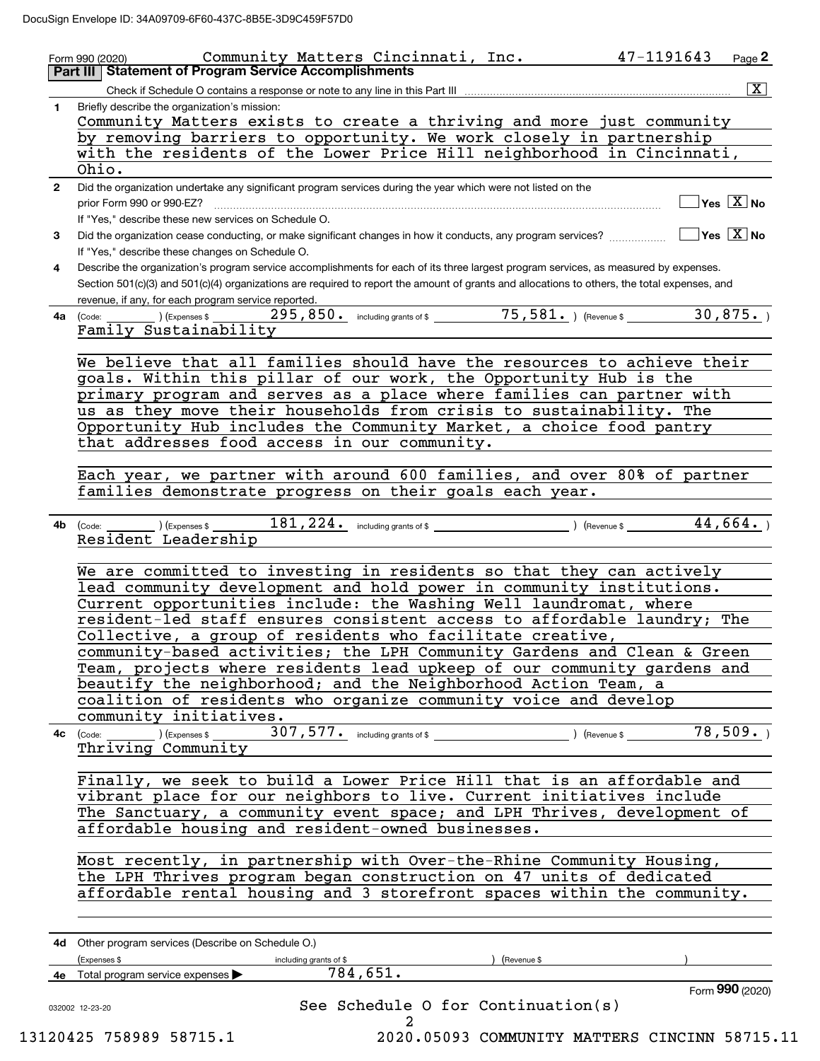DocuSign Envelope ID: 34A09709-6F60-437C-8B5E-3D9C459F57D0

Form 990 (2020) Community Matters Cincinnati, Inc. 47-1191643 Page 2

## Part III Statement of Program Service Accomplishments

Check if Schedule O contains a response or note to any line in this Part III [X]

**1** Briefly describe the organization's mission:

Community Matters exists to create a thriving and more just community by removing barriers to opportunity. We work closely in partnership with the residents of the Lower Price Hill neighborhood in Cincinnati, Ohio.

**2** Did the organization undertake any significant program services during the year which were not listed on the prior Form 990 or 990-EZ? [ ] Yes [X] No

If "Yes," describe these new services on Schedule O.

**3** Did the organization cease conducting, or make significant changes in how it conducts, any program services? [ ] Yes [X] No

If "Yes," describe these changes on Schedule O.

**4** Describe the organization's program service accomplishments for each of its three largest program services, as measured by expenses. Section 501(c)(3) and 501(c)(4) organizations are required to report the amount of grants and allocations to others, the total expenses, and revenue, if any, for each program service reported.

**4a** (Code: ) (Expenses $ 295,850. including grants of $ 75,581. ) (Revenue $ 30,875. )

Family Sustainability

We believe that all families should have the resources to achieve their goals. Within this pillar of our work, the Opportunity Hub is the primary program and serves as a place where families can partner with us as they move their households from crisis to sustainability. The Opportunity Hub includes the Community Market, a choice food pantry that addresses food access in our community.

Each year, we partner with around 600 families, and over 80% of partner families demonstrate progress on their goals each year.

**4b** (Code: ) (Expenses $ 181,224. including grants of $ ) (Revenue $ 44,664. )

Resident Leadership

We are committed to investing in residents so that they can actively lead community development and hold power in community institutions. Current opportunities include: the Washing Well laundromat, where resident-led staff ensures consistent access to affordable laundry; The Collective, a group of residents who facilitate creative, community-based activities; the LPH Community Gardens and Clean & Green Team, projects where residents lead upkeep of our community gardens and beautify the neighborhood; and the Neighborhood Action Team, a coalition of residents who organize community voice and develop community initiatives.

**4c** (Code: ) (Expenses $ 307,577. including grants of $ ) (Revenue $ 78,509. )

Thriving Community

Finally, we seek to build a Lower Price Hill that is an affordable and vibrant place for our neighbors to live. Current initiatives include The Sanctuary, a community event space; and LPH Thrives, development of affordable housing and resident-owned businesses.

Most recently, in partnership with Over-the-Rhine Community Housing, the LPH Thrives program began construction on 47 units of dedicated affordable rental housing and 3 storefront spaces within the community.

**4d** Other program services (Describe on Schedule O.)

(Expenses $ including grants of $ ) (Revenue $ )

**4e** Total program service expenses ▶ 784,651.

Form **990** (2020)

032002 12-23-20

See Schedule O for Continuation(s)

13120425 758989 58715.1 2020.05093 COMMUNITY MATTERS CINCINN 58715.11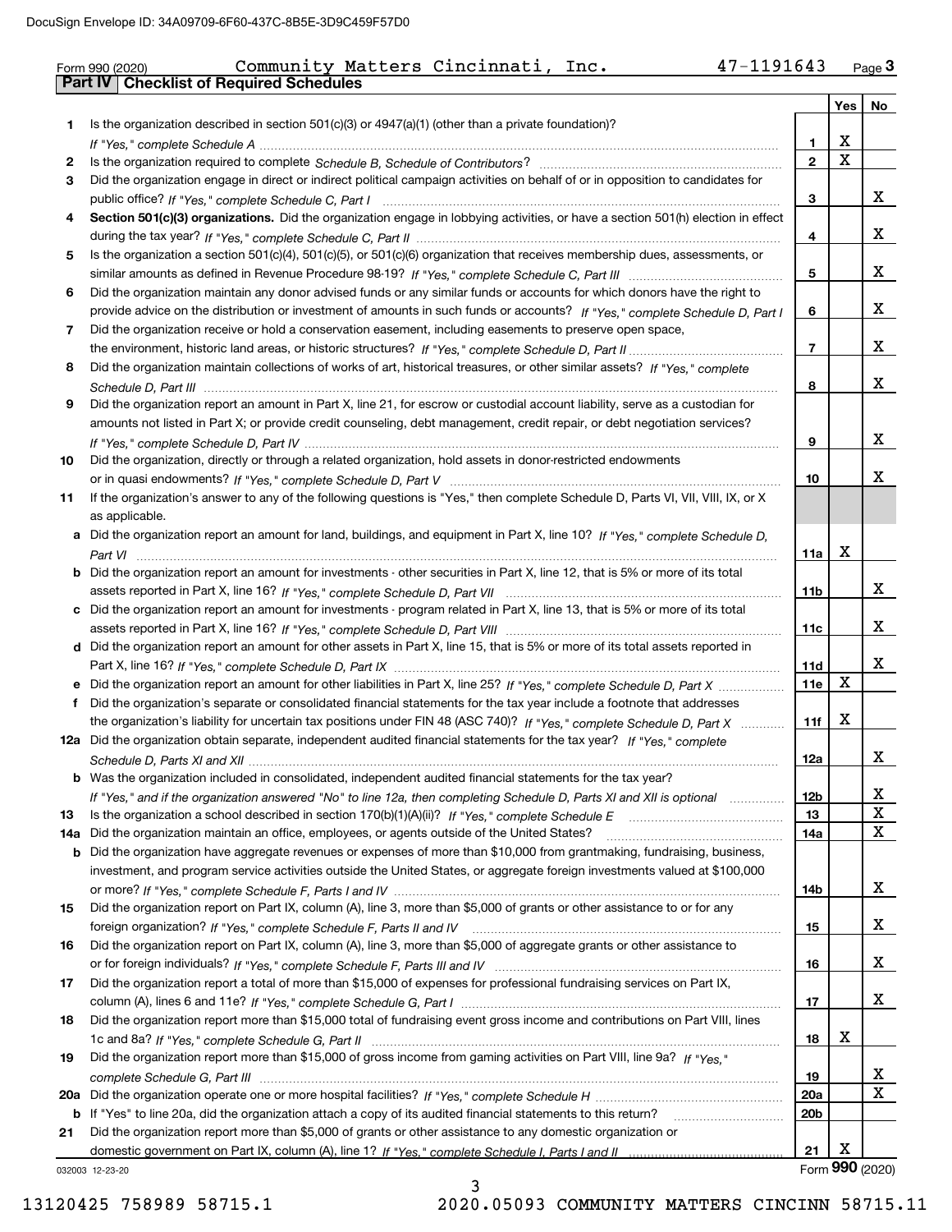Form 990 (2020) Community Matters Cincinnati, Inc. 47-1191643 Page **3**

## Part IV Checklist of Required Schedules

| | | | Yes | No |
|---|---|---|---|---|
| **1** | Is the organization described in section 501(c)(3) or 4947(a)(1) (other than a private foundation)? *If "Yes," complete Schedule A* | **1** | X | |
| **2** | Is the organization required to complete *Schedule B, Schedule of Contributors*? | **2** | X | |
| **3** | Did the organization engage in direct or indirect political campaign activities on behalf of or in opposition to candidates for public office? *If "Yes," complete Schedule C, Part I* | **3** | | X |
| **4** | **Section 501(c)(3) organizations.** Did the organization engage in lobbying activities, or have a section 501(h) election in effect during the tax year? *If "Yes," complete Schedule C, Part II* | **4** | | X |
| **5** | Is the organization a section 501(c)(4), 501(c)(5), or 501(c)(6) organization that receives membership dues, assessments, or similar amounts as defined in Revenue Procedure 98-19? *If "Yes," complete Schedule C, Part III* | **5** | | X |
| **6** | Did the organization maintain any donor advised funds or any similar funds or accounts for which donors have the right to provide advice on the distribution or investment of amounts in such funds or accounts? *If "Yes," complete Schedule D, Part I* | **6** | | X |
| **7** | Did the organization receive or hold a conservation easement, including easements to preserve open space, the environment, historic land areas, or historic structures? *If "Yes," complete Schedule D, Part II* | **7** | | X |
| **8** | Did the organization maintain collections of works of art, historical treasures, or other similar assets? *If "Yes," complete Schedule D, Part III* | **8** | | X |
| **9** | Did the organization report an amount in Part X, line 21, for escrow or custodial account liability, serve as a custodian for amounts not listed in Part X; or provide credit counseling, debt management, credit repair, or debt negotiation services? *If "Yes," complete Schedule D, Part IV* | **9** | | X |
| **10** | Did the organization, directly or through a related organization, hold assets in donor-restricted endowments or in quasi endowments? *If "Yes," complete Schedule D, Part V* | **10** | | X |
| **11** | If the organization's answer to any of the following questions is "Yes," then complete Schedule D, Parts VI, VII, VIII, IX, or X as applicable. | | | |
| **a** | Did the organization report an amount for land, buildings, and equipment in Part X, line 10? *If "Yes," complete Schedule D, Part VI* | **11a** | X | |
| **b** | Did the organization report an amount for investments - other securities in Part X, line 12, that is 5% or more of its total assets reported in Part X, line 16? *If "Yes," complete Schedule D, Part VII* | **11b** | | X |
| **c** | Did the organization report an amount for investments - program related in Part X, line 13, that is 5% or more of its total assets reported in Part X, line 16? *If "Yes," complete Schedule D, Part VIII* | **11c** | | X |
| **d** | Did the organization report an amount for other assets in Part X, line 15, that is 5% or more of its total assets reported in Part X, line 16? *If "Yes," complete Schedule D, Part IX* | **11d** | | X |
| **e** | Did the organization report an amount for other liabilities in Part X, line 25? *If "Yes," complete Schedule D, Part X* | **11e** | X | |
| **f** | Did the organization's separate or consolidated financial statements for the tax year include a footnote that addresses the organization's liability for uncertain tax positions under FIN 48 (ASC 740)? *If "Yes," complete Schedule D, Part X* | **11f** | X | |
| **12a** | Did the organization obtain separate, independent audited financial statements for the tax year? *If "Yes," complete Schedule D, Parts XI and XII* | **12a** | | X |
| **b** | Was the organization included in consolidated, independent audited financial statements for the tax year? *If "Yes," and if the organization answered "No" to line 12a, then completing Schedule D, Parts XI and XII is optional* | **12b** | | X |
| **13** | Is the organization a school described in section 170(b)(1)(A)(ii)? *If "Yes," complete Schedule E* | **13** | | X |
| **14a** | Did the organization maintain an office, employees, or agents outside of the United States? | **14a** | | X |
| **b** | Did the organization have aggregate revenues or expenses of more than $10,000 from grantmaking, fundraising, business, investment, and program service activities outside the United States, or aggregate foreign investments valued at $100,000 or more? *If "Yes," complete Schedule F, Parts I and IV* | **14b** | | X |
| **15** | Did the organization report on Part IX, column (A), line 3, more than $5,000 of grants or other assistance to or for any foreign organization? *If "Yes," complete Schedule F, Parts II and IV* | **15** | | X |
| **16** | Did the organization report on Part IX, column (A), line 3, more than $5,000 of aggregate grants or other assistance to or for foreign individuals? *If "Yes," complete Schedule F, Parts III and IV* | **16** | | X |
| **17** | Did the organization report a total of more than $15,000 of expenses for professional fundraising services on Part IX, column (A), lines 6 and 11e? *If "Yes," complete Schedule G, Part I* | **17** | | X |
| **18** | Did the organization report more than $15,000 total of fundraising event gross income and contributions on Part VIII, lines 1c and 8a? *If "Yes," complete Schedule G, Part II* | **18** | X | |
| **19** | Did the organization report more than $15,000 of gross income from gaming activities on Part VIII, line 9a? *If "Yes," complete Schedule G, Part III* | **19** | | X |
| **20a** | Did the organization operate one or more hospital facilities? *If "Yes," complete Schedule H* | **20a** | | X |
| **b** | If "Yes" to line 20a, did the organization attach a copy of its audited financial statements to this return? | **20b** | | |
| **21** | Did the organization report more than $5,000 of grants or other assistance to any domestic organization or domestic government on Part IX, column (A), line 1? *If "Yes," complete Schedule I, Parts I and II* | **21** | X | |

032003 12-23-20 Form **990** (2020)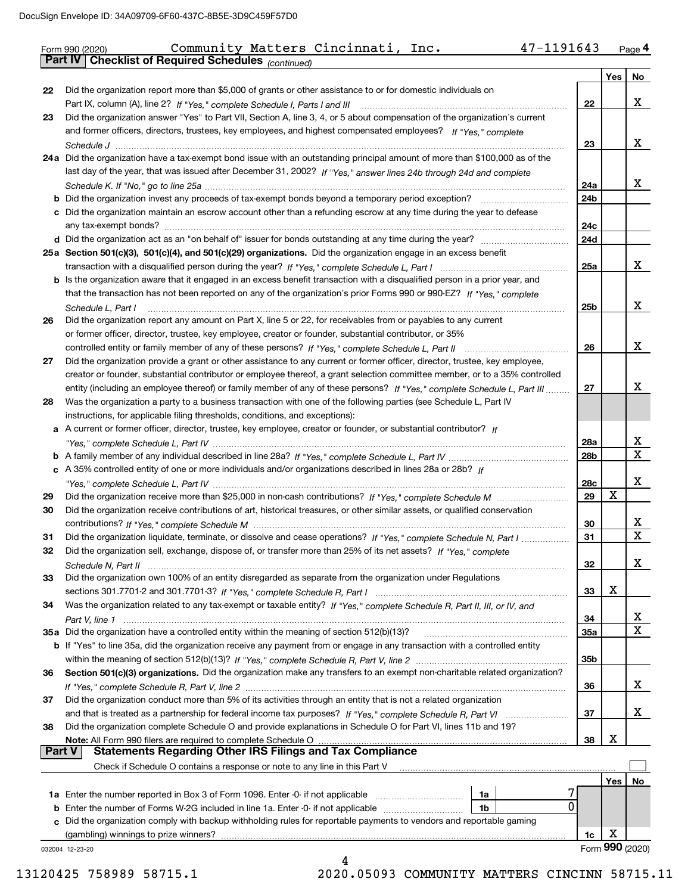Form 990 (2020) Community Matters Cincinnati, Inc. 47-1191643 Page **4**

## Part IV | Checklist of Required Schedules *(continued)*

| | | | Yes | No |
|---|---|---|---|---|
| **22** | Did the organization report more than $5,000 of grants or other assistance to or for domestic individuals on Part IX, column (A), line 2? *If "Yes," complete Schedule I, Parts I and III* | 22 | | X |
| **23** | Did the organization answer "Yes" to Part VII, Section A, line 3, 4, or 5 about compensation of the organization's current and former officers, directors, trustees, key employees, and highest compensated employees? *If "Yes," complete Schedule J* | 23 | | X |
| **24a** | Did the organization have a tax-exempt bond issue with an outstanding principal amount of more than $100,000 as of the last day of the year, that was issued after December 31, 2002? *If "Yes," answer lines 24b through 24d and complete Schedule K. If "No," go to line 25a* | 24a | | X |
| **b** | Did the organization invest any proceeds of tax-exempt bonds beyond a temporary period exception? | 24b | | |
| **c** | Did the organization maintain an escrow account other than a refunding escrow at any time during the year to defease any tax-exempt bonds? | 24c | | |
| **d** | Did the organization act as an "on behalf of" issuer for bonds outstanding at any time during the year? | 24d | | |
| **25a** | **Section 501(c)(3), 501(c)(4), and 501(c)(29) organizations.** Did the organization engage in an excess benefit transaction with a disqualified person during the year? *If "Yes," complete Schedule L, Part I* | 25a | | X |
| **b** | Is the organization aware that it engaged in an excess benefit transaction with a disqualified person in a prior year, and that the transaction has not been reported on any of the organization's prior Forms 990 or 990-EZ? *If "Yes," complete Schedule L, Part I* | 25b | | X |
| **26** | Did the organization report any amount on Part X, line 5 or 22, for receivables from or payables to any current or former officer, director, trustee, key employee, creator or founder, substantial contributor, or 35% controlled entity or family member of any of these persons? *If "Yes," complete Schedule L, Part II* | 26 | | X |
| **27** | Did the organization provide a grant or other assistance to any current or former officer, director, trustee, key employee, creator or founder, substantial contributor or employee thereof, a grant selection committee member, or to a 35% controlled entity (including an employee thereof) or family member of any of these persons? *If "Yes," complete Schedule L, Part III* | 27 | | X |
| **28** | Was the organization a party to a business transaction with one of the following parties (see Schedule L, Part IV instructions, for applicable filing thresholds, conditions, and exceptions): | | | |
| **a** | A current or former officer, director, trustee, key employee, creator or founder, or substantial contributor? *If "Yes," complete Schedule L, Part IV* | 28a | | X |
| **b** | A family member of any individual described in line 28a? *If "Yes," complete Schedule L, Part IV* | 28b | | X |
| **c** | A 35% controlled entity of one or more individuals and/or organizations described in lines 28a or 28b? *If "Yes," complete Schedule L, Part IV* | 28c | | X |
| **29** | Did the organization receive more than $25,000 in non-cash contributions? *If "Yes," complete Schedule M* | 29 | X | |
| **30** | Did the organization receive contributions of art, historical treasures, or other similar assets, or qualified conservation contributions? *If "Yes," complete Schedule M* | 30 | | X |
| **31** | Did the organization liquidate, terminate, or dissolve and cease operations? *If "Yes," complete Schedule N, Part I* | 31 | | X |
| **32** | Did the organization sell, exchange, dispose of, or transfer more than 25% of its net assets? *If "Yes," complete Schedule N, Part II* | 32 | | X |
| **33** | Did the organization own 100% of an entity disregarded as separate from the organization under Regulations sections 301.7701-2 and 301.7701-3? *If "Yes," complete Schedule R, Part I* | 33 | X | |
| **34** | Was the organization related to any tax-exempt or taxable entity? *If "Yes," complete Schedule R, Part II, III, or IV, and Part V, line 1* | 34 | | X |
| **35a** | Did the organization have a controlled entity within the meaning of section 512(b)(13)? | 35a | | X |
| **b** | If "Yes" to line 35a, did the organization receive any payment from or engage in any transaction with a controlled entity within the meaning of section 512(b)(13)? *If "Yes," complete Schedule R, Part V, line 2* | 35b | | |
| **36** | **Section 501(c)(3) organizations.** Did the organization make any transfers to an exempt non-charitable related organization? *If "Yes," complete Schedule R, Part V, line 2* | 36 | | X |
| **37** | Did the organization conduct more than 5% of its activities through an entity that is not a related organization and that is treated as a partnership for federal income tax purposes? *If "Yes," complete Schedule R, Part VI* | 37 | | X |
| **38** | Did the organization complete Schedule O and provide explanations in Schedule O for Part VI, lines 11b and 19? **Note:** All Form 990 filers are required to complete Schedule O | 38 | X | |

## Part V | Statements Regarding Other IRS Filings and Tax Compliance

Check if Schedule O contains a response or note to any line in this Part V ☐

| | | | | Yes | No |
|---|---|---|---|---|---|
| **1a** | Enter the number reported in Box 3 of Form 1096. Enter -0- if not applicable | 1a | 7 | | |
| **b** | Enter the number of Forms W-2G included in line 1a. Enter -0- if not applicable | 1b | 0 | | |
| **c** | Did the organization comply with backup withholding rules for reportable payments to vendors and reportable gaming (gambling) winnings to prize winners? | | 1c | X | |

032004 12-23-20 Form **990** (2020)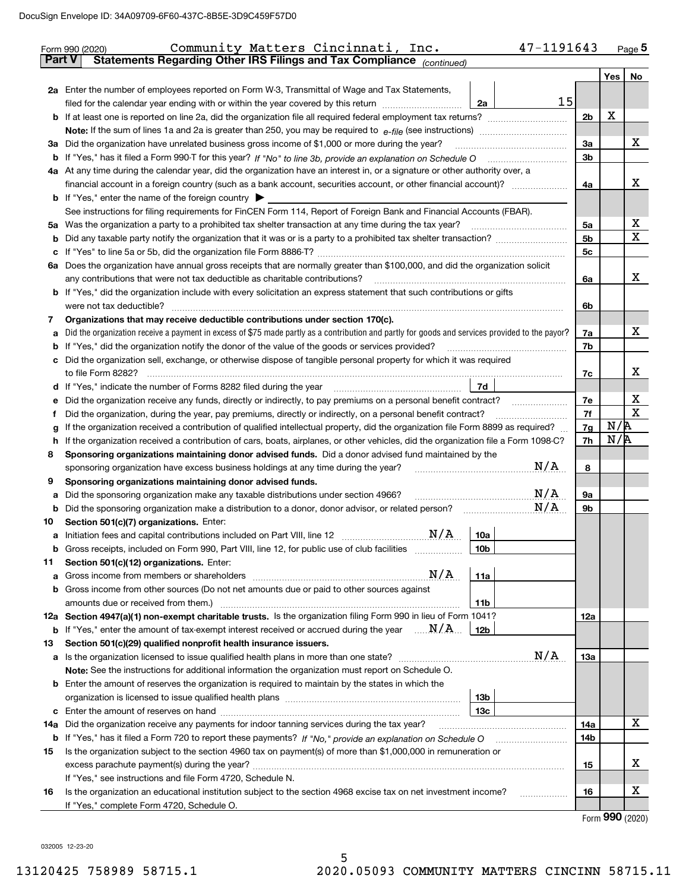Form 990 (2020) Community Matters Cincinnati, Inc. 47-1191643 Page **5**

## Part V Statements Regarding Other IRS Filings and Tax Compliance *(continued)*

| | | | | | Yes | No |
|---|---|---|---|---|---|---|
| **2a** | Enter the number of employees reported on Form W-3, Transmittal of Wage and Tax Statements, filed for the calendar year ending with or within the year covered by this return | 2a | 15 | | | |
| **b** | If at least one is reported on line 2a, did the organization file all required federal employment tax returns? | | | 2b | X | |
| | **Note:** If the sum of lines 1a and 2a is greater than 250, you may be required to *e-file* (see instructions) | | | | | |
| **3a** | Did the organization have unrelated business gross income of $1,000 or more during the year? | | | 3a | | X |
| **b** | If "Yes," has it filed a Form 990-T for this year? *If "No" to line 3b, provide an explanation on Schedule O* | | | 3b | | |
| **4a** | At any time during the calendar year, did the organization have an interest in, or a signature or other authority over, a financial account in a foreign country (such as a bank account, securities account, or other financial account)? | | | 4a | | X |
| **b** | If "Yes," enter the name of the foreign country ▶ | | | | | |
| | See instructions for filing requirements for FinCEN Form 114, Report of Foreign Bank and Financial Accounts (FBAR). | | | | | |
| **5a** | Was the organization a party to a prohibited tax shelter transaction at any time during the tax year? | | | 5a | | X |
| **b** | Did any taxable party notify the organization that it was or is a party to a prohibited tax shelter transaction? | | | 5b | | X |
| **c** | If "Yes" to line 5a or 5b, did the organization file Form 8886-T? | | | 5c | | |
| **6a** | Does the organization have annual gross receipts that are normally greater than $100,000, and did the organization solicit any contributions that were not tax deductible as charitable contributions? | | | 6a | | X |
| **b** | If "Yes," did the organization include with every solicitation an express statement that such contributions or gifts were not tax deductible? | | | 6b | | |
| **7** | **Organizations that may receive deductible contributions under section 170(c).** | | | | | |
| **a** | Did the organization receive a payment in excess of $75 made partly as a contribution and partly for goods and services provided to the payor? | | | 7a | | X |
| **b** | If "Yes," did the organization notify the donor of the value of the goods or services provided? | | | 7b | | |
| **c** | Did the organization sell, exchange, or otherwise dispose of tangible personal property for which it was required to file Form 8282? | | | 7c | | X |
| **d** | If "Yes," indicate the number of Forms 8282 filed during the year | 7d | | | | |
| **e** | Did the organization receive any funds, directly or indirectly, to pay premiums on a personal benefit contract? | | | 7e | | X |
| **f** | Did the organization, during the year, pay premiums, directly or indirectly, on a personal benefit contract? | | | 7f | | X |
| **g** | If the organization received a contribution of qualified intellectual property, did the organization file Form 8899 as required? | | | 7g | N/A | |
| **h** | If the organization received a contribution of cars, boats, airplanes, or other vehicles, did the organization file a Form 1098-C? | | | 7h | N/A | |
| **8** | **Sponsoring organizations maintaining donor advised funds.** Did a donor advised fund maintained by the sponsoring organization have excess business holdings at any time during the year? N/A | | | 8 | | |
| **9** | **Sponsoring organizations maintaining donor advised funds.** | | | | | |
| **a** | Did the sponsoring organization make any taxable distributions under section 4966? N/A | | | 9a | | |
| **b** | Did the sponsoring organization make a distribution to a donor, donor advisor, or related person? N/A | | | 9b | | |
| **10** | **Section 501(c)(7) organizations.** Enter: | | | | | |
| **a** | Initiation fees and capital contributions included on Part VIII, line 12 N/A | 10a | | | | |
| **b** | Gross receipts, included on Form 990, Part VIII, line 12, for public use of club facilities | 10b | | | | |
| **11** | **Section 501(c)(12) organizations.** Enter: | | | | | |
| **a** | Gross income from members or shareholders N/A | 11a | | | | |
| **b** | Gross income from other sources (Do not net amounts due or paid to other sources against amounts due or received from them.) | 11b | | | | |
| **12a** | **Section 4947(a)(1) non-exempt charitable trusts.** Is the organization filing Form 990 in lieu of Form 1041? | | | 12a | | |
| **b** | If "Yes," enter the amount of tax-exempt interest received or accrued during the year N/A | 12b | | | | |
| **13** | **Section 501(c)(29) qualified nonprofit health insurance issuers.** | | | | | |
| **a** | Is the organization licensed to issue qualified health plans in more than one state? N/A | | | 13a | | |
| | **Note:** See the instructions for additional information the organization must report on Schedule O. | | | | | |
| **b** | Enter the amount of reserves the organization is required to maintain by the states in which the organization is licensed to issue qualified health plans | 13b | | | | |
| **c** | Enter the amount of reserves on hand | 13c | | | | |
| **14a** | Did the organization receive any payments for indoor tanning services during the tax year? | | | 14a | | X |
| **b** | If "Yes," has it filed a Form 720 to report these payments? *If "No," provide an explanation on Schedule O* | | | 14b | | |
| **15** | Is the organization subject to the section 4960 tax on payment(s) of more than $1,000,000 in remuneration or excess parachute payment(s) during the year? | | | 15 | | X |
| | If "Yes," see instructions and file Form 4720, Schedule N. | | | | | |
| **16** | Is the organization an educational institution subject to the section 4968 excise tax on net investment income? | | | 16 | | X |
| | If "Yes," complete Form 4720, Schedule O. | | | | | |

Form **990** (2020)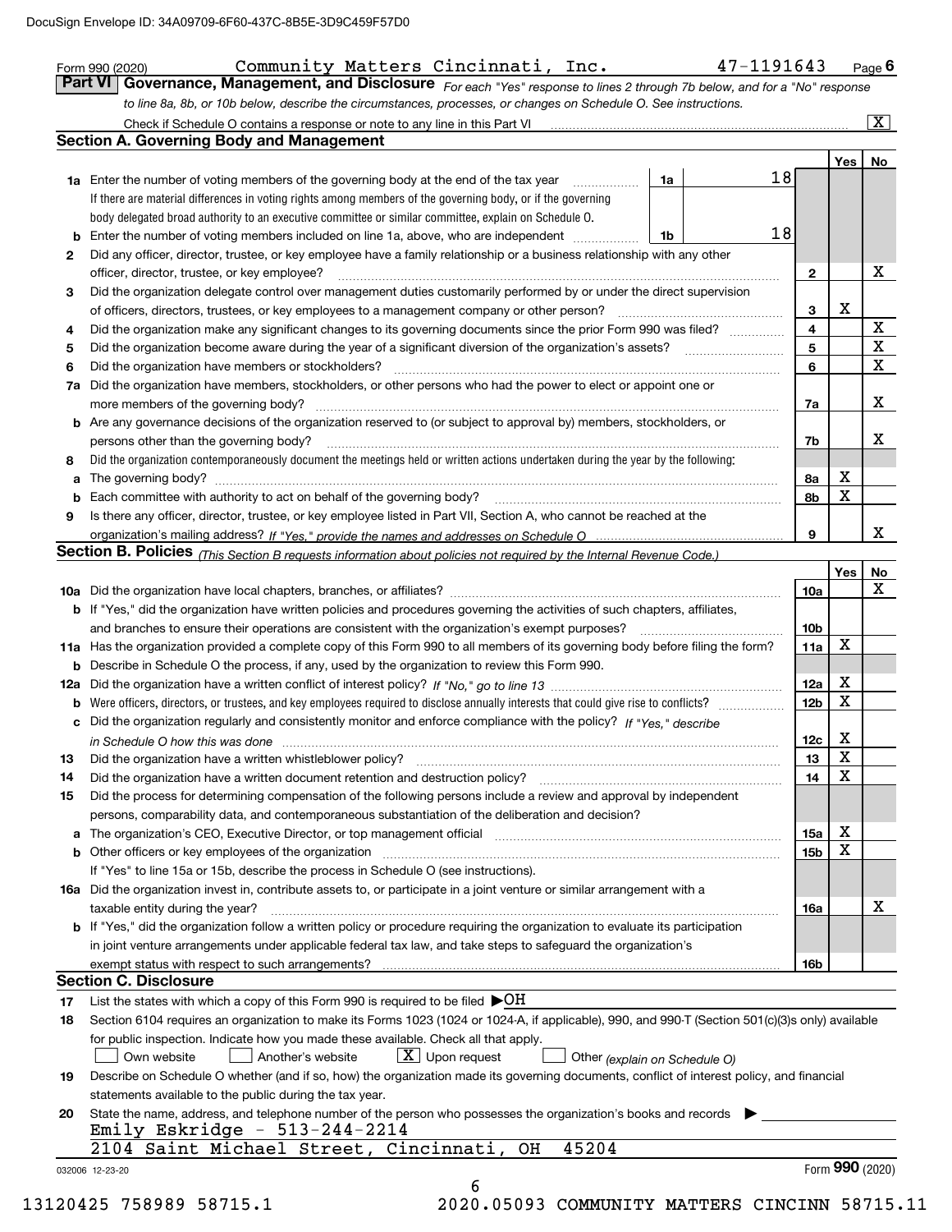Form 990 (2020) Community Matters Cincinnati, Inc. 47-1191643 Page 6

## Part VI Governance, Management, and Disclosure

*For each "Yes" response to lines 2 through 7b below, and for a "No" response to line 8a, 8b, or 10b below, describe the circumstances, processes, or changes on Schedule O. See instructions.*

Check if Schedule O contains a response or note to any line in this Part VI ☒

### Section A. Governing Body and Management

| | | | | Yes | No |
|---|---|---|---|---|---|
| **1a** | Enter the number of voting members of the governing body at the end of the tax year — 1a: 18. If there are material differences in voting rights among members of the governing body, or if the governing body delegated broad authority to an executive committee or similar committee, explain on Schedule O. | | | | |
| **b** | Enter the number of voting members included on line 1a, above, who are independent — 1b: 18 | | | | |
| **2** | Did any officer, director, trustee, or key employee have a family relationship or a business relationship with any other officer, director, trustee, or key employee? | 2 | | | X |
| **3** | Did the organization delegate control over management duties customarily performed by or under the direct supervision of officers, directors, trustees, or key employees to a management company or other person? | 3 | | X | |
| **4** | Did the organization make any significant changes to its governing documents since the prior Form 990 was filed? | 4 | | | X |
| **5** | Did the organization become aware during the year of a significant diversion of the organization's assets? | 5 | | | X |
| **6** | Did the organization have members or stockholders? | 6 | | | X |
| **7a** | Did the organization have members, stockholders, or other persons who had the power to elect or appoint one or more members of the governing body? | 7a | | | X |
| **b** | Are any governance decisions of the organization reserved to (or subject to approval by) members, stockholders, or persons other than the governing body? | 7b | | | X |
| **8** | Did the organization contemporaneously document the meetings held or written actions undertaken during the year by the following: | | | | |
| **a** | The governing body? | 8a | | X | |
| **b** | Each committee with authority to act on behalf of the governing body? | 8b | | X | |
| **9** | Is there any officer, director, trustee, or key employee listed in Part VII, Section A, who cannot be reached at the organization's mailing address? *If "Yes," provide the names and addresses on Schedule O* | 9 | | | X |

### Section B. Policies *(This Section B requests information about policies not required by the Internal Revenue Code.)*

| | | | Yes | No |
|---|---|---|---|---|
| **10a** | Did the organization have local chapters, branches, or affiliates? | 10a | | X |
| **b** | If "Yes," did the organization have written policies and procedures governing the activities of such chapters, affiliates, and branches to ensure their operations are consistent with the organization's exempt purposes? | 10b | | |
| **11a** | Has the organization provided a complete copy of this Form 990 to all members of its governing body before filing the form? | 11a | X | |
| **b** | Describe in Schedule O the process, if any, used by the organization to review this Form 990. | | | |
| **12a** | Did the organization have a written conflict of interest policy? *If "No," go to line 13* | 12a | X | |
| **b** | Were officers, directors, or trustees, and key employees required to disclose annually interests that could give rise to conflicts? | 12b | X | |
| **c** | Did the organization regularly and consistently monitor and enforce compliance with the policy? *If "Yes," describe in Schedule O how this was done* | 12c | X | |
| **13** | Did the organization have a written whistleblower policy? | 13 | X | |
| **14** | Did the organization have a written document retention and destruction policy? | 14 | X | |
| **15** | Did the process for determining compensation of the following persons include a review and approval by independent persons, comparability data, and contemporaneous substantiation of the deliberation and decision? | | | |
| **a** | The organization's CEO, Executive Director, or top management official | 15a | X | |
| **b** | Other officers or key employees of the organization | 15b | X | |
| | If "Yes" to line 15a or 15b, describe the process in Schedule O (see instructions). | | | |
| **16a** | Did the organization invest in, contribute assets to, or participate in a joint venture or similar arrangement with a taxable entity during the year? | 16a | | X |
| **b** | If "Yes," did the organization follow a written policy or procedure requiring the organization to evaluate its participation in joint venture arrangements under applicable federal tax law, and take steps to safeguard the organization's exempt status with respect to such arrangements? | 16b | | |

### Section C. Disclosure

**17** List the states with which a copy of this Form 990 is required to be filed ▶OH

**18** Section 6104 requires an organization to make its Forms 1023 (1024 or 1024-A, if applicable), 990, and 990-T (Section 501(c)(3)s only) available for public inspection. Indicate how you made these available. Check all that apply.

☐ Own website ☐ Another's website ☒ Upon request ☐ Other *(explain on Schedule O)*

**19** Describe on Schedule O whether (and if so, how) the organization made its governing documents, conflict of interest policy, and financial statements available to the public during the tax year.

**20** State the name, address, and telephone number of the person who possesses the organization's books and records ▶

Emily Eskridge - 513-244-2214
2104 Saint Michael Street, Cincinnati, OH 45204

032006 12-23-20 Form **990** (2020)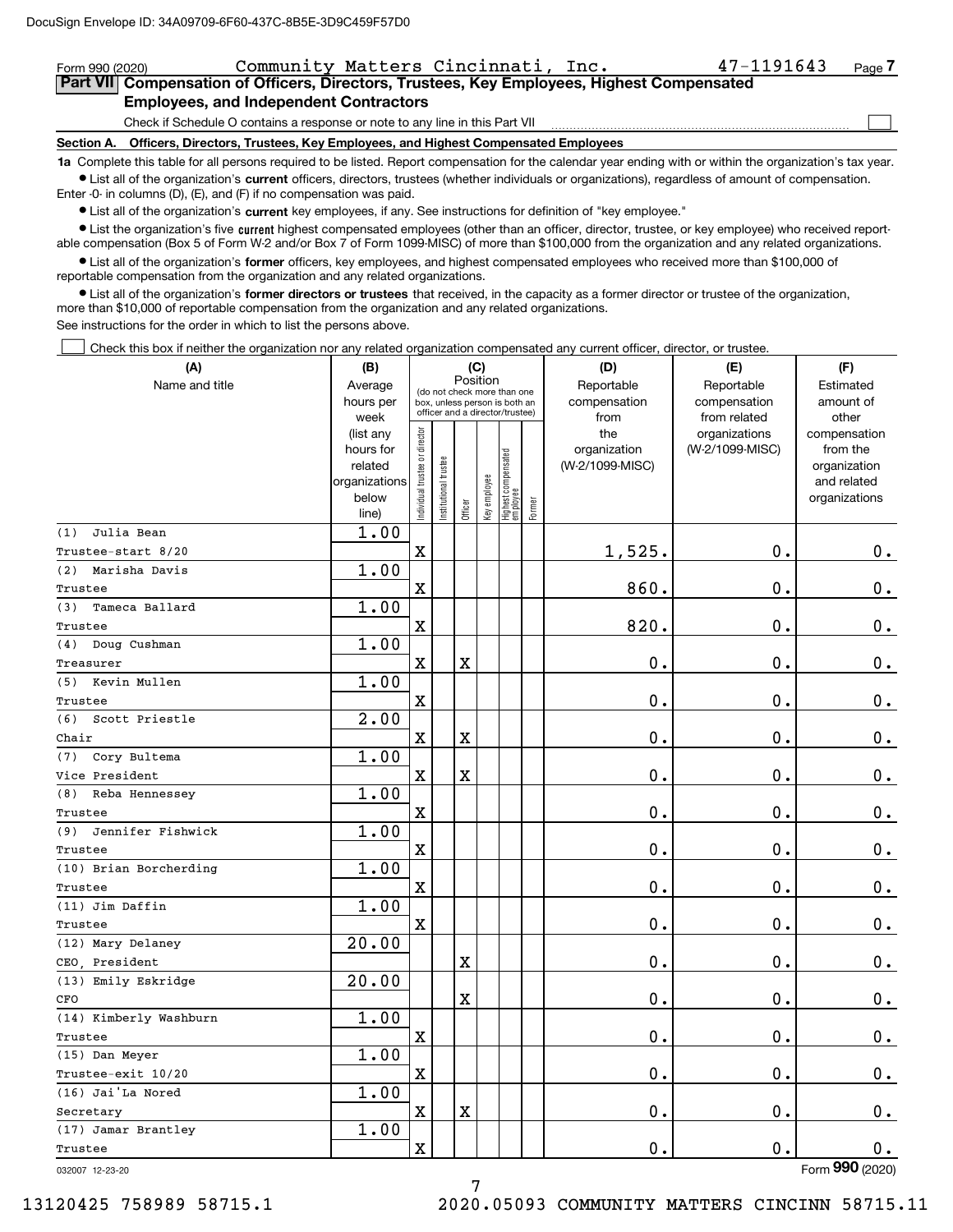Form 990 (2020) Community Matters Cincinnati, Inc. 47-1191643 Page 7

## Part VII Compensation of Officers, Directors, Trustees, Key Employees, Highest Compensated Employees, and Independent Contractors

Check if Schedule O contains a response or note to any line in this Part VII ☐

### Section A. Officers, Directors, Trustees, Key Employees, and Highest Compensated Employees

**1a** Complete this table for all persons required to be listed. Report compensation for the calendar year ending with or within the organization's tax year.

- List all of the organization's **current** officers, directors, trustees (whether individuals or organizations), regardless of amount of compensation. Enter -0- in columns (D), (E), and (F) if no compensation was paid.
- List all of the organization's **current** key employees, if any. See instructions for definition of "key employee."
- List the organization's five **current** highest compensated employees (other than an officer, director, trustee, or key employee) who received reportable compensation (Box 5 of Form W-2 and/or Box 7 of Form 1099-MISC) of more than $100,000 from the organization and any related organizations.
- List all of the organization's **former** officers, key employees, and highest compensated employees who received more than $100,000 of reportable compensation from the organization and any related organizations.
- List all of the organization's **former directors or trustees** that received, in the capacity as a former director or trustee of the organization, more than $10,000 of reportable compensation from the organization and any related organizations.

See instructions for the order in which to list the persons above.

☐ Check this box if neither the organization nor any related organization compensated any current officer, director, or trustee.

| (A) Name and title | (B) Average hours per week (list any hours for related organizations below line) | (C) Position: Individual trustee or director | Institutional trustee | Officer | Key employee | Highest compensated employee | Former | (D) Reportable compensation from the organization (W-2/1099-MISC) | (E) Reportable compensation from related organizations (W-2/1099-MISC) | (F) Estimated amount of other compensation from the organization and related organizations |
|---|---|---|---|---|---|---|---|---|---|---|
| (1) Julia Bean<br>Trustee-start 8/20 | 1.00 | X | | | | | | 1,525. | 0. | 0. |
| (2) Marisha Davis<br>Trustee | 1.00 | X | | | | | | 860. | 0. | 0. |
| (3) Tameca Ballard<br>Trustee | 1.00 | X | | | | | | 820. | 0. | 0. |
| (4) Doug Cushman<br>Treasurer | 1.00 | X | | X | | | | 0. | 0. | 0. |
| (5) Kevin Mullen<br>Trustee | 1.00 | X | | | | | | 0. | 0. | 0. |
| (6) Scott Priestle<br>Chair | 2.00 | X | | X | | | | 0. | 0. | 0. |
| (7) Cory Bultema<br>Vice President | 1.00 | X | | X | | | | 0. | 0. | 0. |
| (8) Reba Hennessey<br>Trustee | 1.00 | X | | | | | | 0. | 0. | 0. |
| (9) Jennifer Fishwick<br>Trustee | 1.00 | X | | | | | | 0. | 0. | 0. |
| (10) Brian Borcherding<br>Trustee | 1.00 | X | | | | | | 0. | 0. | 0. |
| (11) Jim Daffin<br>Trustee | 1.00 | X | | | | | | 0. | 0. | 0. |
| (12) Mary Delaney<br>CEO, President | 20.00 | | | X | | | | 0. | 0. | 0. |
| (13) Emily Eskridge<br>CFO | 20.00 | | | X | | | | 0. | 0. | 0. |
| (14) Kimberly Washburn<br>Trustee | 1.00 | X | | | | | | 0. | 0. | 0. |
| (15) Dan Meyer<br>Trustee-exit 10/20 | 1.00 | X | | | | | | 0. | 0. | 0. |
| (16) Jai'La Nored<br>Secretary | 1.00 | X | | X | | | | 0. | 0. | 0. |
| (17) Jamar Brantley<br>Trustee | 1.00 | X | | | | | | 0. | 0. | 0. |

032007 12-23-20 Form 990 (2020)

13120425 758989 58715.1 2020.05093 COMMUNITY MATTERS CINCINN 58715.11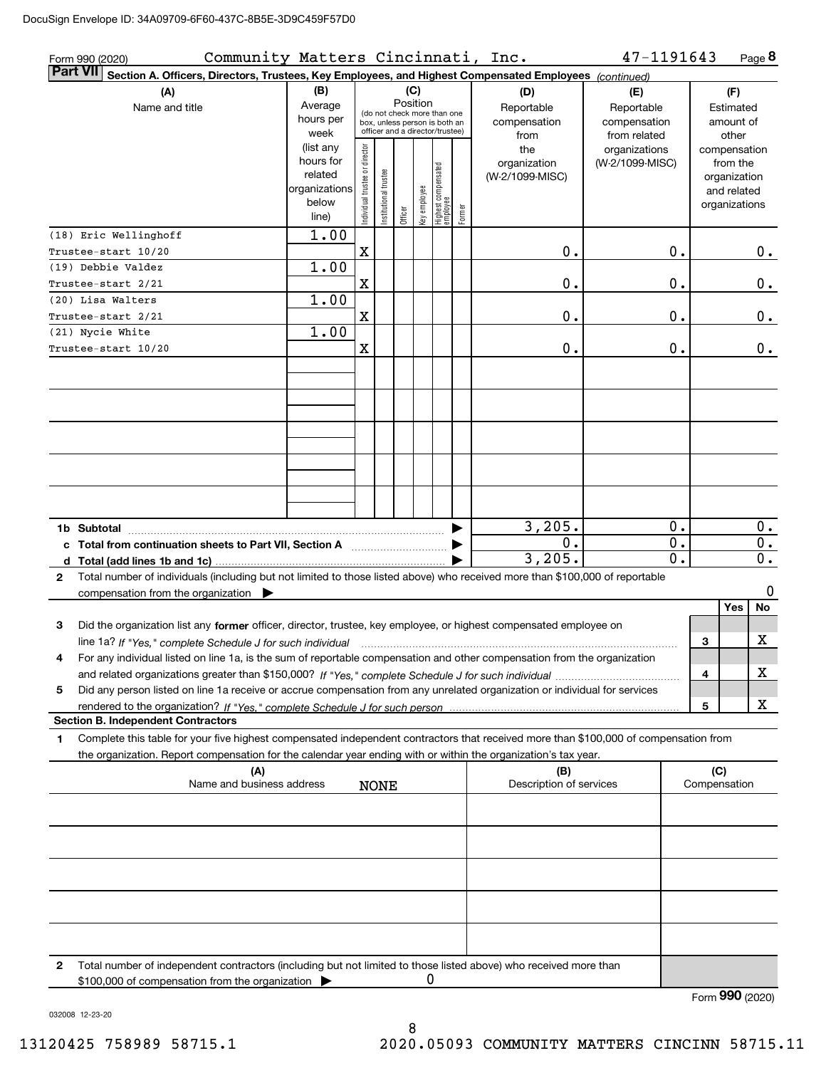DocuSign Envelope ID: 34A09709-6F60-437C-8B5E-3D9C459F57D0

Form 990 (2020) Community Matters Cincinnati, Inc. 47-1191643 Page **8**

**Part VII** **Section A. Officers, Directors, Trustees, Key Employees, and Highest Compensated Employees** *(continued)*

| (A) Name and title | (B) Average hours per week (list any hours for related organizations below line) | (C) Position: Individual trustee or director | Institutional trustee | Officer | Key employee | Highest compensated employee | Former | (D) Reportable compensation from the organization (W-2/1099-MISC) | (E) Reportable compensation from related organizations (W-2/1099-MISC) | (F) Estimated amount of other compensation from the organization and related organizations |
|---|---|---|---|---|---|---|---|---|---|---|
| (18) Eric Wellinghoff<br>Trustee-start 10/20 | 1.00 | X | | | | | | 0. | 0. | 0. |
| (19) Debbie Valdez<br>Trustee-start 2/21 | 1.00 | X | | | | | | 0. | 0. | 0. |
| (20) Lisa Walters<br>Trustee-start 2/21 | 1.00 | X | | | | | | 0. | 0. | 0. |
| (21) Nycie White<br>Trustee-start 10/20 | 1.00 | X | | | | | | 0. | 0. | 0. |
| **1b Subtotal** | | | | | | | | 3,205. | 0. | 0. |
| **c Total from continuation sheets to Part VII, Section A** | | | | | | | | 0. | 0. | 0. |
| **d Total (add lines 1b and 1c)** | | | | | | | | 3,205. | 0. | 0. |

**2** Total number of individuals (including but not limited to those listed above) who received more than $100,000 of reportable compensation from the organization ▶ 0

| | | | Yes | No |
|---|---|---|---|---|
| **3** | Did the organization list any **former** officer, director, trustee, key employee, or highest compensated employee on line 1a? *If "Yes," complete Schedule J for such individual* | 3 | | X |
| **4** | For any individual listed on line 1a, is the sum of reportable compensation and other compensation from the organization and related organizations greater than $150,000? *If "Yes," complete Schedule J for such individual* | 4 | | X |
| **5** | Did any person listed on line 1a receive or accrue compensation from any unrelated organization or individual for services rendered to the organization? *If "Yes," complete Schedule J for such person* | 5 | | X |

**Section B. Independent Contractors**

**1** Complete this table for your five highest compensated independent contractors that received more than $100,000 of compensation from the organization. Report compensation for the calendar year ending with or within the organization's tax year.

| (A) Name and business address | (B) Description of services | (C) Compensation |
|---|---|---|
| NONE | | |

**2** Total number of independent contractors (including but not limited to those listed above) who received more than $100,000 of compensation from the organization ▶ 0

Form **990** (2020)

032008 12-23-20

13120425 758989 58715.1 2020.05093 COMMUNITY MATTERS CINCINN 58715.11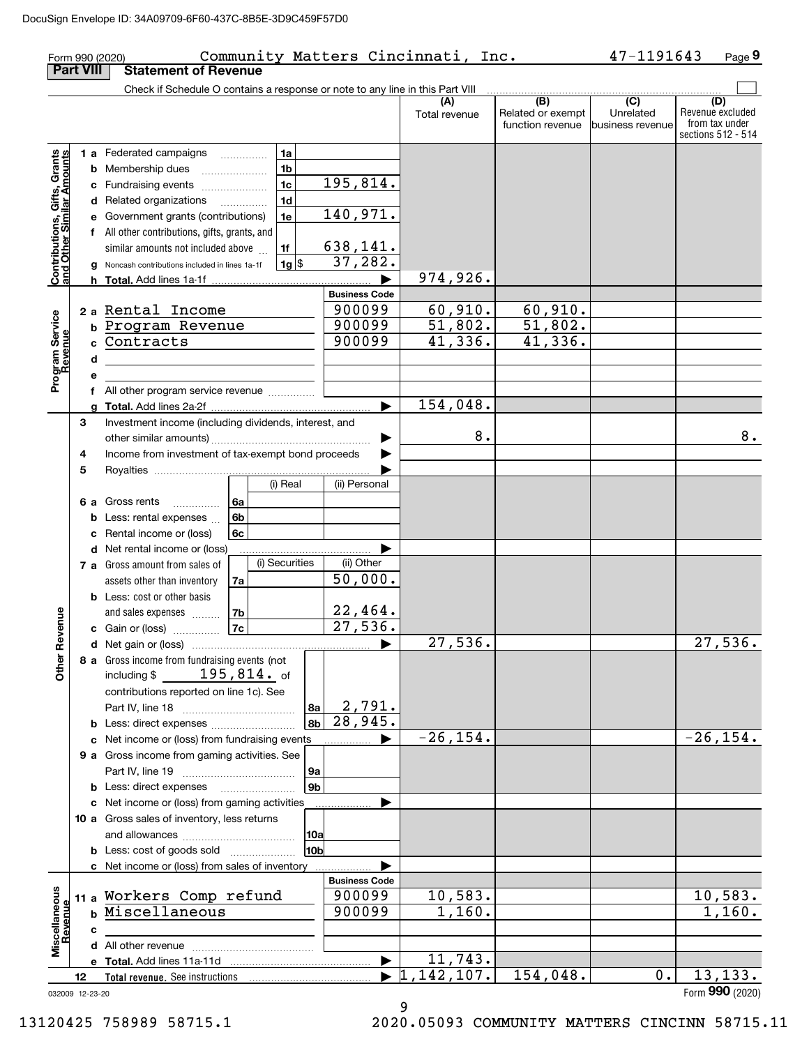Form 990 (2020) Community Matters Cincinnati, Inc. 47-1191643 Page **9**

## Part VIII Statement of Revenue

Check if Schedule O contains a response or note to any line in this Part VIII ☐

| | | | | (A) Total revenue | (B) Related or exempt function revenue | (C) Unrelated business revenue | (D) Revenue excluded from tax under sections 512 - 514 |
|---|---|---|---|---|---|---|---|
| **Contributions, Gifts, Grants and Other Similar Amounts** | 1a Federated campaigns | 1a | | | | | |
| | b Membership dues | 1b | | | | | |
| | c Fundraising events | 1c | 195,814. | | | | |
| | d Related organizations | 1d | | | | | |
| | e Government grants (contributions) | 1e | 140,971. | | | | |
| | f All other contributions, gifts, grants, and similar amounts not included above | 1f | 638,141. | | | | |
| | g Noncash contributions included in lines 1a-1f | 1g $ | 37,282. | | | | |
| | h **Total.** Add lines 1a-1f | | ▶ | 974,926. | | | |
| **Program Service Revenue** | | | **Business Code** | | | | |
| | 2a Rental Income | | 900099 | 60,910. | 60,910. | | |
| | b Program Revenue | | 900099 | 51,802. | 51,802. | | |
| | c Contracts | | 900099 | 41,336. | 41,336. | | |
| | d | | | | | | |
| | e | | | | | | |
| | f All other program service revenue | | | | | | |
| | g **Total.** Add lines 2a-2f | | ▶ | 154,048. | | | |
| **Other Revenue** | 3 Investment income (including dividends, interest, and other similar amounts) | | ▶ | 8. | | | 8. |
| | 4 Income from investment of tax-exempt bond proceeds | | ▶ | | | | |
| | 5 Royalties | | ▶ | | | | |
| | | (i) Real | (ii) Personal | | | | |
| | 6a Gross rents 6a | | | | | | |
| | b Less: rental expenses 6b | | | | | | |
| | c Rental income or (loss) 6c | | | | | | |
| | d Net rental income or (loss) | | ▶ | | | | |
| | | (i) Securities | (ii) Other | | | | |
| | 7a Gross amount from sales of assets other than inventory 7a | | 50,000. | | | | |
| | b Less: cost or other basis and sales expenses 7b | | 22,464. | | | | |
| | c Gain or (loss) 7c | | 27,536. | | | | |
| | d Net gain or (loss) | | ▶ | 27,536. | | | 27,536. |
| | 8a Gross income from fundraising events (not including $ 195,814. of contributions reported on line 1c). See Part IV, line 18 | 8a | 2,791. | | | | |
| | b Less: direct expenses | 8b | 28,945. | | | | |
| | c Net income or (loss) from fundraising events | | ▶ | -26,154. | | | -26,154. |
| | 9a Gross income from gaming activities. See Part IV, line 19 | 9a | | | | | |
| | b Less: direct expenses | 9b | | | | | |
| | c Net income or (loss) from gaming activities | | ▶ | | | | |
| | 10a Gross sales of inventory, less returns and allowances | 10a | | | | | |
| | b Less: cost of goods sold | 10b | | | | | |
| | c Net income or (loss) from sales of inventory | | ▶ | | | | |
| **Miscellaneous Revenue** | | | **Business Code** | | | | |
| | 11a Workers Comp refund | | 900099 | 10,583. | | | 10,583. |
| | b Miscellaneous | | 900099 | 1,160. | | | 1,160. |
| | c | | | | | | |
| | d All other revenue | | | | | | |
| | e **Total.** Add lines 11a-11d | | ▶ | 11,743. | | | |
| 12 | **Total revenue.** See instructions | | ▶ | 1,142,107. | 154,048. | 0. | 13,133. |

032009 12-23-20 Form **990** (2020)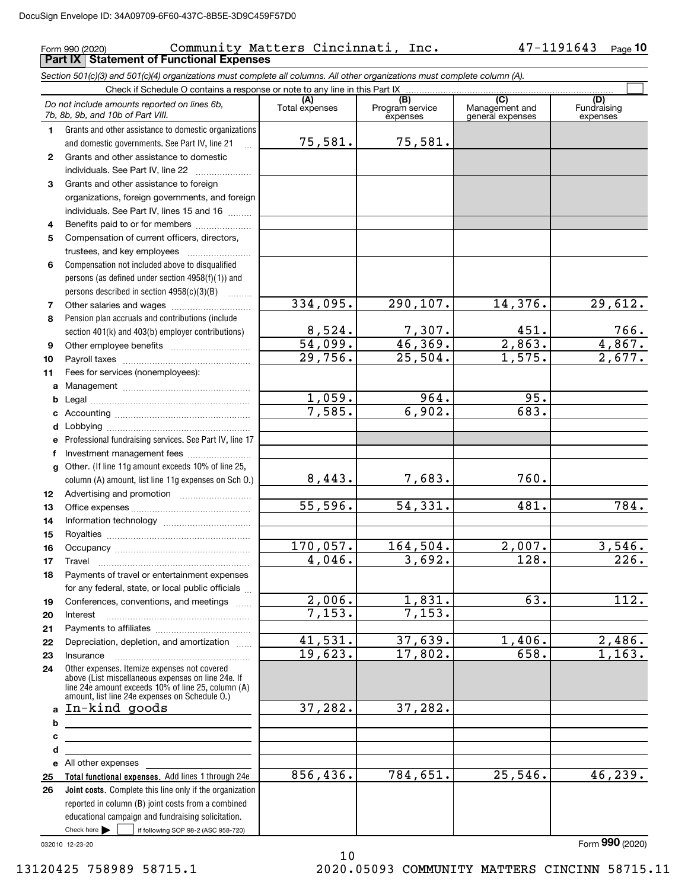Form 990 (2020) Community Matters Cincinnati, Inc. 47-1191643 Page 10

## Part IX Statement of Functional Expenses

*Section 501(c)(3) and 501(c)(4) organizations must complete all columns. All other organizations must complete column (A).*

Check if Schedule O contains a response or note to any line in this Part IX

| *Do not include amounts reported on lines 6b, 7b, 8b, 9b, and 10b of Part VIII.* | (A) Total expenses | (B) Program service expenses | (C) Management and general expenses | (D) Fundraising expenses |
|---|---|---|---|---|
| **1** Grants and other assistance to domestic organizations and domestic governments. See Part IV, line 21 | 75,581. | 75,581. | | |
| **2** Grants and other assistance to domestic individuals. See Part IV, line 22 | | | | |
| **3** Grants and other assistance to foreign organizations, foreign governments, and foreign individuals. See Part IV, lines 15 and 16 | | | | |
| **4** Benefits paid to or for members | | | | |
| **5** Compensation of current officers, directors, trustees, and key employees | | | | |
| **6** Compensation not included above to disqualified persons (as defined under section 4958(f)(1)) and persons described in section 4958(c)(3)(B) | | | | |
| **7** Other salaries and wages | 334,095. | 290,107. | 14,376. | 29,612. |
| **8** Pension plan accruals and contributions (include section 401(k) and 403(b) employer contributions) | 8,524. | 7,307. | 451. | 766. |
| **9** Other employee benefits | 54,099. | 46,369. | 2,863. | 4,867. |
| **10** Payroll taxes | 29,756. | 25,504. | 1,575. | 2,677. |
| **11** Fees for services (nonemployees): | | | | |
| **a** Management | | | | |
| **b** Legal | 1,059. | 964. | 95. | |
| **c** Accounting | 7,585. | 6,902. | 683. | |
| **d** Lobbying | | | | |
| **e** Professional fundraising services. See Part IV, line 17 | | | | |
| **f** Investment management fees | | | | |
| **g** Other. (If line 11g amount exceeds 10% of line 25, column (A) amount, list line 11g expenses on Sch O.) | 8,443. | 7,683. | 760. | |
| **12** Advertising and promotion | | | | |
| **13** Office expenses | 55,596. | 54,331. | 481. | 784. |
| **14** Information technology | | | | |
| **15** Royalties | | | | |
| **16** Occupancy | 170,057. | 164,504. | 2,007. | 3,546. |
| **17** Travel | 4,046. | 3,692. | 128. | 226. |
| **18** Payments of travel or entertainment expenses for any federal, state, or local public officials | | | | |
| **19** Conferences, conventions, and meetings | 2,006. | 1,831. | 63. | 112. |
| **20** Interest | 7,153. | 7,153. | | |
| **21** Payments to affiliates | | | | |
| **22** Depreciation, depletion, and amortization | 41,531. | 37,639. | 1,406. | 2,486. |
| **23** Insurance | 19,623. | 17,802. | 658. | 1,163. |
| **24** Other expenses. Itemize expenses not covered above (List miscellaneous expenses on line 24e. If line 24e amount exceeds 10% of line 25, column (A) amount, list line 24e expenses on Schedule O.) | | | | |
| **a** In-kind goods | 37,282. | 37,282. | | |
| **b** | | | | |
| **c** | | | | |
| **d** | | | | |
| **e** All other expenses | | | | |
| **25** **Total functional expenses.** Add lines 1 through 24e | 856,436. | 784,651. | 25,546. | 46,239. |
| **26** **Joint costs.** Complete this line only if the organization reported in column (B) joint costs from a combined educational campaign and fundraising solicitation. Check here ☐ if following SOP 98-2 (ASC 958-720) | | | | |

032010 12-23-20

Form **990** (2020)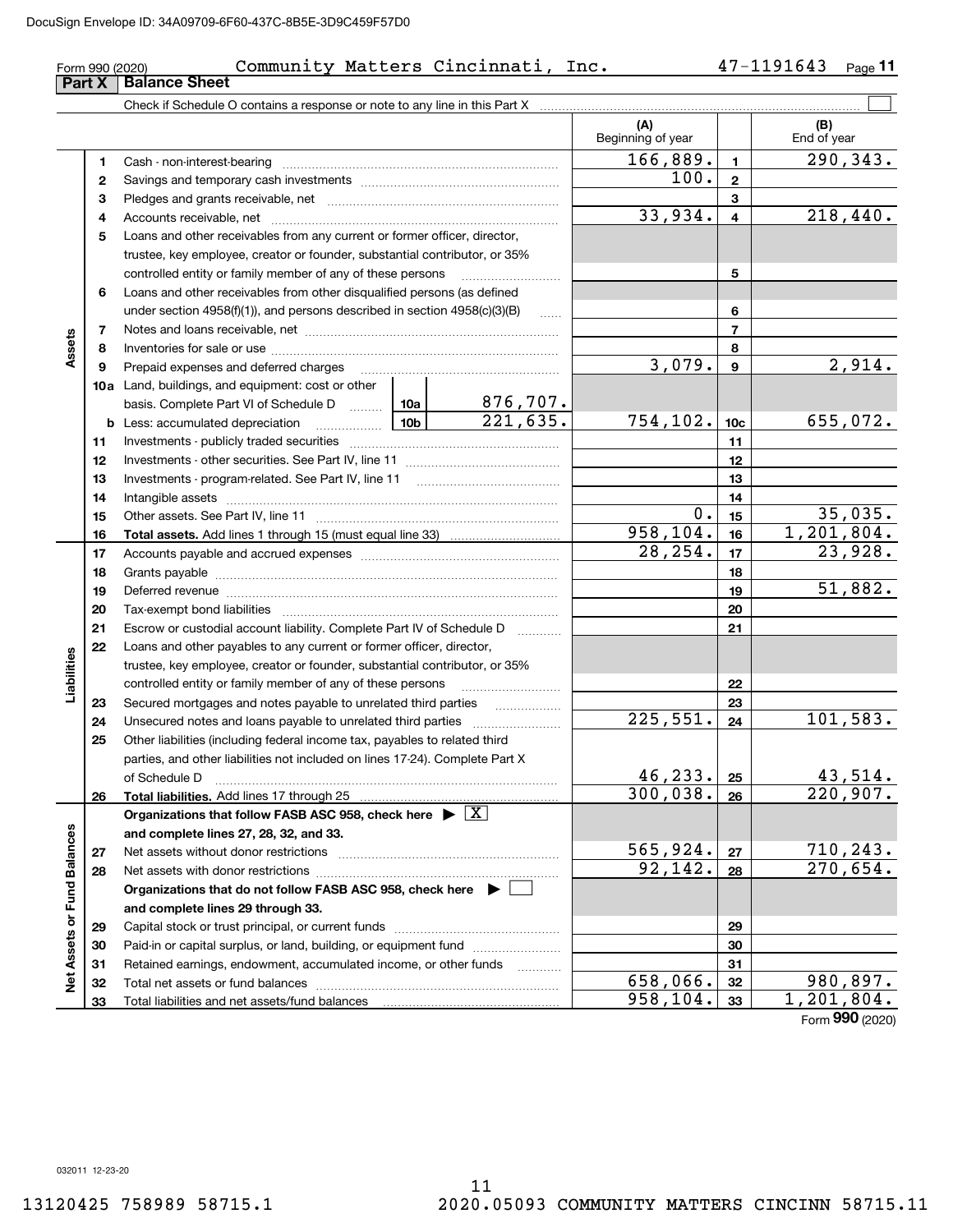DocuSign Envelope ID: 34A09709-6F60-437C-8B5E-3D9C459F57D0

Form 990 (2020) Community Matters Cincinnati, Inc. 47-1191643

## Part X Balance Sheet

Check if Schedule O contains a response or note to any line in this Part X ☐

| Section | Line | Description | | | (A) Beginning of year | Line | (B) End of year |
|---|---|---|---|---|---|---|---|
| Assets | 1 | Cash - non-interest-bearing | | | 166,889. | 1 | 290,343. |
| | 2 | Savings and temporary cash investments | | | 100. | 2 | |
| | 3 | Pledges and grants receivable, net | | | | 3 | |
| | 4 | Accounts receivable, net | | | 33,934. | 4 | 218,440. |
| | 5 | Loans and other receivables from any current or former officer, director, trustee, key employee, creator or founder, substantial contributor, or 35% controlled entity or family member of any of these persons | | | | 5 | |
| | 6 | Loans and other receivables from other disqualified persons (as defined under section 4958(f)(1)), and persons described in section 4958(c)(3)(B) | | | | 6 | |
| | 7 | Notes and loans receivable, net | | | | 7 | |
| | 8 | Inventories for sale or use | | | | 8 | |
| | 9 | Prepaid expenses and deferred charges | | | 3,079. | 9 | 2,914. |
| | 10a | Land, buildings, and equipment: cost or other basis. Complete Part VI of Schedule D | 10a | 876,707. | | | |
| | b | Less: accumulated depreciation | 10b | 221,635. | 754,102. | 10c | 655,072. |
| | 11 | Investments - publicly traded securities | | | | 11 | |
| | 12 | Investments - other securities. See Part IV, line 11 | | | | 12 | |
| | 13 | Investments - program-related. See Part IV, line 11 | | | | 13 | |
| | 14 | Intangible assets | | | | 14 | |
| | 15 | Other assets. See Part IV, line 11 | | | 0. | 15 | 35,035. |
| | 16 | **Total assets.** Add lines 1 through 15 (must equal line 33) | | | 958,104. | 16 | 1,201,804. |
| Liabilities | 17 | Accounts payable and accrued expenses | | | 28,254. | 17 | 23,928. |
| | 18 | Grants payable | | | | 18 | |
| | 19 | Deferred revenue | | | | 19 | 51,882. |
| | 20 | Tax-exempt bond liabilities | | | | 20 | |
| | 21 | Escrow or custodial account liability. Complete Part IV of Schedule D | | | | 21 | |
| | 22 | Loans and other payables to any current or former officer, director, trustee, key employee, creator or founder, substantial contributor, or 35% controlled entity or family member of any of these persons | | | | 22 | |
| | 23 | Secured mortgages and notes payable to unrelated third parties | | | | 23 | |
| | 24 | Unsecured notes and loans payable to unrelated third parties | | | 225,551. | 24 | 101,583. |
| | 25 | Other liabilities (including federal income tax, payables to related third parties, and other liabilities not included on lines 17-24). Complete Part X of Schedule D | | | 46,233. | 25 | 43,514. |
| | 26 | **Total liabilities.** Add lines 17 through 25 | | | 300,038. | 26 | 220,907. |
| Net Assets or Fund Balances | | **Organizations that follow FASB ASC 958, check here** ▶ ☒ **and complete lines 27, 28, 32, and 33.** | | | | | |
| | 27 | Net assets without donor restrictions | | | 565,924. | 27 | 710,243. |
| | 28 | Net assets with donor restrictions | | | 92,142. | 28 | 270,654. |
| | | **Organizations that do not follow FASB ASC 958, check here** ▶ ☐ **and complete lines 29 through 33.** | | | | | |
| | 29 | Capital stock or trust principal, or current funds | | | | 29 | |
| | 30 | Paid-in or capital surplus, or land, building, or equipment fund | | | | 30 | |
| | 31 | Retained earnings, endowment, accumulated income, or other funds | | | | 31 | |
| | 32 | Total net assets or fund balances | | | 658,066. | 32 | 980,897. |
| | 33 | Total liabilities and net assets/fund balances | | | 958,104. | 33 | 1,201,804. |

Form **990** (2020)

032011 12-23-20

13120425 758989 58715.1 2020.05093 COMMUNITY MATTERS CINCINN 58715.11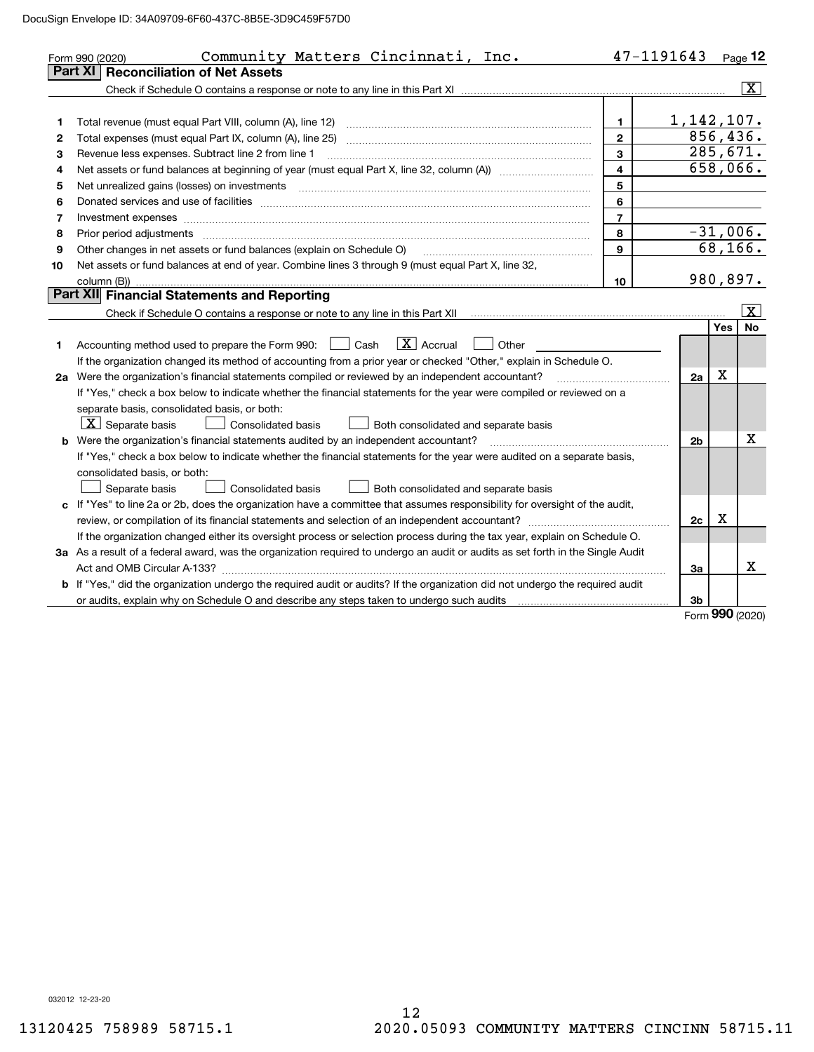Form 990 (2020) Community Matters Cincinnati, Inc. 47-1191643 Page 12

## Part XI Reconciliation of Net Assets

Check if Schedule O contains a response or note to any line in this Part XI .......... [X]

| | | | |
|---|---|---|---|
| 1 | Total revenue (must equal Part VIII, column (A), line 12) | 1 | 1,142,107. |
| 2 | Total expenses (must equal Part IX, column (A), line 25) | 2 | 856,436. |
| 3 | Revenue less expenses. Subtract line 2 from line 1 | 3 | 285,671. |
| 4 | Net assets or fund balances at beginning of year (must equal Part X, line 32, column (A)) | 4 | 658,066. |
| 5 | Net unrealized gains (losses) on investments | 5 | |
| 6 | Donated services and use of facilities | 6 | |
| 7 | Investment expenses | 7 | |
| 8 | Prior period adjustments | 8 | -31,006. |
| 9 | Other changes in net assets or fund balances (explain on Schedule O) | 9 | 68,166. |
| 10 | Net assets or fund balances at end of year. Combine lines 3 through 9 (must equal Part X, line 32, column (B)) | 10 | 980,897. |

## Part XII Financial Statements and Reporting

Check if Schedule O contains a response or note to any line in this Part XII .......... [X]

| | | | Yes | No |
|---|---|---|---|---|
| 1 | Accounting method used to prepare the Form 990: [ ] Cash [X] Accrual [ ] Other<br>If the organization changed its method of accounting from a prior year or checked "Other," explain in Schedule O. | | | |
| 2a | Were the organization's financial statements compiled or reviewed by an independent accountant?<br>If "Yes," check a box below to indicate whether the financial statements for the year were compiled or reviewed on a separate basis, consolidated basis, or both:<br>[X] Separate basis [ ] Consolidated basis [ ] Both consolidated and separate basis | 2a | X | |
| b | Were the organization's financial statements audited by an independent accountant?<br>If "Yes," check a box below to indicate whether the financial statements for the year were audited on a separate basis, consolidated basis, or both:<br>[ ] Separate basis [ ] Consolidated basis [ ] Both consolidated and separate basis | 2b | | X |
| c | If "Yes" to line 2a or 2b, does the organization have a committee that assumes responsibility for oversight of the audit, review, or compilation of its financial statements and selection of an independent accountant?<br>If the organization changed either its oversight process or selection process during the tax year, explain on Schedule O. | 2c | X | |
| 3a | As a result of a federal award, was the organization required to undergo an audit or audits as set forth in the Single Audit Act and OMB Circular A-133? | 3a | | X |
| b | If "Yes," did the organization undergo the required audit or audits? If the organization did not undergo the required audit or audits, explain why on Schedule O and describe any steps taken to undergo such audits | 3b | | |

Form **990** (2020)

032012 12-23-20

13120425 758989 58715.1 2020.05093 COMMUNITY MATTERS CINCINN 58715.11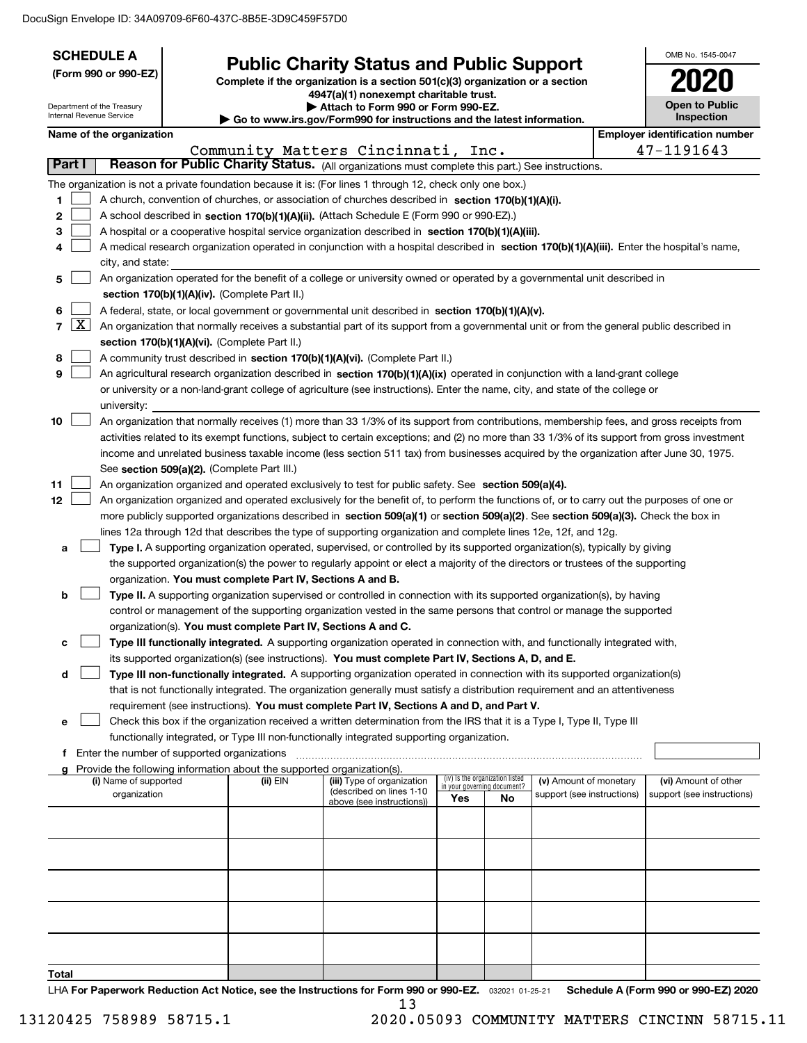**SCHEDULE A**
**(Form 990 or 990-EZ)**

Department of the Treasury
Internal Revenue Service

# Public Charity Status and Public Support

**Complete if the organization is a section 501(c)(3) organization or a section 4947(a)(1) nonexempt charitable trust.**
**▶ Attach to Form 990 or Form 990-EZ.**
**▶ Go to www.irs.gov/Form990 for instructions and the latest information.**

OMB No. 1545-0047
**2020**
**Open to Public Inspection**

**Name of the organization:** Community Matters Cincinnati, Inc.
**Employer identification number:** 47-1191643

## Part I Reason for Public Charity Status. (All organizations must complete this part.) See instructions.

The organization is not a private foundation because it is: (For lines 1 through 12, check only one box.)

1. [ ] A church, convention of churches, or association of churches described in **section 170(b)(1)(A)(i).**
2. [ ] A school described in **section 170(b)(1)(A)(ii).** (Attach Schedule E (Form 990 or 990-EZ).)
3. [ ] A hospital or a cooperative hospital service organization described in **section 170(b)(1)(A)(iii).**
4. [ ] A medical research organization operated in conjunction with a hospital described in **section 170(b)(1)(A)(iii).** Enter the hospital's name, city, and state:
5. [ ] An organization operated for the benefit of a college or university owned or operated by a governmental unit described in **section 170(b)(1)(A)(iv).** (Complete Part II.)
6. [ ] A federal, state, or local government or governmental unit described in **section 170(b)(1)(A)(v).**
7. [X] An organization that normally receives a substantial part of its support from a governmental unit or from the general public described in **section 170(b)(1)(A)(vi).** (Complete Part II.)
8. [ ] A community trust described in **section 170(b)(1)(A)(vi).** (Complete Part II.)
9. [ ] An agricultural research organization described in **section 170(b)(1)(A)(ix)** operated in conjunction with a land-grant college or university or a non-land-grant college of agriculture (see instructions). Enter the name, city, and state of the college or university:
10. [ ] An organization that normally receives (1) more than 33 1/3% of its support from contributions, membership fees, and gross receipts from activities related to its exempt functions, subject to certain exceptions; and (2) no more than 33 1/3% of its support from gross investment income and unrelated business taxable income (less section 511 tax) from businesses acquired by the organization after June 30, 1975. See **section 509(a)(2).** (Complete Part III.)
11. [ ] An organization organized and operated exclusively to test for public safety. See **section 509(a)(4).**
12. [ ] An organization organized and operated exclusively for the benefit of, to perform the functions of, or to carry out the purposes of one or more publicly supported organizations described in **section 509(a)(1)** or **section 509(a)(2)**. See **section 509(a)(3).** Check the box in lines 12a through 12d that describes the type of supporting organization and complete lines 12e, 12f, and 12g.
   - **a** [ ] **Type I.** A supporting organization operated, supervised, or controlled by its supported organization(s), typically by giving the supported organization(s) the power to regularly appoint or elect a majority of the directors or trustees of the supporting organization. **You must complete Part IV, Sections A and B.**
   - **b** [ ] **Type II.** A supporting organization supervised or controlled in connection with its supported organization(s), by having control or management of the supporting organization vested in the same persons that control or manage the supported organization(s). **You must complete Part IV, Sections A and C.**
   - **c** [ ] **Type III functionally integrated.** A supporting organization operated in connection with, and functionally integrated with, its supported organization(s) (see instructions). **You must complete Part IV, Sections A, D, and E.**
   - **d** [ ] **Type III non-functionally integrated.** A supporting organization operated in connection with its supported organization(s) that is not functionally integrated. The organization generally must satisfy a distribution requirement and an attentiveness requirement (see instructions). **You must complete Part IV, Sections A and D, and Part V.**
   - **e** [ ] Check this box if the organization received a written determination from the IRS that it is a Type I, Type II, Type III functionally integrated, or Type III non-functionally integrated supporting organization.
   - **f** Enter the number of supported organizations
   - **g** Provide the following information about the supported organization(s).

| (i) Name of supported organization | (ii) EIN | (iii) Type of organization (described on lines 1-10 above (see instructions)) | (iv) Is the organization listed in your governing document? Yes | No | (v) Amount of monetary support (see instructions) | (vi) Amount of other support (see instructions) |
|---|---|---|---|---|---|---|
| | | | | | | |
| | | | | | | |
| | | | | | | |
| | | | | | | |
| | | | | | | |
| **Total** | | | | | | |

LHA **For Paperwork Reduction Act Notice, see the Instructions for Form 990 or 990-EZ.** 032021 01-25-21 **Schedule A (Form 990 or 990-EZ) 2020**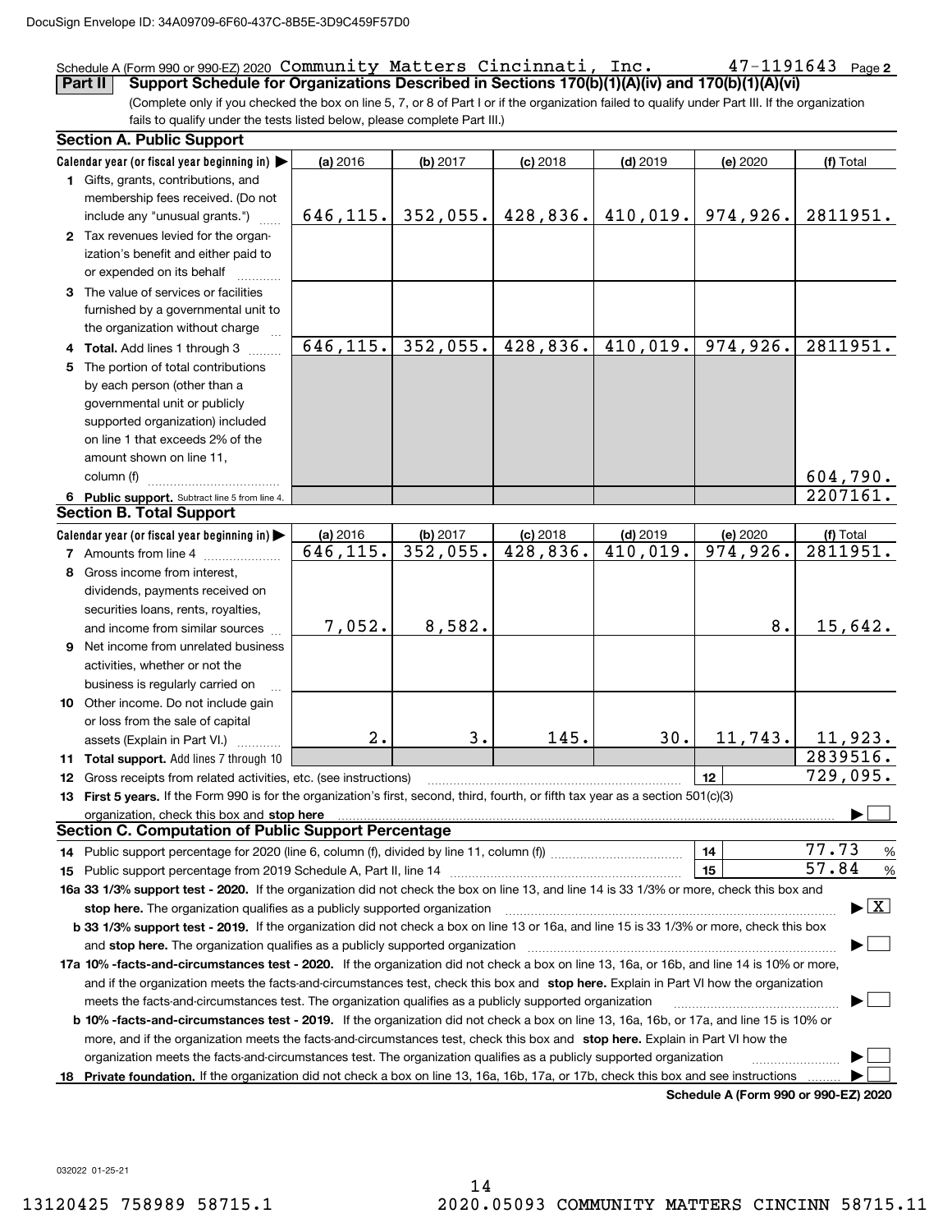Schedule A (Form 990 or 990-EZ) 2020 Community Matters Cincinnati, Inc. 47-1191643 Page **2**

**Part II** **Support Schedule for Organizations Described in Sections 170(b)(1)(A)(iv) and 170(b)(1)(A)(vi)**

(Complete only if you checked the box on line 5, 7, or 8 of Part I or if the organization failed to qualify under Part III. If the organization fails to qualify under the tests listed below, please complete Part III.)

### Section A. Public Support

| Calendar year (or fiscal year beginning in) ▶ | (a) 2016 | (b) 2017 | (c) 2018 | (d) 2019 | (e) 2020 | (f) Total |
|---|---|---|---|---|---|---|
| **1** Gifts, grants, contributions, and membership fees received. (Do not include any "unusual grants.") | 646,115. | 352,055. | 428,836. | 410,019. | 974,926. | 2811951. |
| **2** Tax revenues levied for the organization's benefit and either paid to or expended on its behalf | | | | | | |
| **3** The value of services or facilities furnished by a governmental unit to the organization without charge | | | | | | |
| **4** **Total.** Add lines 1 through 3 | 646,115. | 352,055. | 428,836. | 410,019. | 974,926. | 2811951. |
| **5** The portion of total contributions by each person (other than a governmental unit or publicly supported organization) included on line 1 that exceeds 2% of the amount shown on line 11, column (f) | | | | | | 604,790. |
| **6** **Public support.** Subtract line 5 from line 4. | | | | | | 2207161. |

### Section B. Total Support

| Calendar year (or fiscal year beginning in) ▶ | (a) 2016 | (b) 2017 | (c) 2018 | (d) 2019 | (e) 2020 | (f) Total |
|---|---|---|---|---|---|---|
| **7** Amounts from line 4 | 646,115. | 352,055. | 428,836. | 410,019. | 974,926. | 2811951. |
| **8** Gross income from interest, dividends, payments received on securities loans, rents, royalties, and income from similar sources | 7,052. | 8,582. | | | 8. | 15,642. |
| **9** Net income from unrelated business activities, whether or not the business is regularly carried on | | | | | | |
| **10** Other income. Do not include gain or loss from the sale of capital assets (Explain in Part VI.) | 2. | 3. | 145. | 30. | 11,743. | 11,923. |
| **11** **Total support.** Add lines 7 through 10 | | | | | | 2839516. |

**12** Gross receipts from related activities, etc. (see instructions) **12** 729,095.

**13** **First 5 years.** If the Form 990 is for the organization's first, second, third, fourth, or fifth tax year as a section 501(c)(3) organization, check this box and **stop here** ▶ ☐

### Section C. Computation of Public Support Percentage

**14** Public support percentage for 2020 (line 6, column (f), divided by line 11, column (f)) **14** 77.73 %

**15** Public support percentage from 2019 Schedule A, Part II, line 14 **15** 57.84 %

**16a 33 1/3% support test - 2020.** If the organization did not check the box on line 13, and line 14 is 33 1/3% or more, check this box and **stop here.** The organization qualifies as a publicly supported organization ▶ ☒

**b 33 1/3% support test - 2019.** If the organization did not check a box on line 13 or 16a, and line 15 is 33 1/3% or more, check this box and **stop here.** The organization qualifies as a publicly supported organization ▶ ☐

**17a 10% -facts-and-circumstances test - 2020.** If the organization did not check a box on line 13, 16a, or 16b, and line 14 is 10% or more, and if the organization meets the facts-and-circumstances test, check this box and **stop here.** Explain in Part VI how the organization meets the facts-and-circumstances test. The organization qualifies as a publicly supported organization ▶ ☐

**b 10% -facts-and-circumstances test - 2019.** If the organization did not check a box on line 13, 16a, 16b, or 17a, and line 15 is 10% or more, and if the organization meets the facts-and-circumstances test, check this box and **stop here.** Explain in Part VI how the organization meets the facts-and-circumstances test. The organization qualifies as a publicly supported organization ▶ ☐

**18** **Private foundation.** If the organization did not check a box on line 13, 16a, 16b, 17a, or 17b, check this box and see instructions ▶ ☐

**Schedule A (Form 990 or 990-EZ) 2020**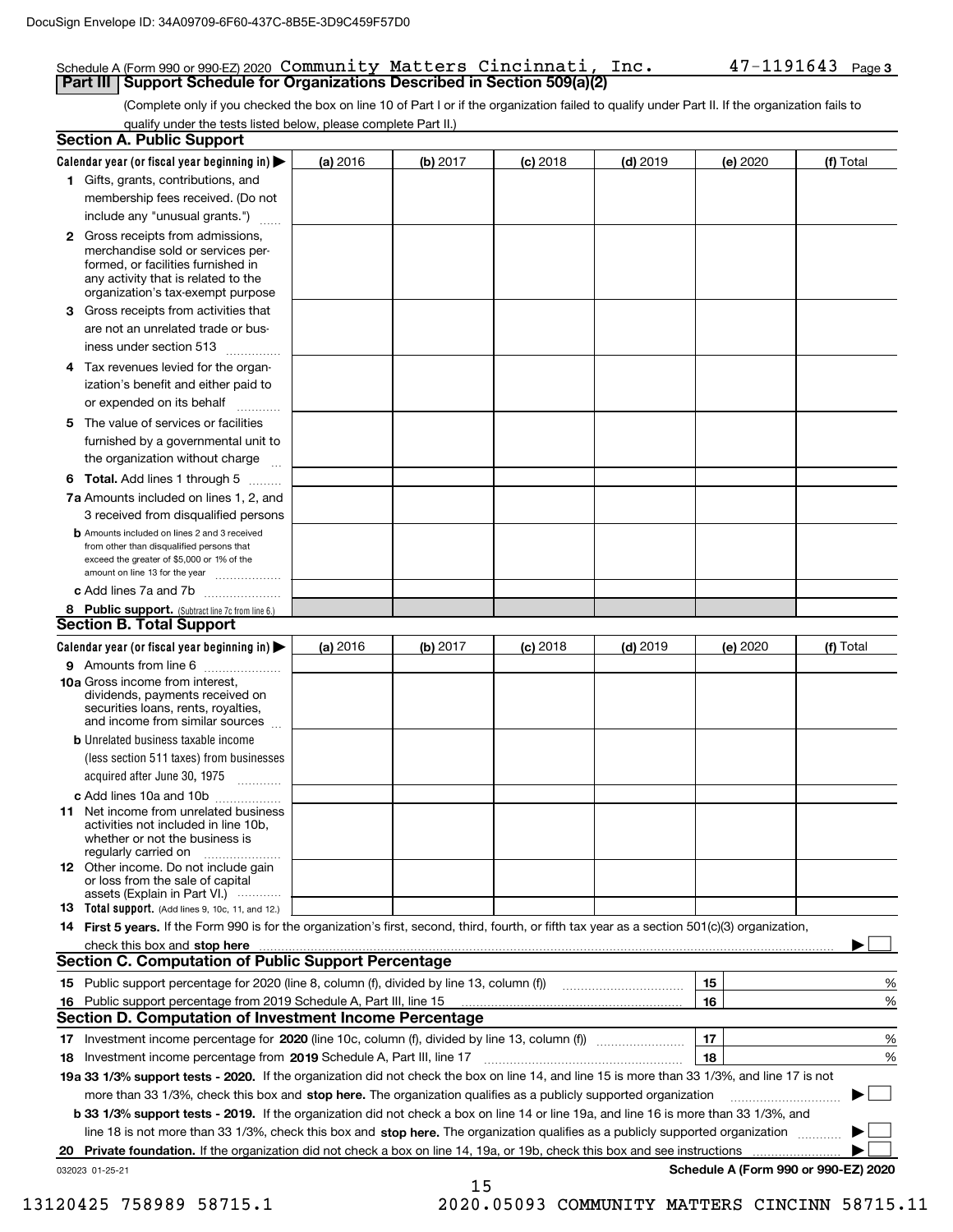Schedule A (Form 990 or 990-EZ) 2020 Community Matters Cincinnati, Inc. 47-1191643 Page 3

**Part III Support Schedule for Organizations Described in Section 509(a)(2)**

(Complete only if you checked the box on line 10 of Part I or if the organization failed to qualify under Part II. If the organization fails to qualify under the tests listed below, please complete Part II.)

## Section A. Public Support

| Calendar year (or fiscal year beginning in) ▶ | (a) 2016 | (b) 2017 | (c) 2018 | (d) 2019 | (e) 2020 | (f) Total |
|---|---|---|---|---|---|---|
| 1 Gifts, grants, contributions, and membership fees received. (Do not include any "unusual grants.") | | | | | | |
| 2 Gross receipts from admissions, merchandise sold or services performed, or facilities furnished in any activity that is related to the organization's tax-exempt purpose | | | | | | |
| 3 Gross receipts from activities that are not an unrelated trade or business under section 513 | | | | | | |
| 4 Tax revenues levied for the organization's benefit and either paid to or expended on its behalf | | | | | | |
| 5 The value of services or facilities furnished by a governmental unit to the organization without charge | | | | | | |
| 6 **Total.** Add lines 1 through 5 | | | | | | |
| 7a Amounts included on lines 1, 2, and 3 received from disqualified persons | | | | | | |
| b Amounts included on lines 2 and 3 received from other than disqualified persons that exceed the greater of $5,000 or 1% of the amount on line 13 for the year | | | | | | |
| c Add lines 7a and 7b | | | | | | |
| 8 **Public support.** (Subtract line 7c from line 6.) | | | | | | |

## Section B. Total Support

| Calendar year (or fiscal year beginning in) ▶ | (a) 2016 | (b) 2017 | (c) 2018 | (d) 2019 | (e) 2020 | (f) Total |
|---|---|---|---|---|---|---|
| 9 Amounts from line 6 | | | | | | |
| 10a Gross income from interest, dividends, payments received on securities loans, rents, royalties, and income from similar sources | | | | | | |
| b Unrelated business taxable income (less section 511 taxes) from businesses acquired after June 30, 1975 | | | | | | |
| c Add lines 10a and 10b | | | | | | |
| 11 Net income from unrelated business activities not included in line 10b, whether or not the business is regularly carried on | | | | | | |
| 12 Other income. Do not include gain or loss from the sale of capital assets (Explain in Part VI.) | | | | | | |
| 13 **Total support.** (Add lines 9, 10c, 11, and 12.) | | | | | | |

14 **First 5 years.** If the Form 990 is for the organization's first, second, third, fourth, or fifth tax year as a section 501(c)(3) organization, check this box and **stop here** ▶ ☐

## Section C. Computation of Public Support Percentage

| | | | |
|---|---|---|---|
| 15 | Public support percentage for 2020 (line 8, column (f), divided by line 13, column (f)) | 15 | % |
| 16 | Public support percentage from 2019 Schedule A, Part III, line 15 | 16 | % |

## Section D. Computation of Investment Income Percentage

| | | | |
|---|---|---|---|
| 17 | Investment income percentage for **2020** (line 10c, column (f), divided by line 13, column (f)) | 17 | % |
| 18 | Investment income percentage from **2019** Schedule A, Part III, line 17 | 18 | % |

19a **33 1/3% support tests - 2020.** If the organization did not check the box on line 14, and line 15 is more than 33 1/3%, and line 17 is not more than 33 1/3%, check this box and **stop here.** The organization qualifies as a publicly supported organization ▶ ☐

b **33 1/3% support tests - 2019.** If the organization did not check a box on line 14 or line 19a, and line 16 is more than 33 1/3%, and line 18 is not more than 33 1/3%, check this box and **stop here.** The organization qualifies as a publicly supported organization ▶ ☐

20 **Private foundation.** If the organization did not check a box on line 14, 19a, or 19b, check this box and see instructions ▶ ☐

032023 01-25-21 **Schedule A (Form 990 or 990-EZ) 2020**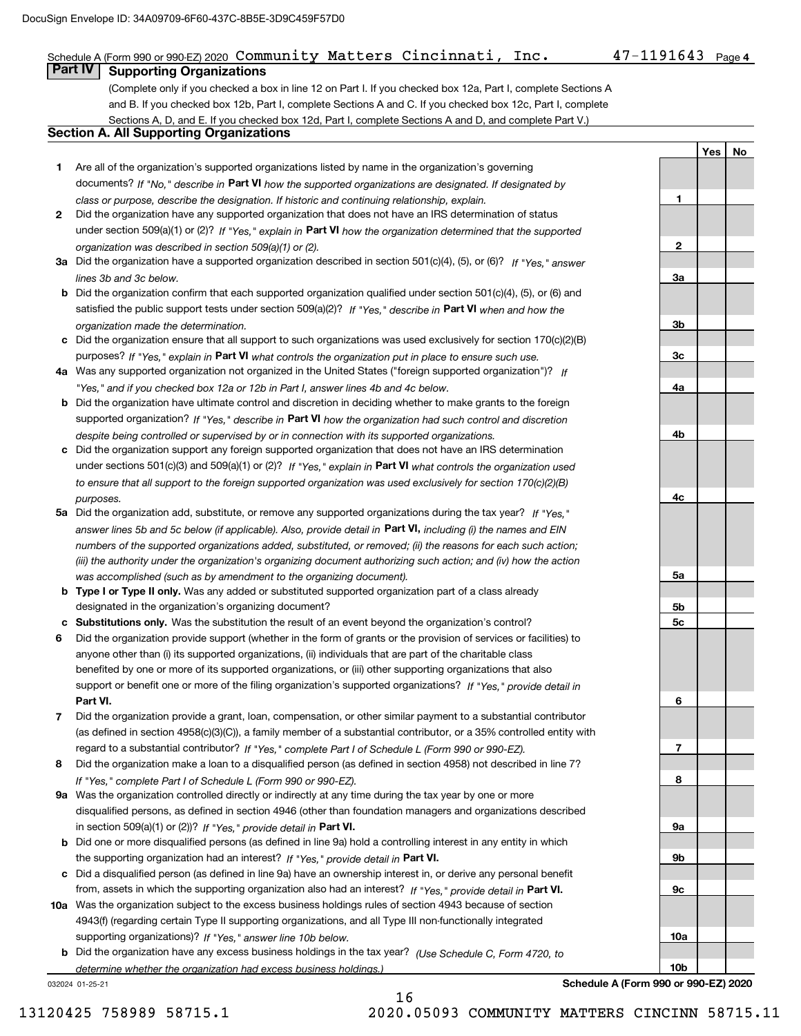Schedule A (Form 990 or 990-EZ) 2020 Community Matters Cincinnati, Inc. 47-1191643 Page 4

## Part IV Supporting Organizations

(Complete only if you checked a box in line 12 on Part I. If you checked box 12a, Part I, complete Sections A and B. If you checked box 12b, Part I, complete Sections A and C. If you checked box 12c, Part I, complete Sections A, D, and E. If you checked box 12d, Part I, complete Sections A and D, and complete Part V.)

### Section A. All Supporting Organizations

| | | | Yes | No |
|---|---|---|---|---|
| **1** | Are all of the organization's supported organizations listed by name in the organization's governing documents? *If "No," describe in* **Part VI** *how the supported organizations are designated. If designated by class or purpose, describe the designation. If historic and continuing relationship, explain.* | 1 | | |
| **2** | Did the organization have any supported organization that does not have an IRS determination of status under section 509(a)(1) or (2)? *If "Yes," explain in* **Part VI** *how the organization determined that the supported organization was described in section 509(a)(1) or (2).* | 2 | | |
| **3a** | Did the organization have a supported organization described in section 501(c)(4), (5), or (6)? *If "Yes," answer lines 3b and 3c below.* | 3a | | |
| **b** | Did the organization confirm that each supported organization qualified under section 501(c)(4), (5), or (6) and satisfied the public support tests under section 509(a)(2)? *If "Yes," describe in* **Part VI** *when and how the organization made the determination.* | 3b | | |
| **c** | Did the organization ensure that all support to such organizations was used exclusively for section 170(c)(2)(B) purposes? *If "Yes," explain in* **Part VI** *what controls the organization put in place to ensure such use.* | 3c | | |
| **4a** | Was any supported organization not organized in the United States ("foreign supported organization")? *If "Yes," and if you checked box 12a or 12b in Part I, answer lines 4b and 4c below.* | 4a | | |
| **b** | Did the organization have ultimate control and discretion in deciding whether to make grants to the foreign supported organization? *If "Yes," describe in* **Part VI** *how the organization had such control and discretion despite being controlled or supervised by or in connection with its supported organizations.* | 4b | | |
| **c** | Did the organization support any foreign supported organization that does not have an IRS determination under sections 501(c)(3) and 509(a)(1) or (2)? *If "Yes," explain in* **Part VI** *what controls the organization used to ensure that all support to the foreign supported organization was used exclusively for section 170(c)(2)(B) purposes.* | 4c | | |
| **5a** | Did the organization add, substitute, or remove any supported organizations during the tax year? *If "Yes," answer lines 5b and 5c below (if applicable). Also, provide detail in* **Part VI,** *including (i) the names and EIN numbers of the supported organizations added, substituted, or removed; (ii) the reasons for each such action; (iii) the authority under the organization's organizing document authorizing such action; and (iv) how the action was accomplished (such as by amendment to the organizing document).* | 5a | | |
| **b** | **Type I or Type II only.** Was any added or substituted supported organization part of a class already designated in the organization's organizing document? | 5b | | |
| **c** | **Substitutions only.** Was the substitution the result of an event beyond the organization's control? | 5c | | |
| **6** | Did the organization provide support (whether in the form of grants or the provision of services or facilities) to anyone other than (i) its supported organizations, (ii) individuals that are part of the charitable class benefited by one or more of its supported organizations, or (iii) other supporting organizations that also support or benefit one or more of the filing organization's supported organizations? *If "Yes," provide detail in* **Part VI.** | 6 | | |
| **7** | Did the organization provide a grant, loan, compensation, or other similar payment to a substantial contributor (as defined in section 4958(c)(3)(C)), a family member of a substantial contributor, or a 35% controlled entity with regard to a substantial contributor? *If "Yes," complete Part I of Schedule L (Form 990 or 990-EZ).* | 7 | | |
| **8** | Did the organization make a loan to a disqualified person (as defined in section 4958) not described in line 7? *If "Yes," complete Part I of Schedule L (Form 990 or 990-EZ).* | 8 | | |
| **9a** | Was the organization controlled directly or indirectly at any time during the tax year by one or more disqualified persons, as defined in section 4946 (other than foundation managers and organizations described in section 509(a)(1) or (2))? *If "Yes," provide detail in* **Part VI.** | 9a | | |
| **b** | Did one or more disqualified persons (as defined in line 9a) hold a controlling interest in any entity in which the supporting organization had an interest? *If "Yes," provide detail in* **Part VI.** | 9b | | |
| **c** | Did a disqualified person (as defined in line 9a) have an ownership interest in, or derive any personal benefit from, assets in which the supporting organization also had an interest? *If "Yes," provide detail in* **Part VI.** | 9c | | |
| **10a** | Was the organization subject to the excess business holdings rules of section 4943 because of section 4943(f) (regarding certain Type II supporting organizations, and all Type III non-functionally integrated supporting organizations)? *If "Yes," answer line 10b below.* | 10a | | |
| **b** | Did the organization have any excess business holdings in the tax year? *(Use Schedule C, Form 4720, to determine whether the organization had excess business holdings.)* | 10b | | |

032024 01-25-21 **Schedule A (Form 990 or 990-EZ) 2020**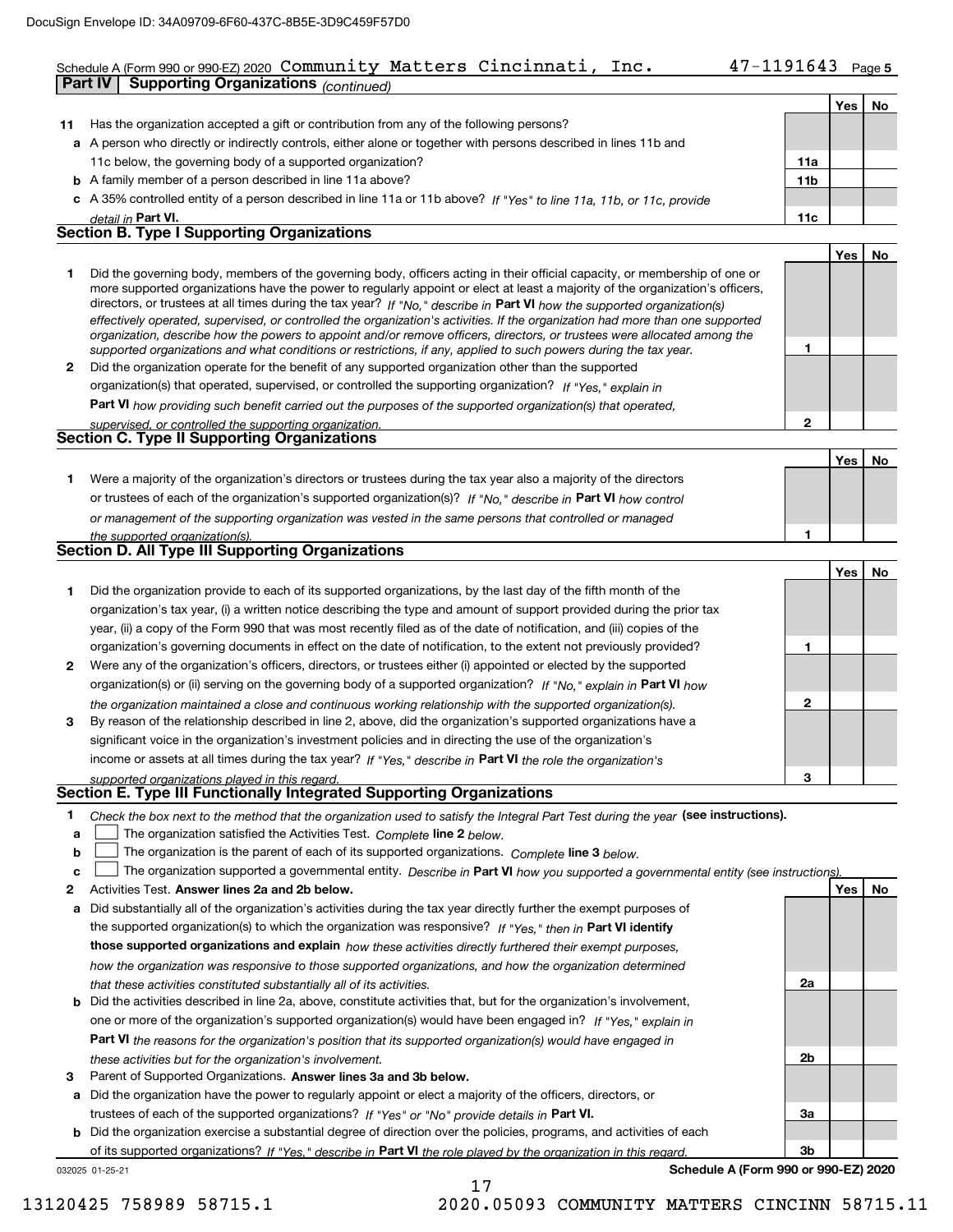Schedule A (Form 990 or 990-EZ) 2020 Community Matters Cincinnati, Inc. 47-1191643 Page 5

**Part IV | Supporting Organizations** *(continued)*

| | | | Yes | No |
|---|---|---|---|---|
| **11** | Has the organization accepted a gift or contribution from any of the following persons? | | | |
| **a** | A person who directly or indirectly controls, either alone or together with persons described in lines 11b and 11c below, the governing body of a supported organization? | 11a | | |
| **b** | A family member of a person described in line 11a above? | 11b | | |
| **c** | A 35% controlled entity of a person described in line 11a or 11b above? *If "Yes" to line 11a, 11b, or 11c, provide detail in* **Part VI.** | 11c | | |

## Section B. Type I Supporting Organizations

| | | | Yes | No |
|---|---|---|---|---|
| **1** | Did the governing body, members of the governing body, officers acting in their official capacity, or membership of one or more supported organizations have the power to regularly appoint or elect at least a majority of the organization's officers, directors, or trustees at all times during the tax year? *If "No," describe in* **Part VI** *how the supported organization(s) effectively operated, supervised, or controlled the organization's activities. If the organization had more than one supported organization, describe how the powers to appoint and/or remove officers, directors, or trustees were allocated among the supported organizations and what conditions or restrictions, if any, applied to such powers during the tax year.* | 1 | | |
| **2** | Did the organization operate for the benefit of any supported organization other than the supported organization(s) that operated, supervised, or controlled the supporting organization? *If "Yes," explain in* **Part VI** *how providing such benefit carried out the purposes of the supported organization(s) that operated, supervised, or controlled the supporting organization.* | 2 | | |

## Section C. Type II Supporting Organizations

| | | | Yes | No |
|---|---|---|---|---|
| **1** | Were a majority of the organization's directors or trustees during the tax year also a majority of the directors or trustees of each of the organization's supported organization(s)? *If "No," describe in* **Part VI** *how control or management of the supporting organization was vested in the same persons that controlled or managed the supported organization(s).* | 1 | | |

## Section D. All Type III Supporting Organizations

| | | | Yes | No |
|---|---|---|---|---|
| **1** | Did the organization provide to each of its supported organizations, by the last day of the fifth month of the organization's tax year, (i) a written notice describing the type and amount of support provided during the prior tax year, (ii) a copy of the Form 990 that was most recently filed as of the date of notification, and (iii) copies of the organization's governing documents in effect on the date of notification, to the extent not previously provided? | 1 | | |
| **2** | Were any of the organization's officers, directors, or trustees either (i) appointed or elected by the supported organization(s) or (ii) serving on the governing body of a supported organization? *If "No," explain in* **Part VI** *how the organization maintained a close and continuous working relationship with the supported organization(s).* | 2 | | |
| **3** | By reason of the relationship described in line 2, above, did the organization's supported organizations have a significant voice in the organization's investment policies and in directing the use of the organization's income or assets at all times during the tax year? *If "Yes," describe in* **Part VI** *the role the organization's supported organizations played in this regard.* | 3 | | |

## Section E. Type III Functionally Integrated Supporting Organizations

**1** *Check the box next to the method that the organization used to satisfy the Integral Part Test during the year* **(see instructions).**

- **a** ☐ The organization satisfied the Activities Test. *Complete* **line 2** *below.*
- **b** ☐ The organization is the parent of each of its supported organizations. *Complete* **line 3** *below.*
- **c** ☐ The organization supported a governmental entity. *Describe in* **Part VI** *how you supported a governmental entity (see instructions).*

| | | | Yes | No |
|---|---|---|---|---|
| **2** | Activities Test. **Answer lines 2a and 2b below.** | | | |
| **a** | Did substantially all of the organization's activities during the tax year directly further the exempt purposes of the supported organization(s) to which the organization was responsive? *If "Yes," then in* **Part VI identify those supported organizations and explain** *how these activities directly furthered their exempt purposes, how the organization was responsive to those supported organizations, and how the organization determined that these activities constituted substantially all of its activities.* | 2a | | |
| **b** | Did the activities described in line 2a, above, constitute activities that, but for the organization's involvement, one or more of the organization's supported organization(s) would have been engaged in? *If "Yes," explain in* **Part VI** *the reasons for the organization's position that its supported organization(s) would have engaged in these activities but for the organization's involvement.* | 2b | | |
| **3** | Parent of Supported Organizations. **Answer lines 3a and 3b below.** | | | |
| **a** | Did the organization have the power to regularly appoint or elect a majority of the officers, directors, or trustees of each of the supported organizations? *If "Yes" or "No" provide details in* **Part VI.** | 3a | | |
| **b** | Did the organization exercise a substantial degree of direction over the policies, programs, and activities of each of its supported organizations? *If "Yes," describe in* **Part VI** *the role played by the organization in this regard.* | 3b | | |

032025 01-25-21 **Schedule A (Form 990 or 990-EZ) 2020**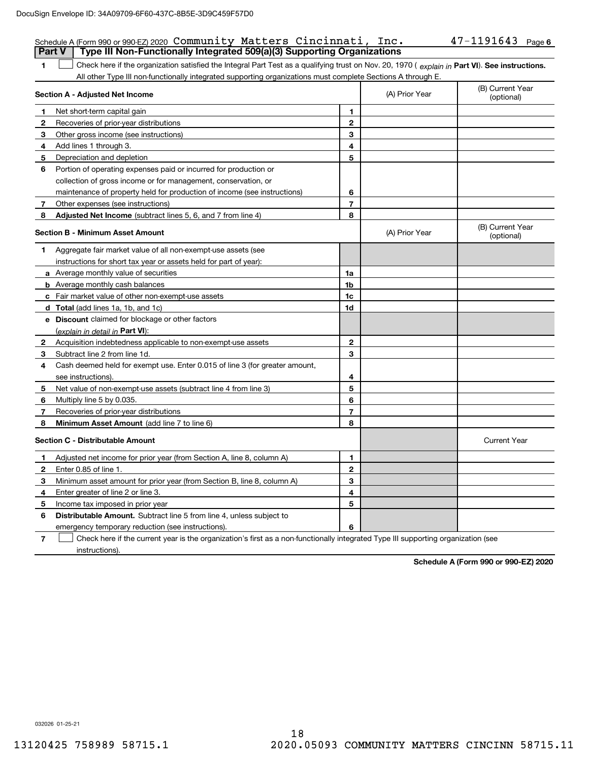DocuSign Envelope ID: 34A09709-6F60-437C-8B5E-3D9C459F57D0

Schedule A (Form 990 or 990-EZ) 2020 Community Matters Cincinnati, Inc. 47-1191643 Page 6

## Part V Type III Non-Functionally Integrated 509(a)(3) Supporting Organizations

1 ☐ Check here if the organization satisfied the Integral Part Test as a qualifying trust on Nov. 20, 1970 ( *explain in* **Part VI**). **See instructions.** All other Type III non-functionally integrated supporting organizations must complete Sections A through E.

| | **Section A - Adjusted Net Income** | | (A) Prior Year | (B) Current Year (optional) |
|---|---|---|---|---|
| 1 | Net short-term capital gain | 1 | | |
| 2 | Recoveries of prior-year distributions | 2 | | |
| 3 | Other gross income (see instructions) | 3 | | |
| 4 | Add lines 1 through 3. | 4 | | |
| 5 | Depreciation and depletion | 5 | | |
| 6 | Portion of operating expenses paid or incurred for production or collection of gross income or for management, conservation, or maintenance of property held for production of income (see instructions) | 6 | | |
| 7 | Other expenses (see instructions) | 7 | | |
| 8 | **Adjusted Net Income** (subtract lines 5, 6, and 7 from line 4) | 8 | | |

| | **Section B - Minimum Asset Amount** | | (A) Prior Year | (B) Current Year (optional) |
|---|---|---|---|---|
| 1 | Aggregate fair market value of all non-exempt-use assets (see instructions for short tax year or assets held for part of year): | | | |
| a | Average monthly value of securities | 1a | | |
| b | Average monthly cash balances | 1b | | |
| c | Fair market value of other non-exempt-use assets | 1c | | |
| d | **Total** (add lines 1a, 1b, and 1c) | 1d | | |
| e | **Discount** claimed for blockage or other factors (*explain in detail in* **Part VI**): | | | |
| 2 | Acquisition indebtedness applicable to non-exempt-use assets | 2 | | |
| 3 | Subtract line 2 from line 1d. | 3 | | |
| 4 | Cash deemed held for exempt use. Enter 0.015 of line 3 (for greater amount, see instructions). | 4 | | |
| 5 | Net value of non-exempt-use assets (subtract line 4 from line 3) | 5 | | |
| 6 | Multiply line 5 by 0.035. | 6 | | |
| 7 | Recoveries of prior-year distributions | 7 | | |
| 8 | **Minimum Asset Amount** (add line 7 to line 6) | 8 | | |

| | **Section C - Distributable Amount** | | | Current Year |
|---|---|---|---|---|
| 1 | Adjusted net income for prior year (from Section A, line 8, column A) | 1 | | |
| 2 | Enter 0.85 of line 1. | 2 | | |
| 3 | Minimum asset amount for prior year (from Section B, line 8, column A) | 3 | | |
| 4 | Enter greater of line 2 or line 3. | 4 | | |
| 5 | Income tax imposed in prior year | 5 | | |
| 6 | **Distributable Amount.** Subtract line 5 from line 4, unless subject to emergency temporary reduction (see instructions). | 6 | | |

7 ☐ Check here if the current year is the organization's first as a non-functionally integrated Type III supporting organization (see instructions).

**Schedule A (Form 990 or 990-EZ) 2020**

032026 01-25-21

13120425 758989 58715.1 2020.05093 COMMUNITY MATTERS CINCINN 58715.11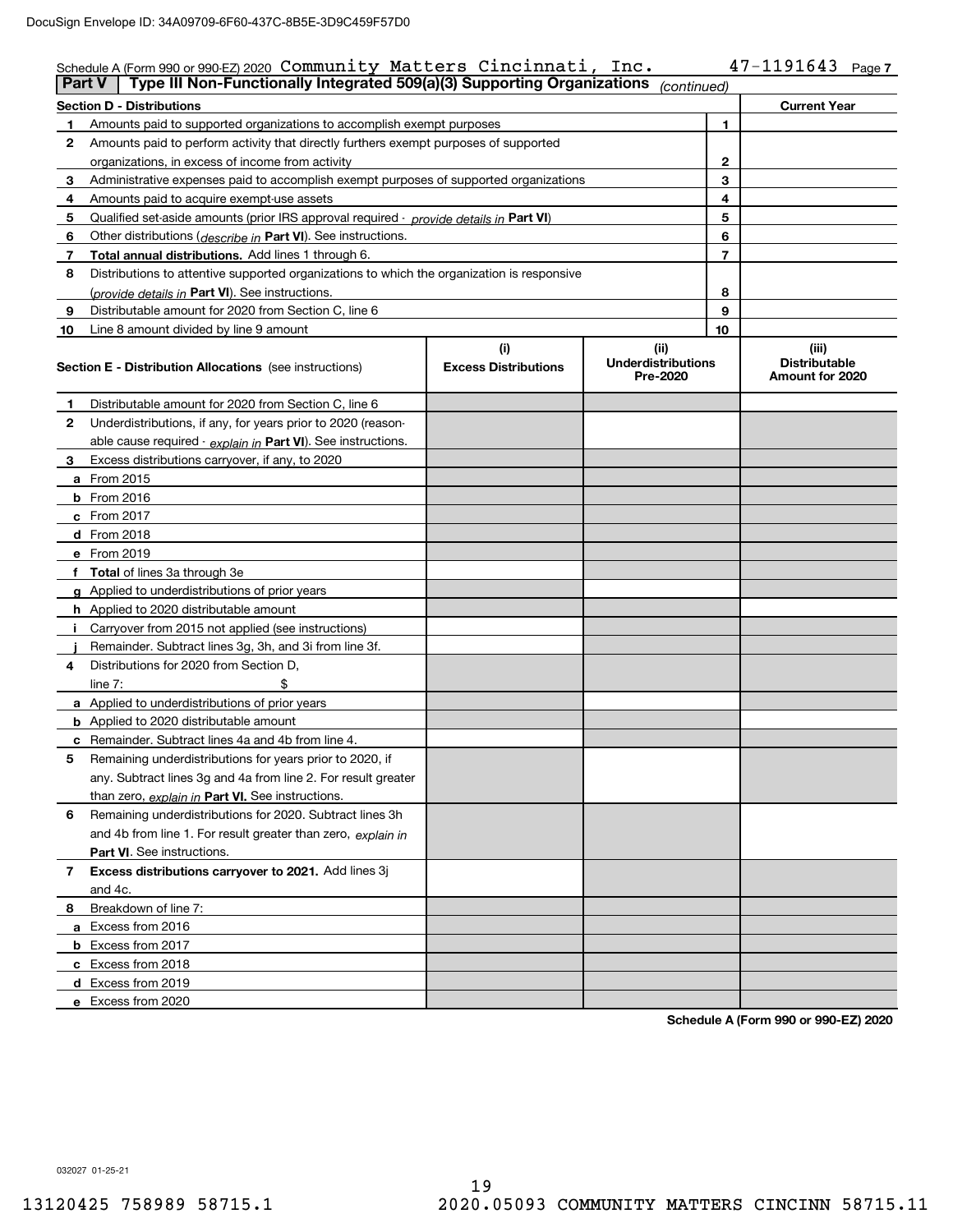Schedule A (Form 990 or 990-EZ) 2020 Community Matters Cincinnati, Inc. 47-1191643 Page 7

**Part V | Type III Non-Functionally Integrated 509(a)(3) Supporting Organizations** *(continued)*

| **Section D - Distributions** | | | **Current Year** |
|---|---|---|---|
| 1 | Amounts paid to supported organizations to accomplish exempt purposes | 1 | |
| 2 | Amounts paid to perform activity that directly furthers exempt purposes of supported organizations, in excess of income from activity | 2 | |
| 3 | Administrative expenses paid to accomplish exempt purposes of supported organizations | 3 | |
| 4 | Amounts paid to acquire exempt-use assets | 4 | |
| 5 | Qualified set-aside amounts (prior IRS approval required - *provide details in* **Part VI**) | 5 | |
| 6 | Other distributions (*describe in* **Part VI**). See instructions. | 6 | |
| 7 | **Total annual distributions.** Add lines 1 through 6. | 7 | |
| 8 | Distributions to attentive supported organizations to which the organization is responsive (*provide details in* **Part VI**). See instructions. | 8 | |
| 9 | Distributable amount for 2020 from Section C, line 6 | 9 | |
| 10 | Line 8 amount divided by line 9 amount | 10 | |

| **Section E - Distribution Allocations** (see instructions) | (i) Excess Distributions | (ii) Underdistributions Pre-2020 | (iii) Distributable Amount for 2020 |
|---|---|---|---|
| **1** Distributable amount for 2020 from Section C, line 6 | | | |
| **2** Underdistributions, if any, for years prior to 2020 (reasonable cause required - *explain in* **Part VI**). See instructions. | | | |
| **3** Excess distributions carryover, if any, to 2020 | | | |
| **a** From 2015 | | | |
| **b** From 2016 | | | |
| **c** From 2017 | | | |
| **d** From 2018 | | | |
| **e** From 2019 | | | |
| **f** **Total** of lines 3a through 3e | | | |
| **g** Applied to underdistributions of prior years | | | |
| **h** Applied to 2020 distributable amount | | | |
| **i** Carryover from 2015 not applied (see instructions) | | | |
| **j** Remainder. Subtract lines 3g, 3h, and 3i from line 3f. | | | |
| **4** Distributions for 2020 from Section D, line 7: $ | | | |
| **a** Applied to underdistributions of prior years | | | |
| **b** Applied to 2020 distributable amount | | | |
| **c** Remainder. Subtract lines 4a and 4b from line 4. | | | |
| **5** Remaining underdistributions for years prior to 2020, if any. Subtract lines 3g and 4a from line 2. For result greater than zero, *explain in* **Part VI.** See instructions. | | | |
| **6** Remaining underdistributions for 2020. Subtract lines 3h and 4b from line 1. For result greater than zero, *explain in* **Part VI**. See instructions. | | | |
| **7** **Excess distributions carryover to 2021.** Add lines 3j and 4c. | | | |
| **8** Breakdown of line 7: | | | |
| **a** Excess from 2016 | | | |
| **b** Excess from 2017 | | | |
| **c** Excess from 2018 | | | |
| **d** Excess from 2019 | | | |
| **e** Excess from 2020 | | | |

**Schedule A (Form 990 or 990-EZ) 2020**

032027 01-25-21

13120425 758989 58715.1 2020.05093 COMMUNITY MATTERS CINCINN 58715.11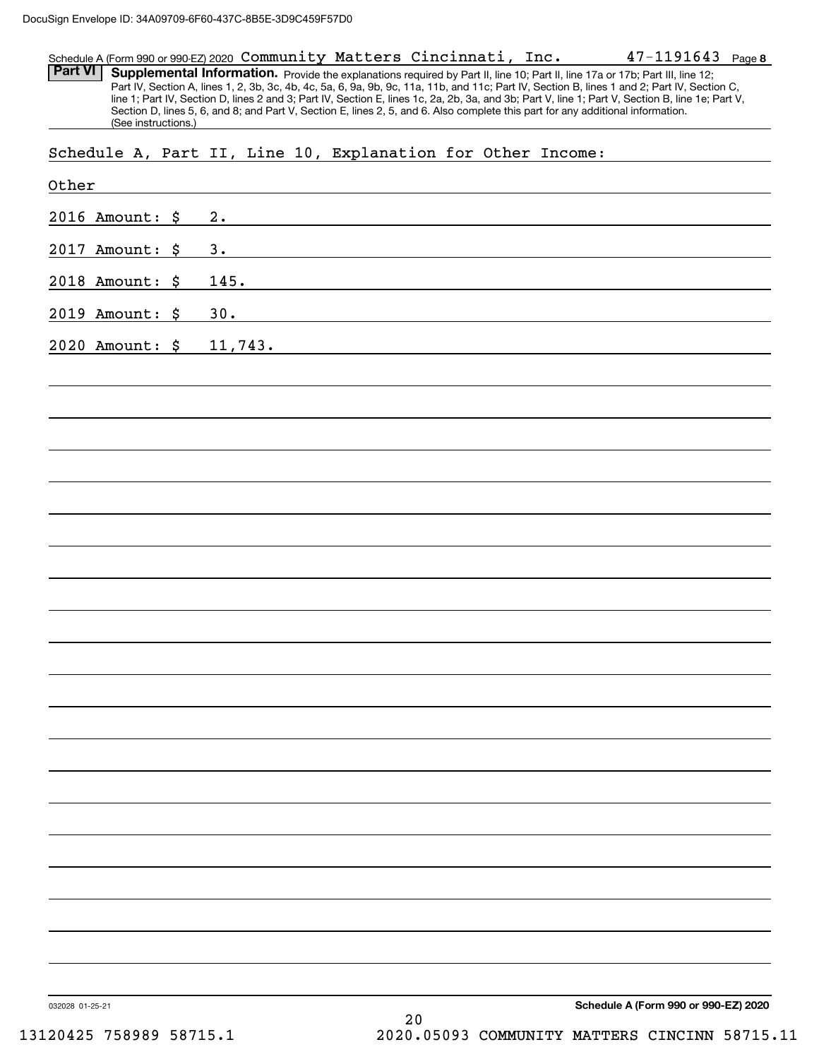Schedule A (Form 990 or 990-EZ) 2020 Community Matters Cincinnati, Inc. 47-1191643 Page **8**

**Part VI** **Supplemental Information.** Provide the explanations required by Part II, line 10; Part II, line 17a or 17b; Part III, line 12; Part IV, Section A, lines 1, 2, 3b, 3c, 4b, 4c, 5a, 6, 9a, 9b, 9c, 11a, 11b, and 11c; Part IV, Section B, lines 1 and 2; Part IV, Section C, line 1; Part IV, Section D, lines 2 and 3; Part IV, Section E, lines 1c, 2a, 2b, 3a, and 3b; Part V, line 1; Part V, Section B, line 1e; Part V, Section D, lines 5, 6, and 8; and Part V, Section E, lines 2, 5, and 6. Also complete this part for any additional information. (See instructions.)

Schedule A, Part II, Line 10, Explanation for Other Income:

Other

2016 Amount: $ 2.

2017 Amount: $ 3.

2018 Amount: $ 145.

2019 Amount: $ 30.

2020 Amount: $ 11,743.

032028 01-25-21

**Schedule A (Form 990 or 990-EZ) 2020**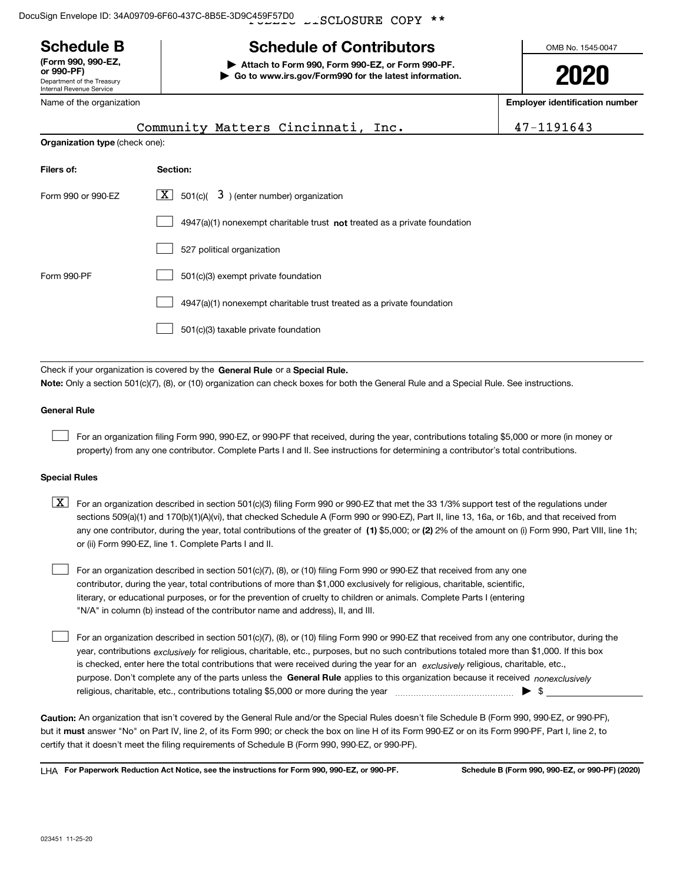** PUBLIC DISCLOSURE COPY **

# Schedule B

**(Form 990, 990-EZ, or 990-PF)**
Department of the Treasury
Internal Revenue Service

## Schedule of Contributors

▶ **Attach to Form 990, Form 990-EZ, or Form 990-PF.**
▶ **Go to www.irs.gov/Form990 for the latest information.**

OMB No. 1545-0047

**2020**

Name of the organization: Community Matters Cincinnati, Inc.

**Employer identification number:** 47-1191643

**Organization type** (check one):

| Filers of: | Section: |
|---|---|
| Form 990 or 990-EZ | [X] 501(c)( 3 ) (enter number) organization |
| | [ ] 4947(a)(1) nonexempt charitable trust **not** treated as a private foundation |
| | [ ] 527 political organization |
| Form 990-PF | [ ] 501(c)(3) exempt private foundation |
| | [ ] 4947(a)(1) nonexempt charitable trust treated as a private foundation |
| | [ ] 501(c)(3) taxable private foundation |

Check if your organization is covered by the **General Rule** or a **Special Rule.**

**Note:** Only a section 501(c)(7), (8), or (10) organization can check boxes for both the General Rule and a Special Rule. See instructions.

### General Rule

[ ] For an organization filing Form 990, 990-EZ, or 990-PF that received, during the year, contributions totaling $5,000 or more (in money or property) from any one contributor. Complete Parts I and II. See instructions for determining a contributor's total contributions.

### Special Rules

[X] For an organization described in section 501(c)(3) filing Form 990 or 990-EZ that met the 33 1/3% support test of the regulations under sections 509(a)(1) and 170(b)(1)(A)(vi), that checked Schedule A (Form 990 or 990-EZ), Part II, line 13, 16a, or 16b, and that received from any one contributor, during the year, total contributions of the greater of **(1)** $5,000; or **(2)** 2% of the amount on (i) Form 990, Part VIII, line 1h; or (ii) Form 990-EZ, line 1. Complete Parts I and II.

[ ] For an organization described in section 501(c)(7), (8), or (10) filing Form 990 or 990-EZ that received from any one contributor, during the year, total contributions of more than $1,000 exclusively for religious, charitable, scientific, literary, or educational purposes, or for the prevention of cruelty to children or animals. Complete Parts I (entering "N/A" in column (b) instead of the contributor name and address), II, and III.

[ ] For an organization described in section 501(c)(7), (8), or (10) filing Form 990 or 990-EZ that received from any one contributor, during the year, contributions *exclusively* for religious, charitable, etc., purposes, but no such contributions totaled more than $1,000. If this box is checked, enter here the total contributions that were received during the year for an *exclusively* religious, charitable, etc., purpose. Don't complete any of the parts unless the **General Rule** applies to this organization because it received *nonexclusively* religious, charitable, etc., contributions totaling $5,000 or more during the year ▶ $ ________

**Caution:** An organization that isn't covered by the General Rule and/or the Special Rules doesn't file Schedule B (Form 990, 990-EZ, or 990-PF), but it **must** answer "No" on Part IV, line 2, of its Form 990; or check the box on line H of its Form 990-EZ or on its Form 990-PF, Part I, line 2, to certify that it doesn't meet the filing requirements of Schedule B (Form 990, 990-EZ, or 990-PF).

LHA **For Paperwork Reduction Act Notice, see the instructions for Form 990, 990-EZ, or 990-PF.** **Schedule B (Form 990, 990-EZ, or 990-PF) (2020)**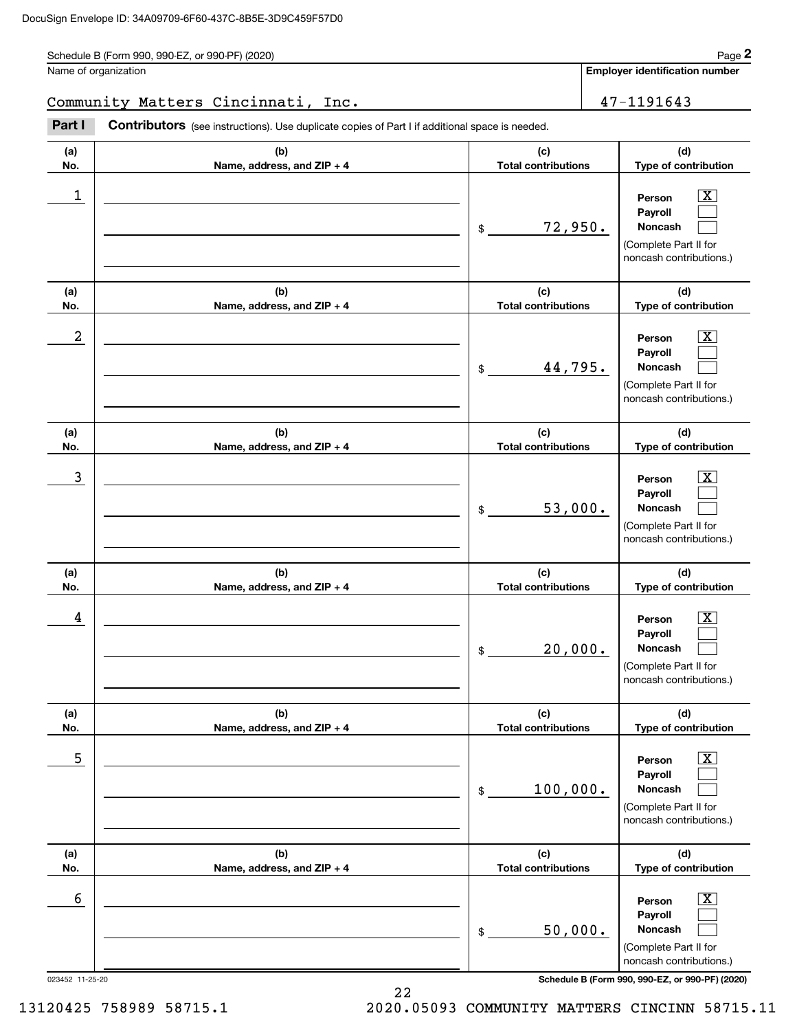Schedule B (Form 990, 990-EZ, or 990-PF) (2020)

Name of organization: Community Matters Cincinnati, Inc.

Employer identification number: 47-1191643

**Part I** **Contributors** (see instructions). Use duplicate copies of Part I if additional space is needed.

| (a) No. | (b) Name, address, and ZIP + 4 | (c) Total contributions | (d) Type of contribution |
|---|---|---|---|
| 1 | | $ 72,950. | Person [X] Payroll [ ] Noncash [ ] (Complete Part II for noncash contributions.) |
| 2 | | $ 44,795. | Person [X] Payroll [ ] Noncash [ ] (Complete Part II for noncash contributions.) |
| 3 | | $ 53,000. | Person [X] Payroll [ ] Noncash [ ] (Complete Part II for noncash contributions.) |
| 4 | | $ 20,000. | Person [X] Payroll [ ] Noncash [ ] (Complete Part II for noncash contributions.) |
| 5 | | $ 100,000. | Person [X] Payroll [ ] Noncash [ ] (Complete Part II for noncash contributions.) |
| 6 | | $ 50,000. | Person [X] Payroll [ ] Noncash [ ] (Complete Part II for noncash contributions.) |

023452 11-25-20

Schedule B (Form 990, 990-EZ, or 990-PF) (2020)

13120425 758989 58715.1 2020.05093 COMMUNITY MATTERS CINCINN 58715.11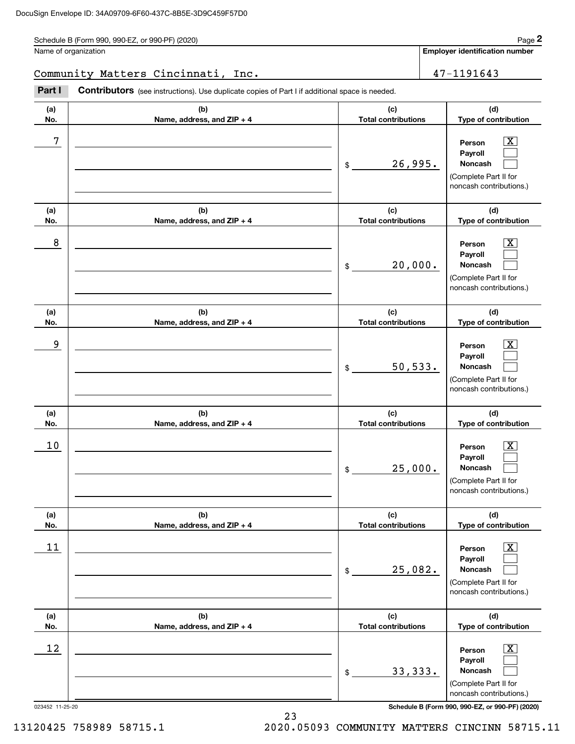Schedule B (Form 990, 990-EZ, or 990-PF) (2020) Page **2**

Name of organization: Community Matters Cincinnati, Inc.

**Employer identification number:** 47-1191643

**Part I** **Contributors** (see instructions). Use duplicate copies of Part I if additional space is needed.

| (a) No. | (b) Name, address, and ZIP + 4 | (c) Total contributions | (d) Type of contribution |
|---|---|---|---|
| 7 | | $ 26,995. | Person [X] Payroll [ ] Noncash [ ] (Complete Part II for noncash contributions.) |
| 8 | | $ 20,000. | Person [X] Payroll [ ] Noncash [ ] (Complete Part II for noncash contributions.) |
| 9 | | $ 50,533. | Person [X] Payroll [ ] Noncash [ ] (Complete Part II for noncash contributions.) |
| 10 | | $ 25,000. | Person [X] Payroll [ ] Noncash [ ] (Complete Part II for noncash contributions.) |
| 11 | | $ 25,082. | Person [X] Payroll [ ] Noncash [ ] (Complete Part II for noncash contributions.) |
| 12 | | $ 33,333. | Person [X] Payroll [ ] Noncash [ ] (Complete Part II for noncash contributions.) |

023452 11-25-20 **Schedule B (Form 990, 990-EZ, or 990-PF) (2020)**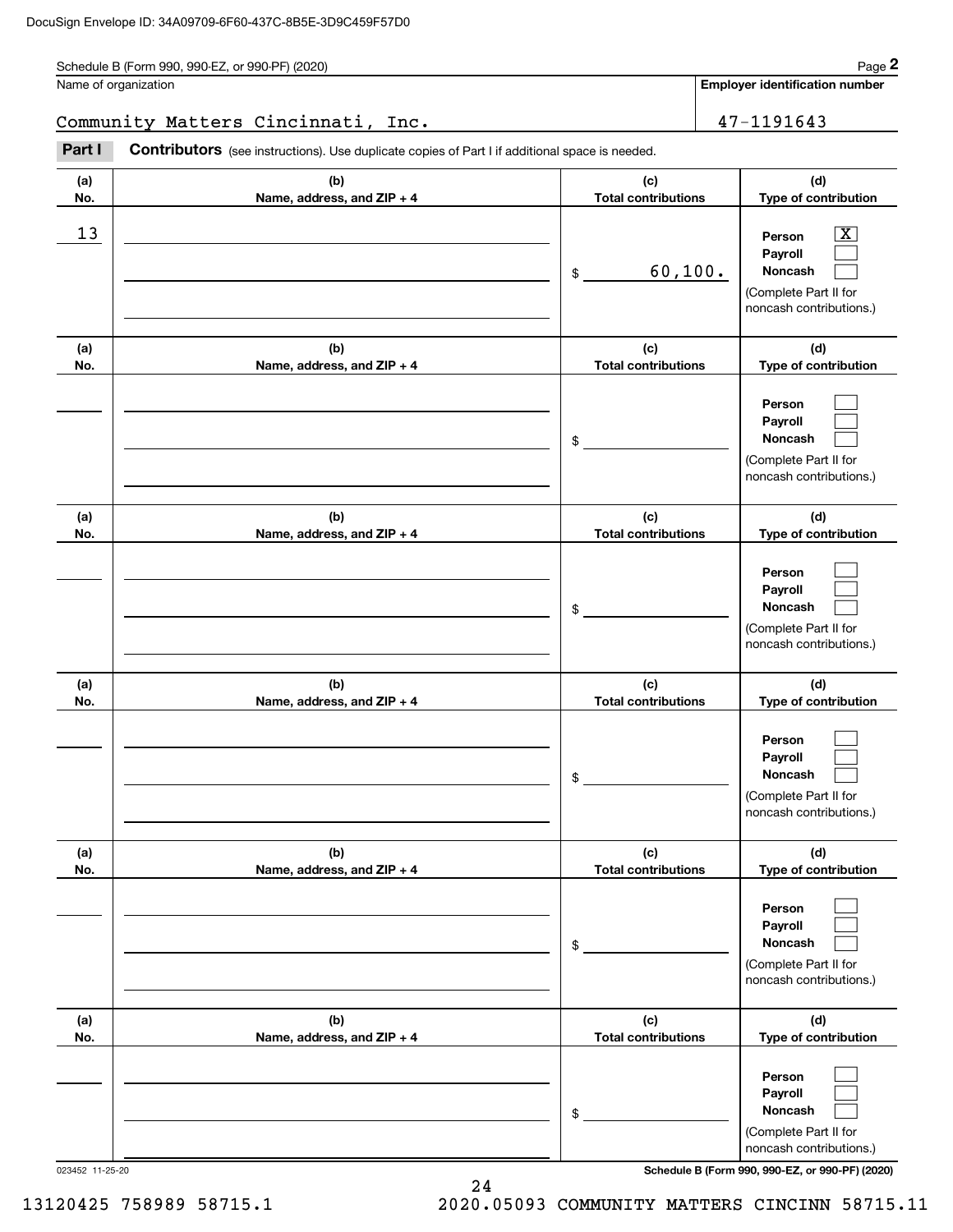Schedule B (Form 990, 990-EZ, or 990-PF) (2020)

Name of organization: Community Matters Cincinnati, Inc.

**Employer identification number**: 47-1191643

**Part I** **Contributors** (see instructions). Use duplicate copies of Part I if additional space is needed.

| (a) No. | (b) Name, address, and ZIP + 4 | (c) Total contributions | (d) Type of contribution |
|---|---|---|---|
| 13 | | $ 60,100. | Person [X] Payroll [ ] Noncash [ ] (Complete Part II for noncash contributions.) |
| | | $ | Person [ ] Payroll [ ] Noncash [ ] (Complete Part II for noncash contributions.) |
| | | $ | Person [ ] Payroll [ ] Noncash [ ] (Complete Part II for noncash contributions.) |
| | | $ | Person [ ] Payroll [ ] Noncash [ ] (Complete Part II for noncash contributions.) |
| | | $ | Person [ ] Payroll [ ] Noncash [ ] (Complete Part II for noncash contributions.) |
| | | $ | Person [ ] Payroll [ ] Noncash [ ] (Complete Part II for noncash contributions.) |

023452 11-25-20

**Schedule B (Form 990, 990-EZ, or 990-PF) (2020)**

13120425 758989 58715.1 2020.05093 COMMUNITY MATTERS CINCINN 58715.11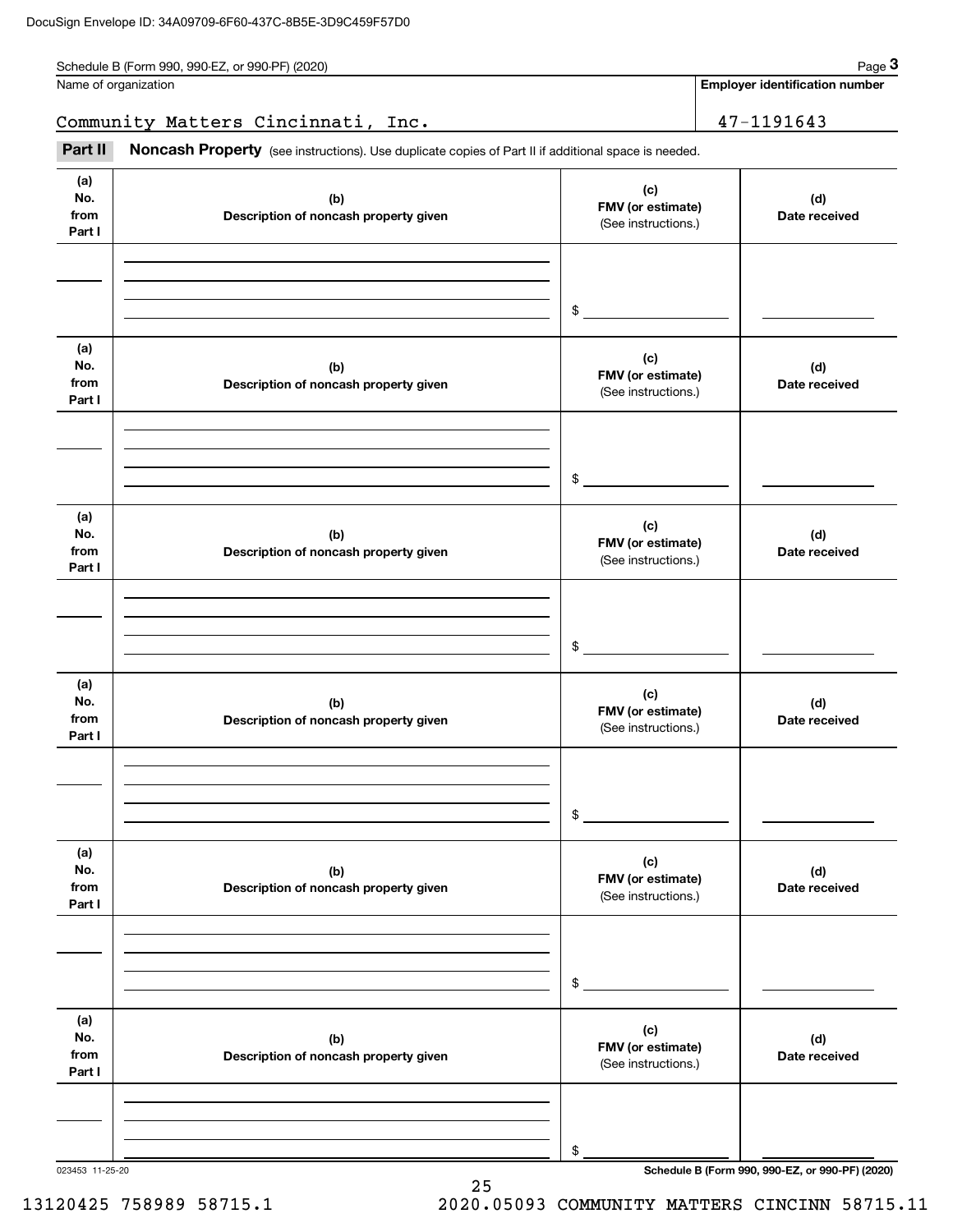Schedule B (Form 990, 990-EZ, or 990-PF) (2020) Page **3**

| Name of organization | Employer identification number |
|---|---|
| Community Matters Cincinnati, Inc. | 47-1191643 |

**Part II** **Noncash Property** (see instructions). Use duplicate copies of Part II if additional space is needed.

| (a) No. from Part I | (b) Description of noncash property given | (c) FMV (or estimate) (See instructions.) | (d) Date received |
|---|---|---|---|
| | | $ | |

| (a) No. from Part I | (b) Description of noncash property given | (c) FMV (or estimate) (See instructions.) | (d) Date received |
|---|---|---|---|
| | | $ | |

| (a) No. from Part I | (b) Description of noncash property given | (c) FMV (or estimate) (See instructions.) | (d) Date received |
|---|---|---|---|
| | | $ | |

| (a) No. from Part I | (b) Description of noncash property given | (c) FMV (or estimate) (See instructions.) | (d) Date received |
|---|---|---|---|
| | | $ | |

| (a) No. from Part I | (b) Description of noncash property given | (c) FMV (or estimate) (See instructions.) | (d) Date received |
|---|---|---|---|
| | | $ | |

| (a) No. from Part I | (b) Description of noncash property given | (c) FMV (or estimate) (See instructions.) | (d) Date received |
|---|---|---|---|
| | | $ | |

023453 11-25-20 **Schedule B (Form 990, 990-EZ, or 990-PF) (2020)**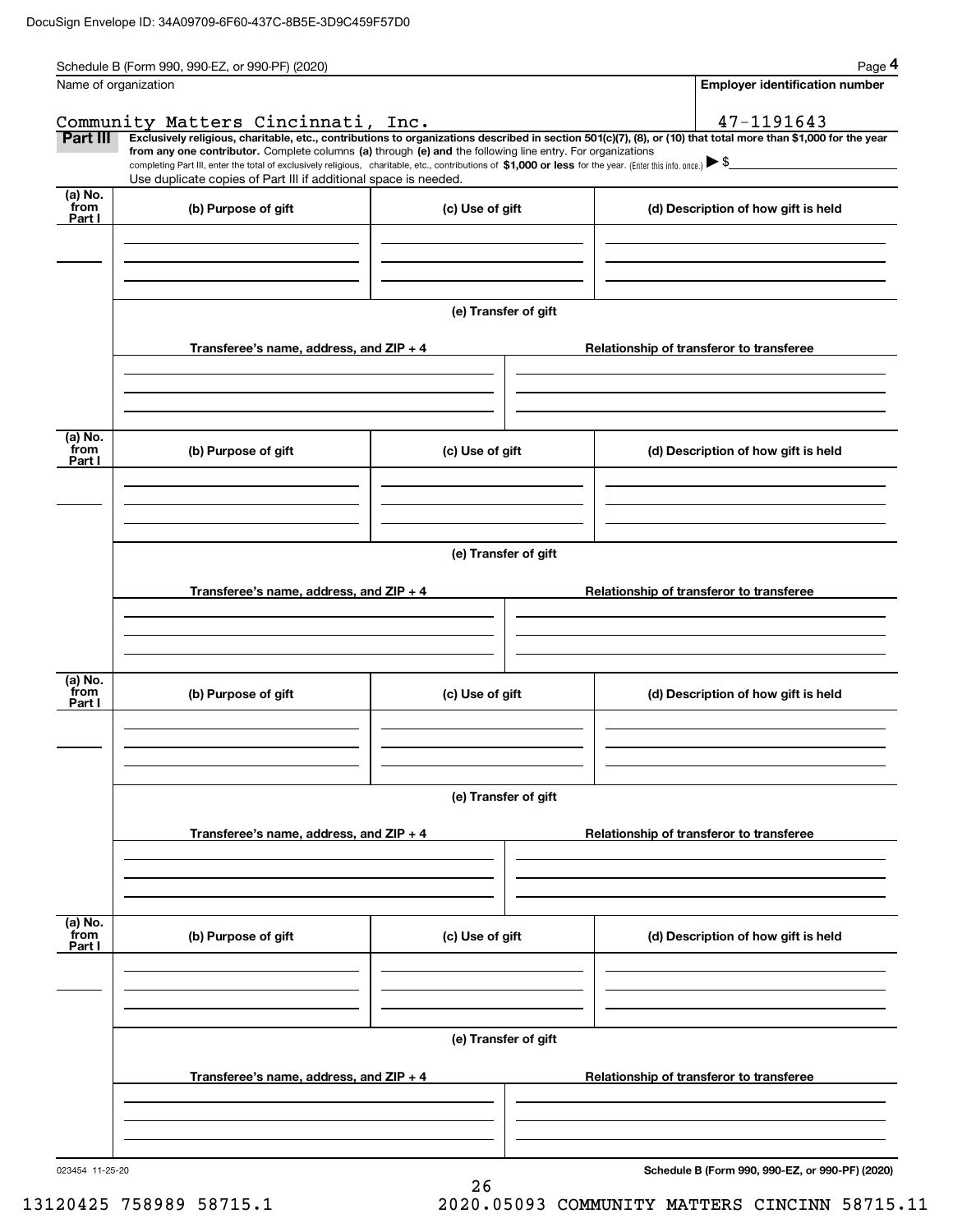DocuSign Envelope ID: 34A09709-6F60-437C-8B5E-3D9C459F57D0

Schedule B (Form 990, 990-EZ, or 990-PF) (2020) Page **4**

| Name of organization | Employer identification number |
|---|---|
| Community Matters Cincinnati, Inc. | 47-1191643 |

**Part III** **Exclusively religious, charitable, etc., contributions to organizations described in section 501(c)(7), (8), or (10) that total more than $1,000 for the year from any one contributor.** Complete columns **(a)** through **(e) and** the following line entry. For organizations completing Part III, enter the total of exclusively religious, charitable, etc., contributions of **$1,000 or less** for the year. (Enter this info. once.) ▶ $

Use duplicate copies of Part III if additional space is needed.

| (a) No. from Part I | (b) Purpose of gift | (c) Use of gift | (d) Description of how gift is held |
|---|---|---|---|
| | | | |

**(e) Transfer of gift**

| Transferee's name, address, and ZIP + 4 | Relationship of transferor to transferee |
|---|---|
| | |

| (a) No. from Part I | (b) Purpose of gift | (c) Use of gift | (d) Description of how gift is held |
|---|---|---|---|
| | | | |

**(e) Transfer of gift**

| Transferee's name, address, and ZIP + 4 | Relationship of transferor to transferee |
|---|---|
| | |

| (a) No. from Part I | (b) Purpose of gift | (c) Use of gift | (d) Description of how gift is held |
|---|---|---|---|
| | | | |

**(e) Transfer of gift**

| Transferee's name, address, and ZIP + 4 | Relationship of transferor to transferee |
|---|---|
| | |

| (a) No. from Part I | (b) Purpose of gift | (c) Use of gift | (d) Description of how gift is held |
|---|---|---|---|
| | | | |

**(e) Transfer of gift**

| Transferee's name, address, and ZIP + 4 | Relationship of transferor to transferee |
|---|---|
| | |

023454 11-25-20 **Schedule B (Form 990, 990-EZ, or 990-PF) (2020)**

13120425 758989 58715.1 2020.05093 COMMUNITY MATTERS CINCINN 58715.11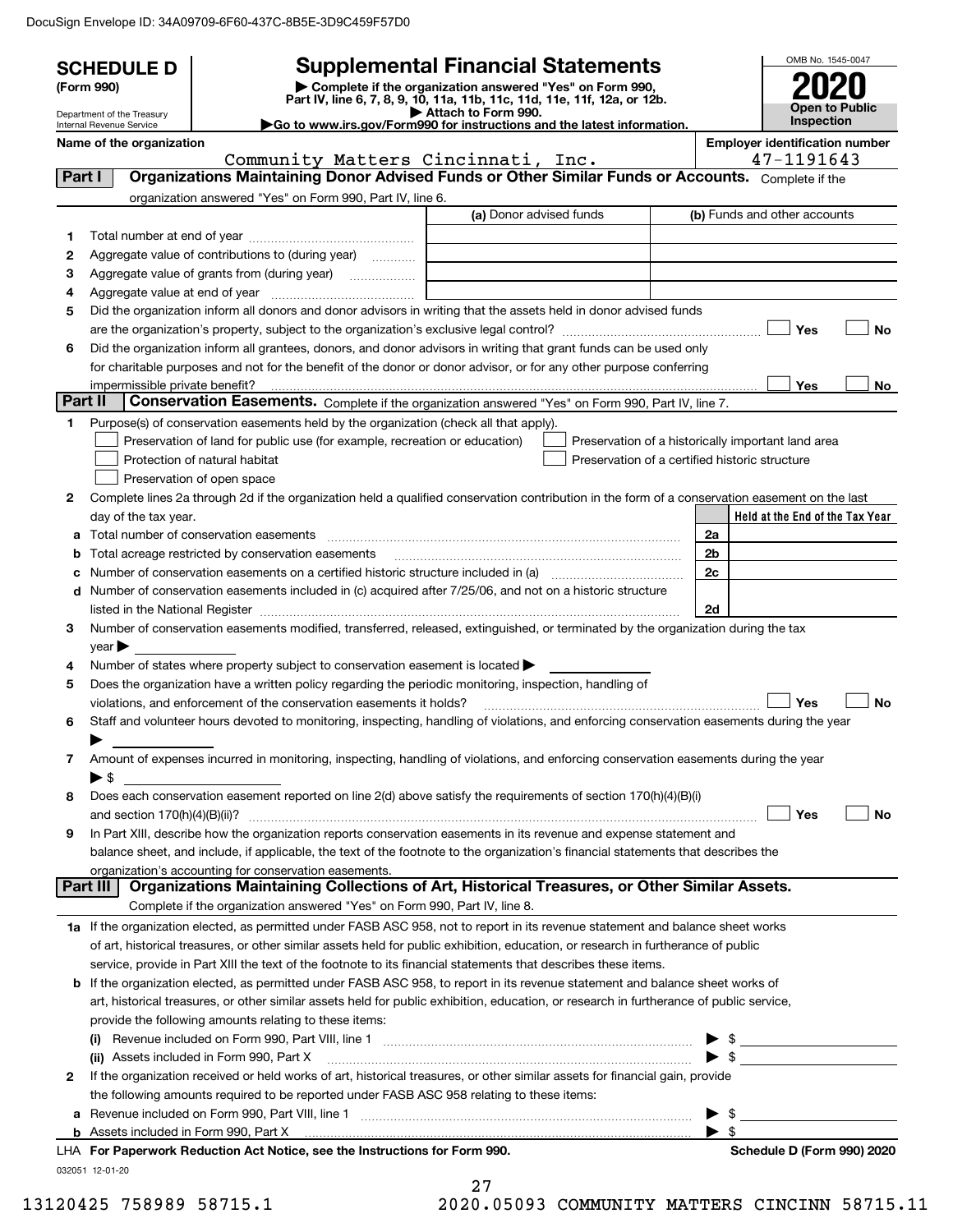DocuSign Envelope ID: 34A09709-6F60-437C-8B5E-3D9C459F57D0

# SCHEDULE D (Form 990)

## Supplemental Financial Statements

▶ Complete if the organization answered "Yes" on Form 990, Part IV, line 6, 7, 8, 9, 10, 11a, 11b, 11c, 11d, 11e, 11f, 12a, or 12b.
▶ Attach to Form 990.
▶ Go to www.irs.gov/Form990 for instructions and the latest information.

Department of the Treasury
Internal Revenue Service

OMB No. 1545-0047
**2020**
**Open to Public Inspection**

**Name of the organization:** Community Matters Cincinnati, Inc.
**Employer identification number:** 47-1191643

### Part I — Organizations Maintaining Donor Advised Funds or Other Similar Funds or Accounts.

Complete if the organization answered "Yes" on Form 990, Part IV, line 6.

| | | (a) Donor advised funds | (b) Funds and other accounts |
|---|---|---|---|
| 1 | Total number at end of year | | |
| 2 | Aggregate value of contributions to (during year) | | |
| 3 | Aggregate value of grants from (during year) | | |
| 4 | Aggregate value at end of year | | |

5 Did the organization inform all donors and donor advisors in writing that the assets held in donor advised funds are the organization's property, subject to the organization's exclusive legal control? ☐ Yes ☐ No

6 Did the organization inform all grantees, donors, and donor advisors in writing that grant funds can be used only for charitable purposes and not for the benefit of the donor or donor advisor, or for any other purpose conferring impermissible private benefit? ☐ Yes ☐ No

### Part II — Conservation Easements.

Complete if the organization answered "Yes" on Form 990, Part IV, line 7.

1 Purpose(s) of conservation easements held by the organization (check all that apply).

- ☐ Preservation of land for public use (for example, recreation or education)
- ☐ Protection of natural habitat
- ☐ Preservation of open space
- ☐ Preservation of a historically important land area
- ☐ Preservation of a certified historic structure

2 Complete lines 2a through 2d if the organization held a qualified conservation contribution in the form of a conservation easement on the last day of the tax year.

| | | | Held at the End of the Tax Year |
|---|---|---|---|
| a | Total number of conservation easements | 2a | |
| b | Total acreage restricted by conservation easements | 2b | |
| c | Number of conservation easements on a certified historic structure included in (a) | 2c | |
| d | Number of conservation easements included in (c) acquired after 7/25/06, and not on a historic structure listed in the National Register | 2d | |

3 Number of conservation easements modified, transferred, released, extinguished, or terminated by the organization during the tax year ▶

4 Number of states where property subject to conservation easement is located ▶

5 Does the organization have a written policy regarding the periodic monitoring, inspection, handling of violations, and enforcement of the conservation easements it holds? ☐ Yes ☐ No

6 Staff and volunteer hours devoted to monitoring, inspecting, handling of violations, and enforcing conservation easements during the year ▶

7 Amount of expenses incurred in monitoring, inspecting, handling of violations, and enforcing conservation easements during the year ▶ $

8 Does each conservation easement reported on line 2(d) above satisfy the requirements of section 170(h)(4)(B)(i) and section 170(h)(4)(B)(ii)? ☐ Yes ☐ No

9 In Part XIII, describe how the organization reports conservation easements in its revenue and expense statement and balance sheet, and include, if applicable, the text of the footnote to the organization's financial statements that describes the organization's accounting for conservation easements.

### Part III — Organizations Maintaining Collections of Art, Historical Treasures, or Other Similar Assets.

Complete if the organization answered "Yes" on Form 990, Part IV, line 8.

1a If the organization elected, as permitted under FASB ASC 958, not to report in its revenue statement and balance sheet works of art, historical treasures, or other similar assets held for public exhibition, education, or research in furtherance of public service, provide in Part XIII the text of the footnote to its financial statements that describes these items.

b If the organization elected, as permitted under FASB ASC 958, to report in its revenue statement and balance sheet works of art, historical treasures, or other similar assets held for public exhibition, education, or research in furtherance of public service, provide the following amounts relating to these items:

(i) Revenue included on Form 990, Part VIII, line 1 ▶ $

(ii) Assets included in Form 990, Part X ▶ $

2 If the organization received or held works of art, historical treasures, or other similar assets for financial gain, provide the following amounts required to be reported under FASB ASC 958 relating to these items:

a Revenue included on Form 990, Part VIII, line 1 ▶ $

b Assets included in Form 990, Part X ▶ $

LHA **For Paperwork Reduction Act Notice, see the Instructions for Form 990.** **Schedule D (Form 990) 2020**

032051 12-01-20

13120425 758989 58715.1 2020.05093 COMMUNITY MATTERS CINCINN 58715.11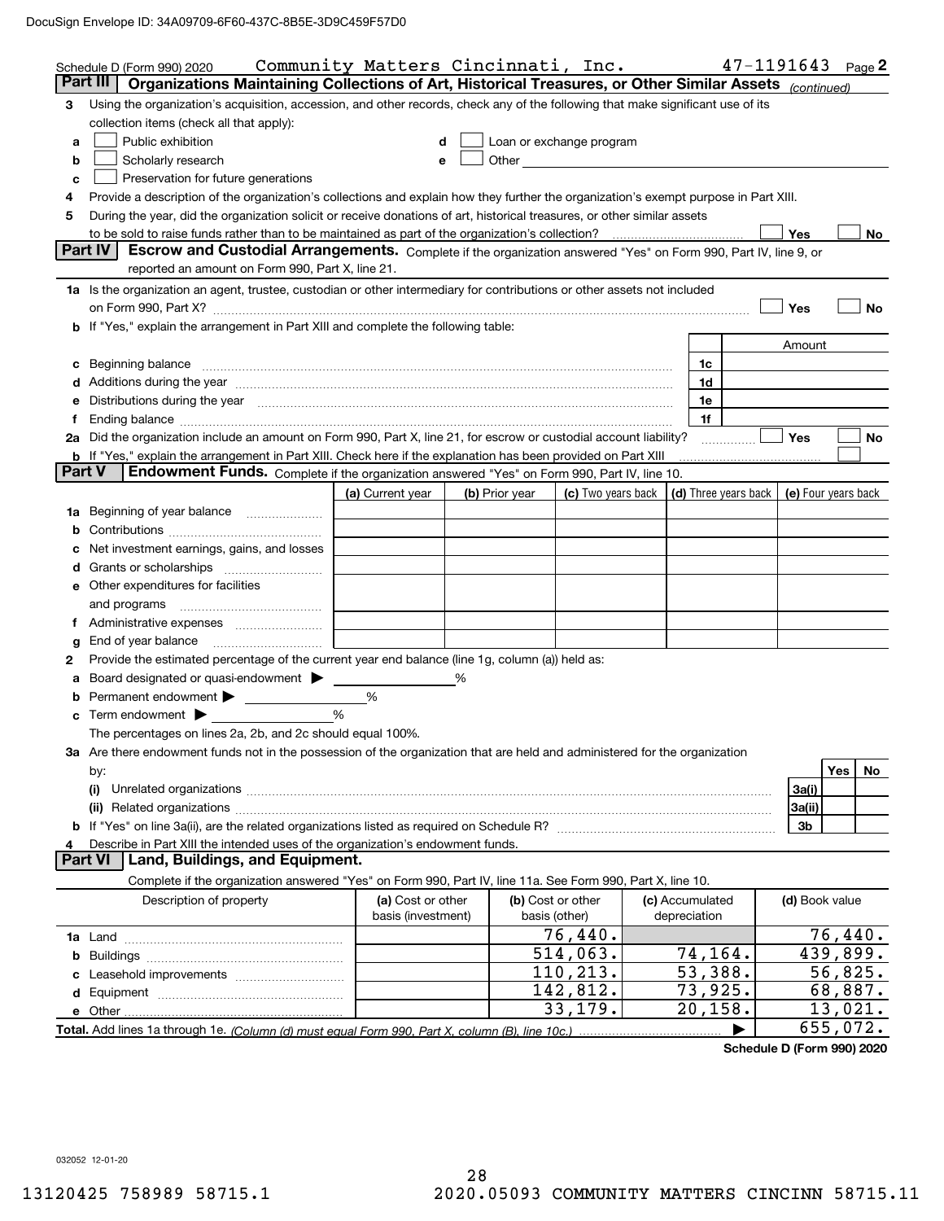DocuSign Envelope ID: 34A09709-6F60-437C-8B5E-3D9C459F57D0

Schedule D (Form 990) 2020 Community Matters Cincinnati, Inc. 47-1191643 Page 2

## Part III Organizations Maintaining Collections of Art, Historical Treasures, or Other Similar Assets *(continued)*

**3** Using the organization's acquisition, accession, and other records, check any of the following that make significant use of its collection items (check all that apply):

- **a** ☐ Public exhibition
- **b** ☐ Scholarly research
- **c** ☐ Preservation for future generations
- **d** ☐ Loan or exchange program
- **e** ☐ Other

**4** Provide a description of the organization's collections and explain how they further the organization's exempt purpose in Part XIII.

**5** During the year, did the organization solicit or receive donations of art, historical treasures, or other similar assets to be sold to raise funds rather than to be maintained as part of the organization's collection? ☐ Yes ☐ No

## Part IV Escrow and Custodial Arrangements.

Complete if the organization answered "Yes" on Form 990, Part IV, line 9, or reported an amount on Form 990, Part X, line 21.

**1a** Is the organization an agent, trustee, custodian or other intermediary for contributions or other assets not included on Form 990, Part X? ☐ Yes ☐ No

**b** If "Yes," explain the arrangement in Part XIII and complete the following table:

| | | Amount |
|---|---|---|
| **c** Beginning balance | 1c | |
| **d** Additions during the year | 1d | |
| **e** Distributions during the year | 1e | |
| **f** Ending balance | 1f | |

**2a** Did the organization include an amount on Form 990, Part X, line 21, for escrow or custodial account liability? ☐ Yes ☐ No

**b** If "Yes," explain the arrangement in Part XIII. Check here if the explanation has been provided on Part XIII ☐

## Part V Endowment Funds.

Complete if the organization answered "Yes" on Form 990, Part IV, line 10.

| | (a) Current year | (b) Prior year | (c) Two years back | (d) Three years back | (e) Four years back |
|---|---|---|---|---|---|
| **1a** Beginning of year balance | | | | | |
| **b** Contributions | | | | | |
| **c** Net investment earnings, gains, and losses | | | | | |
| **d** Grants or scholarships | | | | | |
| **e** Other expenditures for facilities and programs | | | | | |
| **f** Administrative expenses | | | | | |
| **g** End of year balance | | | | | |

**2** Provide the estimated percentage of the current year end balance (line 1g, column (a)) held as:

- **a** Board designated or quasi-endowment ▶ ______ %
- **b** Permanent endowment ▶ ______ %
- **c** Term endowment ▶ ______ %

The percentages on lines 2a, 2b, and 2c should equal 100%.

**3a** Are there endowment funds not in the possession of the organization that are held and administered for the organization by:

| | | Yes | No |
|---|---|---|---|
| **(i)** Unrelated organizations | 3a(i) | | |
| **(ii)** Related organizations | 3a(ii) | | |
| **b** If "Yes" on line 3a(ii), are the related organizations listed as required on Schedule R? | 3b | | |

**4** Describe in Part XIII the intended uses of the organization's endowment funds.

## Part VI Land, Buildings, and Equipment.

Complete if the organization answered "Yes" on Form 990, Part IV, line 11a. See Form 990, Part X, line 10.

| Description of property | (a) Cost or other basis (investment) | (b) Cost or other basis (other) | (c) Accumulated depreciation | (d) Book value |
|---|---|---|---|---|
| **1a** Land | | 76,440. | | 76,440. |
| **b** Buildings | | 514,063. | 74,164. | 439,899. |
| **c** Leasehold improvements | | 110,213. | 53,388. | 56,825. |
| **d** Equipment | | 142,812. | 73,925. | 68,887. |
| **e** Other | | 33,179. | 20,158. | 13,021. |
| **Total.** Add lines 1a through 1e. *(Column (d) must equal Form 990, Part X, column (B), line 10c.)* ▶ | | | | 655,072. |

**Schedule D (Form 990) 2020**

032052 12-01-20

13120425 758989 58715.1 2020.05093 COMMUNITY MATTERS CINCINN 58715.11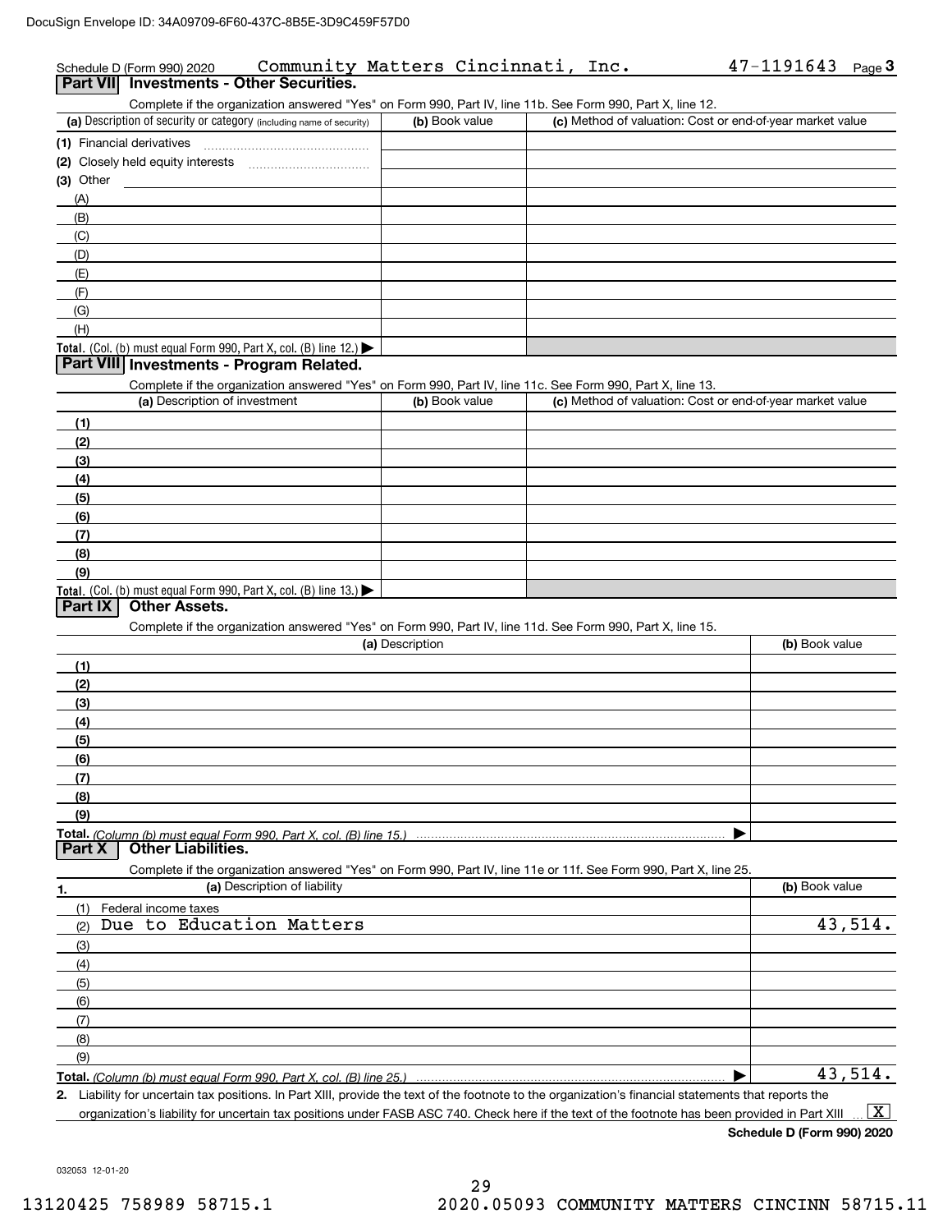Schedule D (Form 990) 2020 Community Matters Cincinnati, Inc. 47-1191643 Page 3

## Part VII Investments - Other Securities.

Complete if the organization answered "Yes" on Form 990, Part IV, line 11b. See Form 990, Part X, line 12.

| (a) Description of security or category (including name of security) | (b) Book value | (c) Method of valuation: Cost or end-of-year market value |
|---|---|---|
| (1) Financial derivatives | | |
| (2) Closely held equity interests | | |
| (3) Other | | |
| (A) | | |
| (B) | | |
| (C) | | |
| (D) | | |
| (E) | | |
| (F) | | |
| (G) | | |
| (H) | | |
| **Total.** (Col. (b) must equal Form 990, Part X, col. (B) line 12.) ▶ | | |

## Part VIII Investments - Program Related.

Complete if the organization answered "Yes" on Form 990, Part IV, line 11c. See Form 990, Part X, line 13.

| (a) Description of investment | (b) Book value | (c) Method of valuation: Cost or end-of-year market value |
|---|---|---|
| (1) | | |
| (2) | | |
| (3) | | |
| (4) | | |
| (5) | | |
| (6) | | |
| (7) | | |
| (8) | | |
| (9) | | |
| **Total.** (Col. (b) must equal Form 990, Part X, col. (B) line 13.) ▶ | | |

## Part IX Other Assets.

Complete if the organization answered "Yes" on Form 990, Part IV, line 11d. See Form 990, Part X, line 15.

| (a) Description | (b) Book value |
|---|---|
| (1) | |
| (2) | |
| (3) | |
| (4) | |
| (5) | |
| (6) | |
| (7) | |
| (8) | |
| (9) | |
| **Total.** *(Column (b) must equal Form 990, Part X, col. (B) line 15.)* ▶ | |

## Part X Other Liabilities.

Complete if the organization answered "Yes" on Form 990, Part IV, line 11e or 11f. See Form 990, Part X, line 25.

| 1. (a) Description of liability | (b) Book value |
|---|---|
| (1) Federal income taxes | |
| (2) Due to Education Matters | 43,514. |
| (3) | |
| (4) | |
| (5) | |
| (6) | |
| (7) | |
| (8) | |
| (9) | |
| **Total.** *(Column (b) must equal Form 990, Part X, col. (B) line 25.)* ▶ | 43,514. |

**2.** Liability for uncertain tax positions. In Part XIII, provide the text of the footnote to the organization's financial statements that reports the organization's liability for uncertain tax positions under FASB ASC 740. Check here if the text of the footnote has been provided in Part XIII ... [X]

**Schedule D (Form 990) 2020**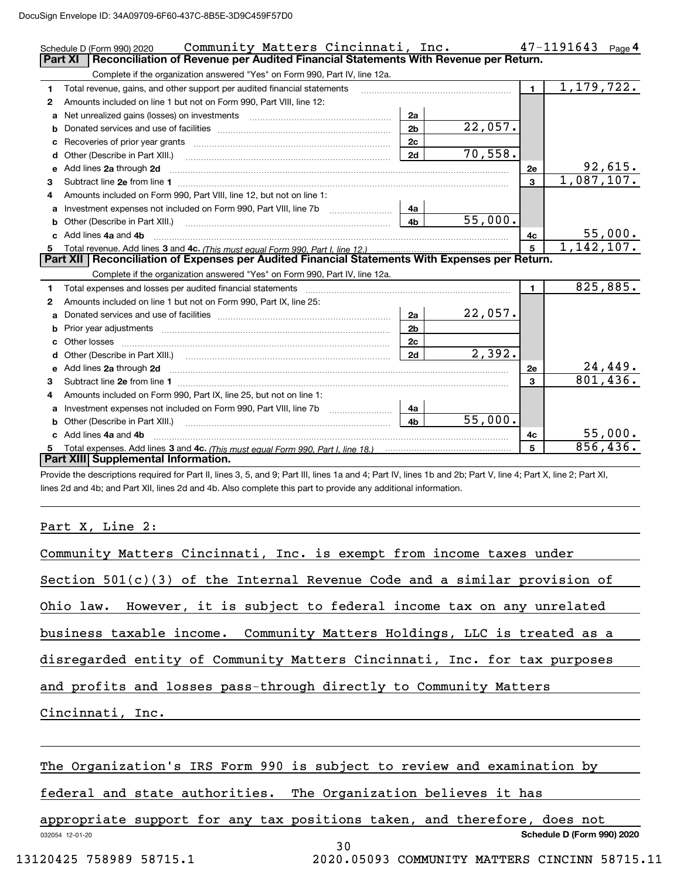Schedule D (Form 990) 2020 Community Matters Cincinnati, Inc. 47-1191643 Page 4

## Part XI Reconciliation of Revenue per Audited Financial Statements With Revenue per Return.

Complete if the organization answered "Yes" on Form 990, Part IV, line 12a.

| | | | | | |
|---|---|---|---|---|---|
| 1 | Total revenue, gains, and other support per audited financial statements | | | 1 | 1,179,722. |
| 2 | Amounts included on line 1 but not on Form 990, Part VIII, line 12: | | | | |
| a | Net unrealized gains (losses) on investments | 2a | | | |
| b | Donated services and use of facilities | 2b | 22,057. | | |
| c | Recoveries of prior year grants | 2c | | | |
| d | Other (Describe in Part XIII.) | 2d | 70,558. | | |
| e | Add lines 2a through 2d | | | 2e | 92,615. |
| 3 | Subtract line 2e from line 1 | | | 3 | 1,087,107. |
| 4 | Amounts included on Form 990, Part VIII, line 12, but not on line 1: | | | | |
| a | Investment expenses not included on Form 990, Part VIII, line 7b | 4a | | | |
| b | Other (Describe in Part XIII.) | 4b | 55,000. | | |
| c | Add lines 4a and 4b | | | 4c | 55,000. |
| 5 | Total revenue. Add lines 3 and 4c. *(This must equal Form 990, Part I, line 12.)* | | | 5 | 1,142,107. |

## Part XII Reconciliation of Expenses per Audited Financial Statements With Expenses per Return.

Complete if the organization answered "Yes" on Form 990, Part IV, line 12a.

| | | | | | |
|---|---|---|---|---|---|
| 1 | Total expenses and losses per audited financial statements | | | 1 | 825,885. |
| 2 | Amounts included on line 1 but not on Form 990, Part IX, line 25: | | | | |
| a | Donated services and use of facilities | 2a | 22,057. | | |
| b | Prior year adjustments | 2b | | | |
| c | Other losses | 2c | | | |
| d | Other (Describe in Part XIII.) | 2d | 2,392. | | |
| e | Add lines 2a through 2d | | | 2e | 24,449. |
| 3 | Subtract line 2e from line 1 | | | 3 | 801,436. |
| 4 | Amounts included on Form 990, Part IX, line 25, but not on line 1: | | | | |
| a | Investment expenses not included on Form 990, Part VIII, line 7b | 4a | | | |
| b | Other (Describe in Part XIII.) | 4b | 55,000. | | |
| c | Add lines 4a and 4b | | | 4c | 55,000. |
| 5 | Total expenses. Add lines 3 and 4c. *(This must equal Form 990, Part I, line 18.)* | | | 5 | 856,436. |

## Part XIII Supplemental Information.

Provide the descriptions required for Part II, lines 3, 5, and 9; Part III, lines 1a and 4; Part IV, lines 1b and 2b; Part V, line 4; Part X, line 2; Part XI, lines 2d and 4b; and Part XII, lines 2d and 4b. Also complete this part to provide any additional information.

Part X, Line 2:

Community Matters Cincinnati, Inc. is exempt from income taxes under Section 501(c)(3) of the Internal Revenue Code and a similar provision of Ohio law. However, it is subject to federal income tax on any unrelated business taxable income. Community Matters Holdings, LLC is treated as a disregarded entity of Community Matters Cincinnati, Inc. for tax purposes and profits and losses pass-through directly to Community Matters Cincinnati, Inc.

The Organization's IRS Form 990 is subject to review and examination by federal and state authorities. The Organization believes it has appropriate support for any tax positions taken, and therefore, does not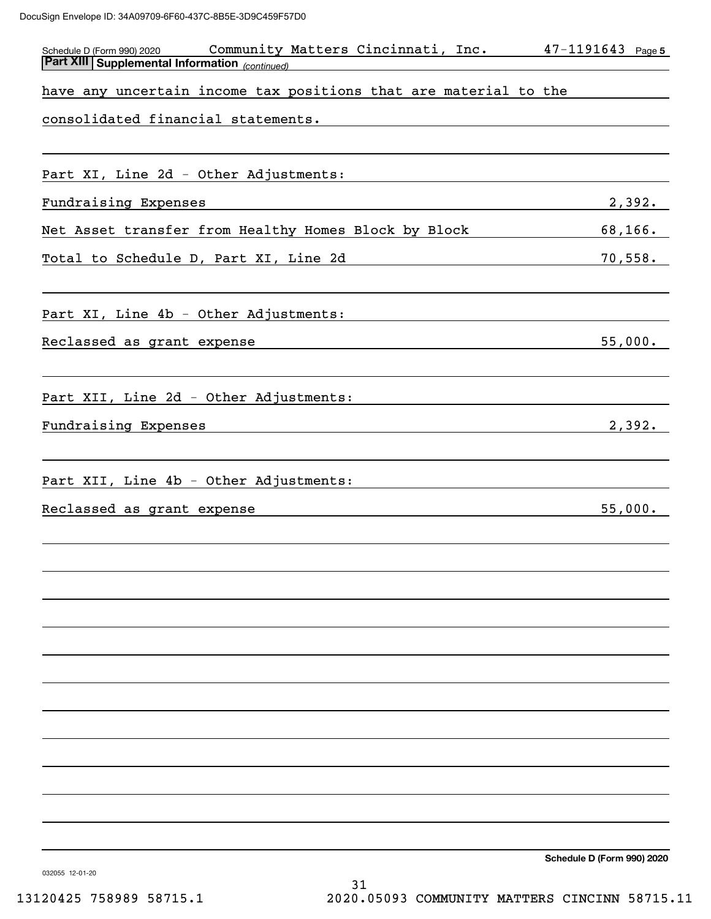Schedule D (Form 990) 2020 Community Matters Cincinnati, Inc. 47-1191643 Page 5

**Part XIII | Supplemental Information** *(continued)*

have any uncertain income tax positions that are material to the consolidated financial statements.

Part XI, Line 2d - Other Adjustments:

| | |
|---|---|
| Fundraising Expenses | 2,392. |
| Net Asset transfer from Healthy Homes Block by Block | 68,166. |
| Total to Schedule D, Part XI, Line 2d | 70,558. |

Part XI, Line 4b - Other Adjustments:

| | |
|---|---|
| Reclassed as grant expense | 55,000. |

Part XII, Line 2d - Other Adjustments:

| | |
|---|---|
| Fundraising Expenses | 2,392. |

Part XII, Line 4b - Other Adjustments:

| | |
|---|---|
| Reclassed as grant expense | 55,000. |

Schedule D (Form 990) 2020

032055 12-01-20

13120425 758989 58715.1 2020.05093 COMMUNITY MATTERS CINCINN 58715.11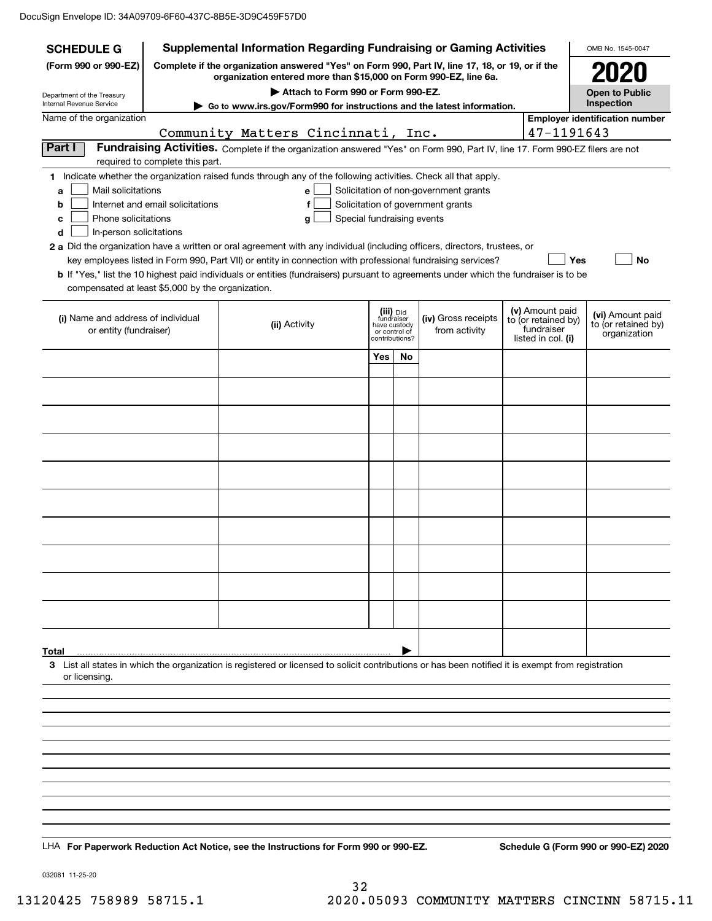DocuSign Envelope ID: 34A09709-6F60-437C-8B5E-3D9C459F57D0

**SCHEDULE G** (Form 990 or 990-EZ)

Department of the Treasury
Internal Revenue Service

# Supplemental Information Regarding Fundraising or Gaming Activities

**Complete if the organization answered "Yes" on Form 990, Part IV, line 17, 18, or 19, or if the organization entered more than $15,000 on Form 990-EZ, line 6a.**

**▶ Attach to Form 990 or Form 990-EZ.**

**▶ Go to www.irs.gov/Form990 for instructions and the latest information.**

OMB No. 1545-0047

**2020**

**Open to Public Inspection**

Name of the organization: Community Matters Cincinnati, Inc.

Employer identification number: 47-1191643

## Part I Fundraising Activities.

Complete if the organization answered "Yes" on Form 990, Part IV, line 17. Form 990-EZ filers are not required to complete this part.

**1** Indicate whether the organization raised funds through any of the following activities. Check all that apply.

- **a** ☐ Mail solicitations
- **b** ☐ Internet and email solicitations
- **c** ☐ Phone solicitations
- **d** ☐ In-person solicitations
- **e** ☐ Solicitation of non-government grants
- **f** ☐ Solicitation of government grants
- **g** ☐ Special fundraising events

**2 a** Did the organization have a written or oral agreement with any individual (including officers, directors, trustees, or key employees listed in Form 990, Part VII) or entity in connection with professional fundraising services? ☐ Yes ☐ No

**b** If "Yes," list the 10 highest paid individuals or entities (fundraisers) pursuant to agreements under which the fundraiser is to be compensated at least $5,000 by the organization.

| (i) Name and address of individual or entity (fundraiser) | (ii) Activity | (iii) Did fundraiser have custody or control of contributions? Yes | No | (iv) Gross receipts from activity | (v) Amount paid to (or retained by) fundraiser listed in col. (i) | (vi) Amount paid to (or retained by) organization |
|---|---|---|---|---|---|---|
| | | | | | | |
| | | | | | | |
| | | | | | | |
| | | | | | | |
| | | | | | | |
| | | | | | | |
| | | | | | | |
| | | | | | | |
| | | | | | | |
| | | | | | | |
| **Total** ▶ | | | | | | |

**3** List all states in which the organization is registered or licensed to solicit contributions or has been notified it is exempt from registration or licensing.

LHA **For Paperwork Reduction Act Notice, see the Instructions for Form 990 or 990-EZ.** **Schedule G (Form 990 or 990-EZ) 2020**

032081 11-25-20

13120425 758989 58715.1 2020.05093 COMMUNITY MATTERS CINCINN 58715.11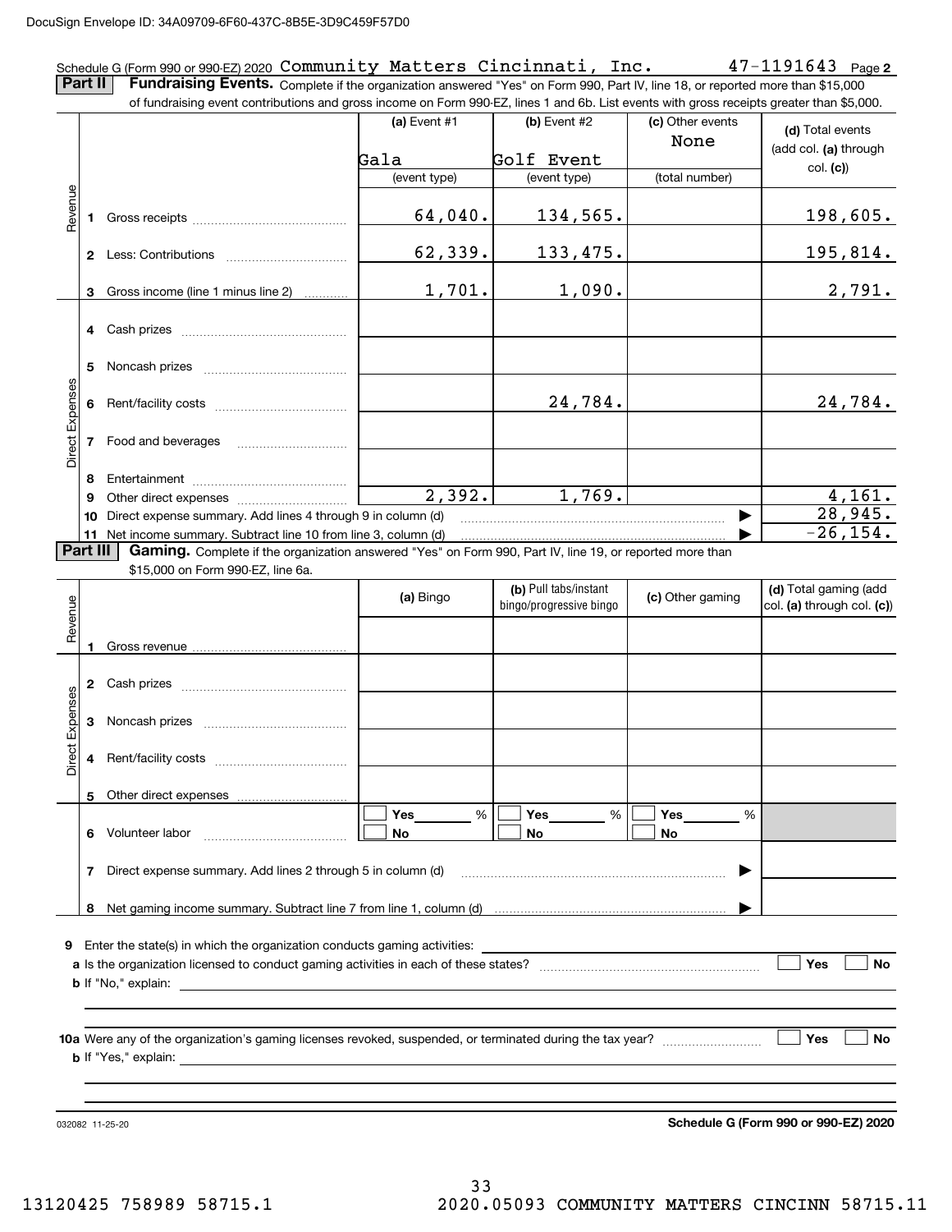Schedule G (Form 990 or 990-EZ) 2020 Community Matters Cincinnati, Inc. 47-1191643 Page **2**

## Part II **Fundraising Events.**

Complete if the organization answered "Yes" on Form 990, Part IV, line 18, or reported more than $15,000 of fundraising event contributions and gross income on Form 990-EZ, lines 1 and 6b. List events with gross receipts greater than $5,000.

| | | | (a) Event #1 | (b) Event #2 | (c) Other events | (d) Total events (add col. (a) through col. (c)) |
|---|---|---|---|---|---|---|
| | | | Gala | Golf Event | None | |
| | | | (event type) | (event type) | (total number) | |
| Revenue | 1 | Gross receipts | 64,040. | 134,565. | | 198,605. |
| | 2 | Less: Contributions | 62,339. | 133,475. | | 195,814. |
| | 3 | Gross income (line 1 minus line 2) | 1,701. | 1,090. | | 2,791. |
| Direct Expenses | 4 | Cash prizes | | | | |
| | 5 | Noncash prizes | | | | |
| | 6 | Rent/facility costs | | 24,784. | | 24,784. |
| | 7 | Food and beverages | | | | |
| | 8 | Entertainment | | | | |
| | 9 | Other direct expenses | 2,392. | 1,769. | | 4,161. |
| | 10 | Direct expense summary. Add lines 4 through 9 in column (d) | | | ▶ | 28,945. |
| | 11 | Net income summary. Subtract line 10 from line 3, column (d) | | | ▶ | -26,154. |

## Part III **Gaming.**

Complete if the organization answered "Yes" on Form 990, Part IV, line 19, or reported more than $15,000 on Form 990-EZ, line 6a.

| | | | (a) Bingo | (b) Pull tabs/instant bingo/progressive bingo | (c) Other gaming | (d) Total gaming (add col. (a) through col. (c)) |
|---|---|---|---|---|---|---|
| Revenue | 1 | Gross revenue | | | | |
| Direct Expenses | 2 | Cash prizes | | | | |
| | 3 | Noncash prizes | | | | |
| | 4 | Rent/facility costs | | | | |
| | 5 | Other direct expenses | | | | |
| | 6 | Volunteer labor | ☐ Yes ____ % ☐ No | ☐ Yes ____ % ☐ No | ☐ Yes ____ % ☐ No | |
| | 7 | Direct expense summary. Add lines 2 through 5 in column (d) | | | ▶ | |
| | 8 | Net gaming income summary. Subtract line 7 from line 1, column (d) | | | ▶ | |

**9** Enter the state(s) in which the organization conducts gaming activities: ____________________

**a** Is the organization licensed to conduct gaming activities in each of these states? ☐ Yes ☐ No

**b** If "No," explain: ____________________

**10a** Were any of the organization's gaming licenses revoked, suspended, or terminated during the tax year? ☐ Yes ☐ No

**b** If "Yes," explain: ____________________

032082 11-25-20 **Schedule G (Form 990 or 990-EZ) 2020**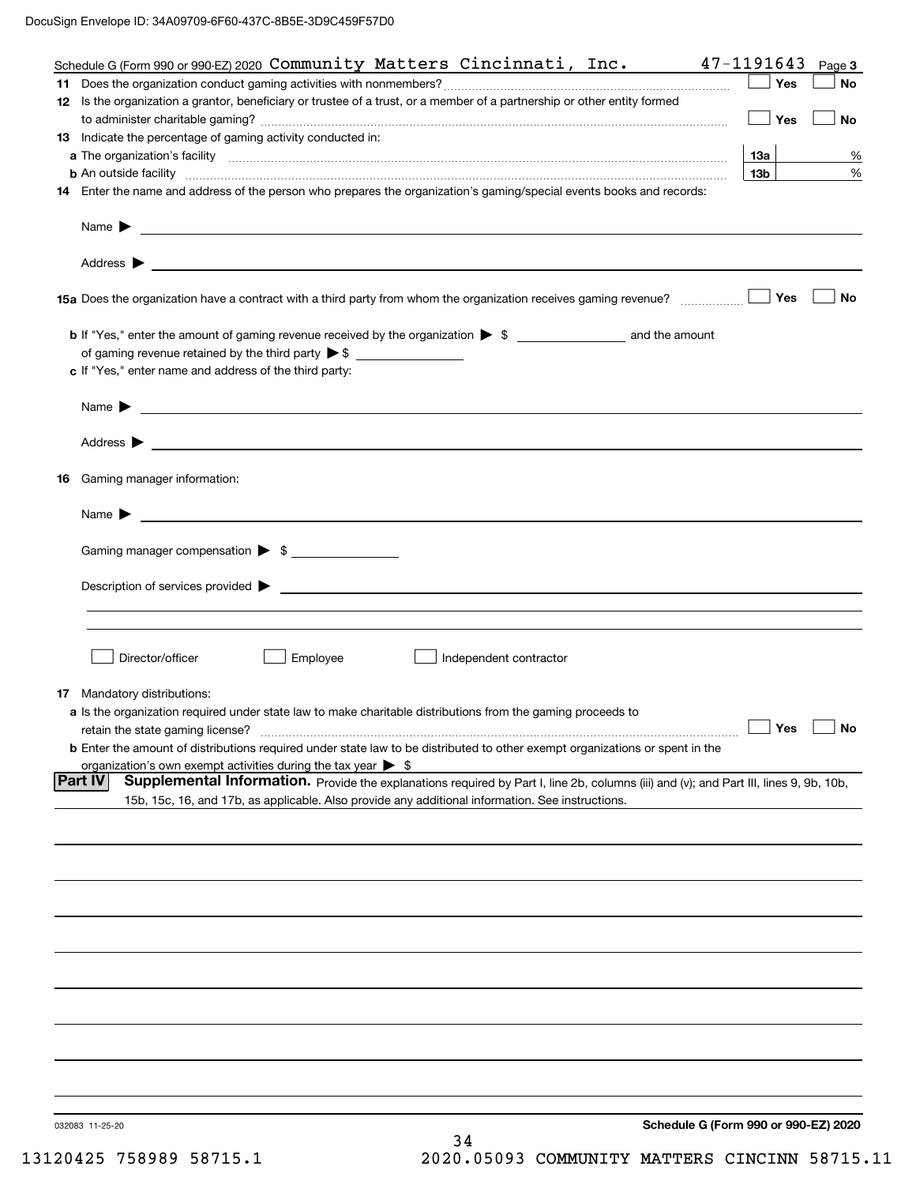Schedule G (Form 990 or 990-EZ) 2020 Community Matters Cincinnati, Inc. 47-1191643 Page 3

**11** Does the organization conduct gaming activities with nonmembers? ☐ Yes ☐ No

**12** Is the organization a grantor, beneficiary or trustee of a trust, or a member of a partnership or other entity formed to administer charitable gaming? ☐ Yes ☐ No

**13** Indicate the percentage of gaming activity conducted in:

**a** The organization's facility — **13a** ____ %

**b** An outside facility — **13b** ____ %

**14** Enter the name and address of the person who prepares the organization's gaming/special events books and records:

Name ▶

Address ▶

**15a** Does the organization have a contract with a third party from whom the organization receives gaming revenue? ☐ Yes ☐ No

**b** If "Yes," enter the amount of gaming revenue received by the organization ▶ $ ________ and the amount of gaming revenue retained by the third party ▶ $ ________

**c** If "Yes," enter name and address of the third party:

Name ▶

Address ▶

**16** Gaming manager information:

Name ▶

Gaming manager compensation ▶ $ ________

Description of services provided ▶

☐ Director/officer ☐ Employee ☐ Independent contractor

**17** Mandatory distributions:

**a** Is the organization required under state law to make charitable distributions from the gaming proceeds to retain the state gaming license? ☐ Yes ☐ No

**b** Enter the amount of distributions required under state law to be distributed to other exempt organizations or spent in the organization's own exempt activities during the tax year ▶ $

**Part IV** **Supplemental Information.** Provide the explanations required by Part I, line 2b, columns (iii) and (v); and Part III, lines 9, 9b, 10b, 15b, 15c, 16, and 17b, as applicable. Also provide any additional information. See instructions.

032083 11-25-20

**Schedule G (Form 990 or 990-EZ) 2020**

13120425 758989 58715.1 2020.05093 COMMUNITY MATTERS CINCINN 58715.11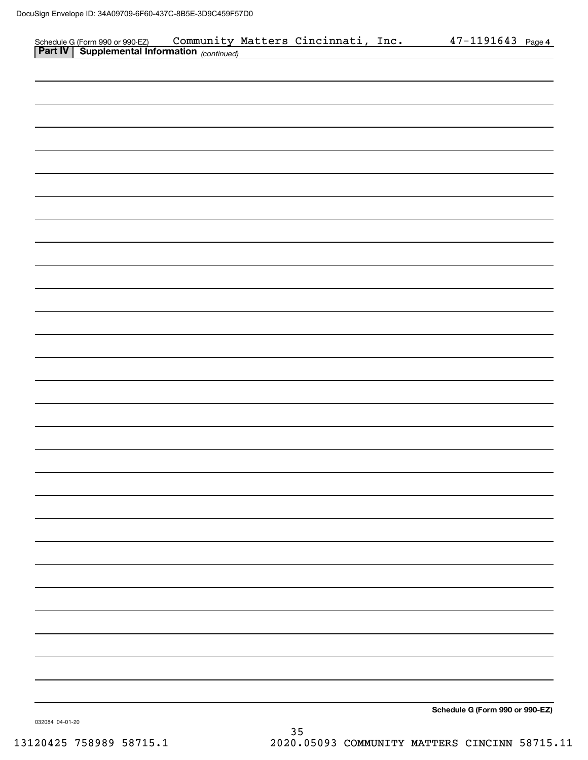DocuSign Envelope ID: 34A09709-6F60-437C-8B5E-3D9C459F57D0

Schedule G (Form 990 or 990-EZ) Community Matters Cincinnati, Inc. 47-1191643 Page **4**

**Part IV | Supplemental Information** *(continued)*

**Schedule G (Form 990 or 990-EZ)**

032084 04-01-20

13120425 758989 58715.1 2020.05093 COMMUNITY MATTERS CINCINN 58715.11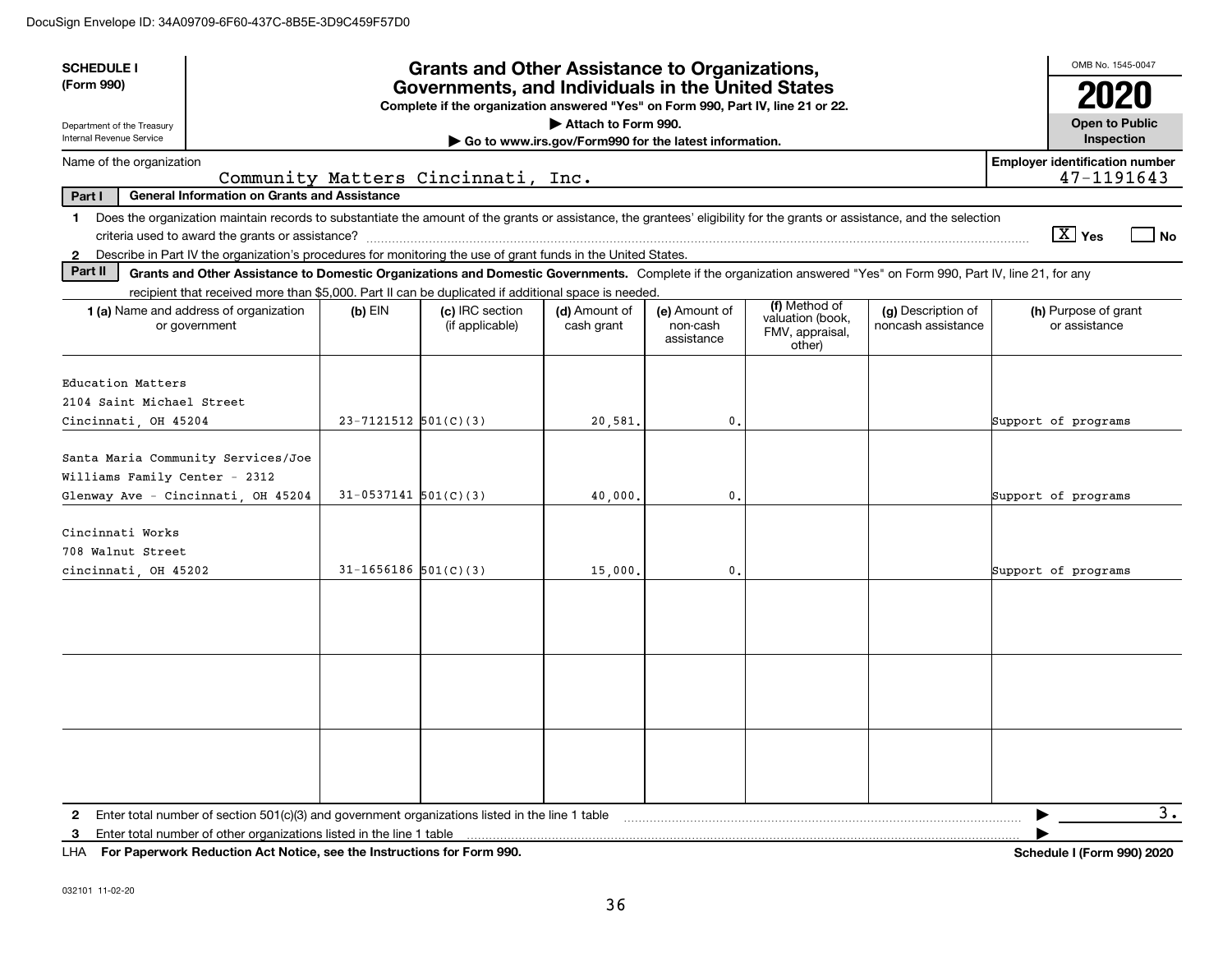DocuSign Envelope ID: 34A09709-6F60-437C-8B5E-3D9C459F57D0

**SCHEDULE I**
**(Form 990)**

Department of the Treasury
Internal Revenue Service

# Grants and Other Assistance to Organizations, Governments, and Individuals in the United States

**Complete if the organization answered "Yes" on Form 990, Part IV, line 21 or 22.**
**▶ Attach to Form 990.**
**▶ Go to www.irs.gov/Form990 for the latest information.**

OMB No. 1545-0047
**2020**
**Open to Public Inspection**

Name of the organization: Community Matters Cincinnati, Inc.
**Employer identification number** 47-1191643

**Part I — General Information on Grants and Assistance**

1 Does the organization maintain records to substantiate the amount of the grants or assistance, the grantees' eligibility for the grants or assistance, and the selection criteria used to award the grants or assistance? [X] Yes [ ] No

2 Describe in Part IV the organization's procedures for monitoring the use of grant funds in the United States.

**Part II — Grants and Other Assistance to Domestic Organizations and Domestic Governments.** Complete if the organization answered "Yes" on Form 990, Part IV, line 21, for any recipient that received more than $5,000. Part II can be duplicated if additional space is needed.

| 1 (a) Name and address of organization or government | (b) EIN | (c) IRC section (if applicable) | (d) Amount of cash grant | (e) Amount of non-cash assistance | (f) Method of valuation (book, FMV, appraisal, other) | (g) Description of noncash assistance | (h) Purpose of grant or assistance |
|---|---|---|---|---|---|---|---|
| Education Matters 2104 Saint Michael Street Cincinnati, OH 45204 | 23-7121512 | 501(C)(3) | 20,581. | 0. | | | Support of programs |
| Santa Maria Community Services/Joe Williams Family Center - 2312 Glenway Ave - Cincinnati, OH 45204 | 31-0537141 | 501(C)(3) | 40,000. | 0. | | | Support of programs |
| Cincinnati Works 708 Walnut Street cincinnati, OH 45202 | 31-1656186 | 501(C)(3) | 15,000. | 0. | | | Support of programs |
| | | | | | | | |
| | | | | | | | |
| | | | | | | | |

2 Enter total number of section 501(c)(3) and government organizations listed in the line 1 table ▶ 3.

3 Enter total number of other organizations listed in the line 1 table ▶

LHA **For Paperwork Reduction Act Notice, see the Instructions for Form 990.** **Schedule I (Form 990) 2020**

032101 11-02-20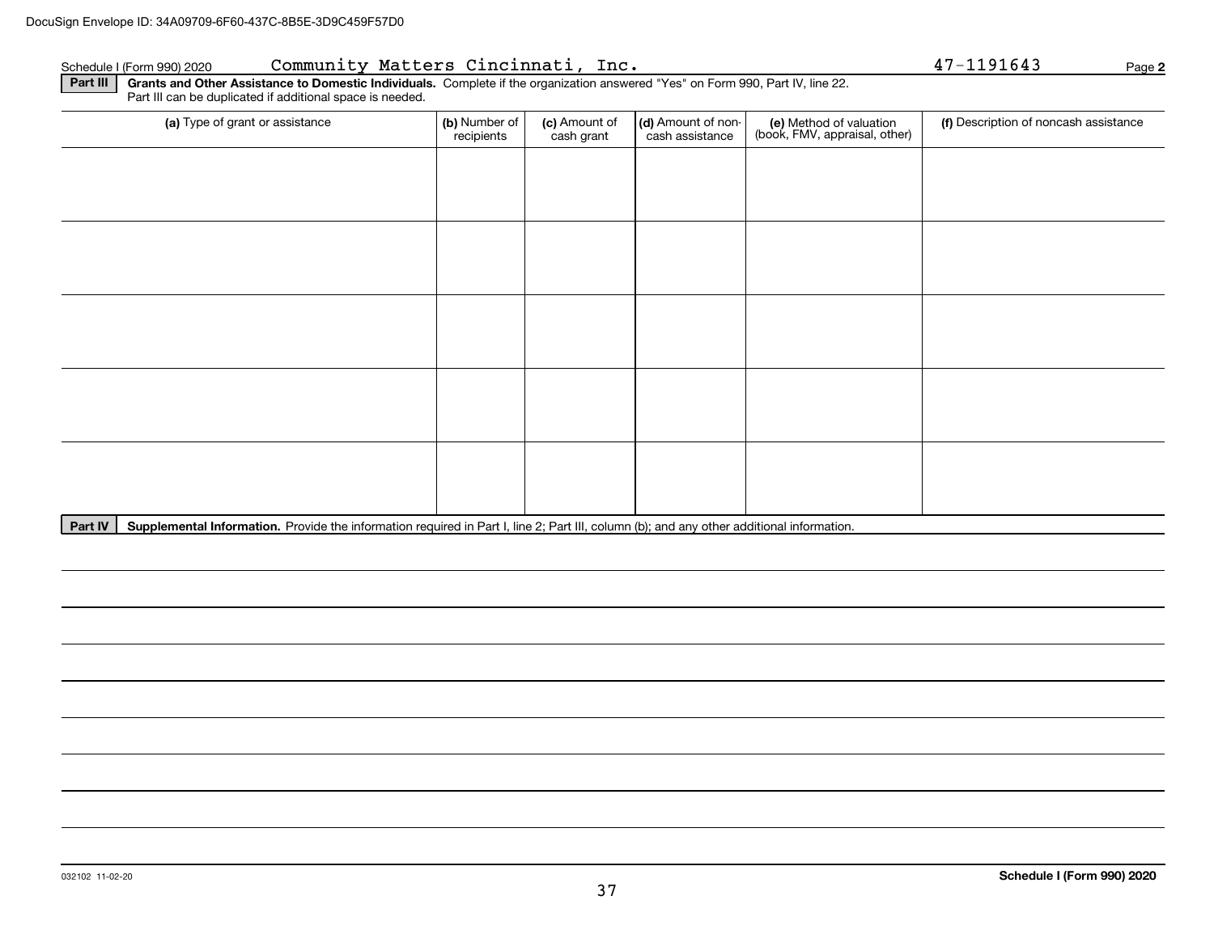Schedule I (Form 990) 2020 Community Matters Cincinnati, Inc. 47-1191643 Page **2**

**Part III** **Grants and Other Assistance to Domestic Individuals.** Complete if the organization answered "Yes" on Form 990, Part IV, line 22. Part III can be duplicated if additional space is needed.

| (a) Type of grant or assistance | (b) Number of recipients | (c) Amount of cash grant | (d) Amount of non-cash assistance | (e) Method of valuation (book, FMV, appraisal, other) | (f) Description of noncash assistance |
|---|---|---|---|---|---|
| | | | | | |
| | | | | | |
| | | | | | |
| | | | | | |
| | | | | | |

**Part IV** **Supplemental Information.** Provide the information required in Part I, line 2; Part III, column (b); and any other additional information.

032102 11-02-20

**Schedule I (Form 990) 2020**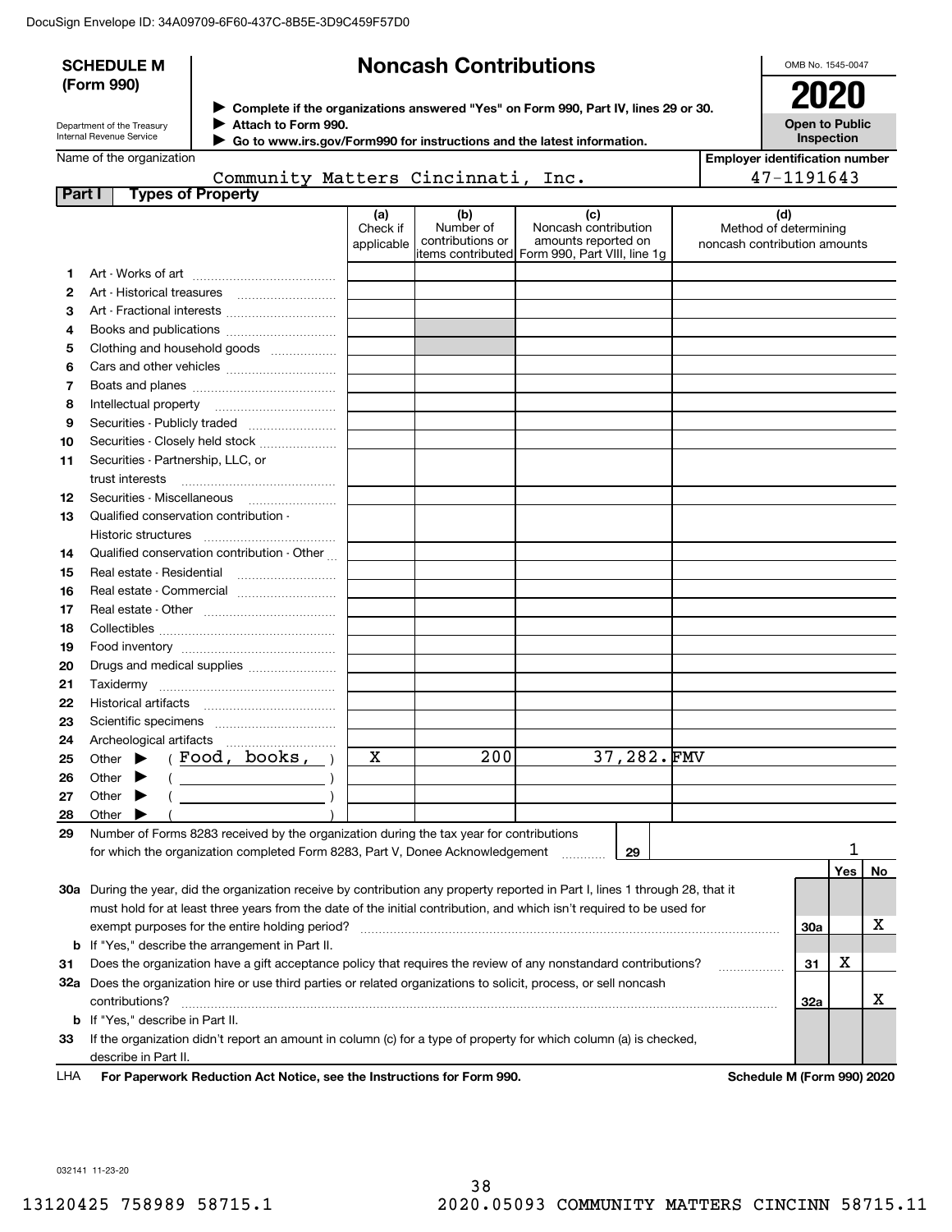DocuSign Envelope ID: 34A09709-6F60-437C-8B5E-3D9C459F57D0

# SCHEDULE M (Form 990)

Department of the Treasury
Internal Revenue Service

## Noncash Contributions

▶ Complete if the organizations answered "Yes" on Form 990, Part IV, lines 29 or 30.
▶ Attach to Form 990.
▶ Go to www.irs.gov/Form990 for instructions and the latest information.

OMB No. 1545-0047

**2020**

**Open to Public Inspection**

Name of the organization: Community Matters Cincinnati, Inc.

Employer identification number: 47-1191643

**Part I — Types of Property**

| | | (a) Check if applicable | (b) Number of contributions or items contributed | (c) Noncash contribution amounts reported on Form 990, Part VIII, line 1g | (d) Method of determining noncash contribution amounts |
|---|---|---|---|---|---|
| 1 | Art - Works of art | | | | |
| 2 | Art - Historical treasures | | | | |
| 3 | Art - Fractional interests | | | | |
| 4 | Books and publications | | | | |
| 5 | Clothing and household goods | | | | |
| 6 | Cars and other vehicles | | | | |
| 7 | Boats and planes | | | | |
| 8 | Intellectual property | | | | |
| 9 | Securities - Publicly traded | | | | |
| 10 | Securities - Closely held stock | | | | |
| 11 | Securities - Partnership, LLC, or trust interests | | | | |
| 12 | Securities - Miscellaneous | | | | |
| 13 | Qualified conservation contribution - Historic structures | | | | |
| 14 | Qualified conservation contribution - Other | | | | |
| 15 | Real estate - Residential | | | | |
| 16 | Real estate - Commercial | | | | |
| 17 | Real estate - Other | | | | |
| 18 | Collectibles | | | | |
| 19 | Food inventory | | | | |
| 20 | Drugs and medical supplies | | | | |
| 21 | Taxidermy | | | | |
| 22 | Historical artifacts | | | | |
| 23 | Scientific specimens | | | | |
| 24 | Archeological artifacts | | | | |
| 25 | Other ▶ ( Food, books, ) | X | 200 | 37,282. | FMV |
| 26 | Other ▶ ( ) | | | | |
| 27 | Other ▶ ( ) | | | | |
| 28 | Other ▶ ( ) | | | | |

**29** Number of Forms 8283 received by the organization during the tax year for contributions for which the organization completed Form 8283, Part V, Donee Acknowledgement ..... **29** — 1

| | | | Yes | No |
|---|---|---|---|---|
| 30a | During the year, did the organization receive by contribution any property reported in Part I, lines 1 through 28, that it must hold for at least three years from the date of the initial contribution, and which isn't required to be used for exempt purposes for the entire holding period? | 30a | | X |
| b | If "Yes," describe the arrangement in Part II. | | | |
| 31 | Does the organization have a gift acceptance policy that requires the review of any nonstandard contributions? | 31 | X | |
| 32a | Does the organization hire or use third parties or related organizations to solicit, process, or sell noncash contributions? | 32a | | X |
| b | If "Yes," describe in Part II. | | | |
| 33 | If the organization didn't report an amount in column (c) for a type of property for which column (a) is checked, describe in Part II. | | | |

LHA **For Paperwork Reduction Act Notice, see the Instructions for Form 990.** **Schedule M (Form 990) 2020**

032141 11-23-20

13120425 758989 58715.1 2020.05093 COMMUNITY MATTERS CINCINN 58715.11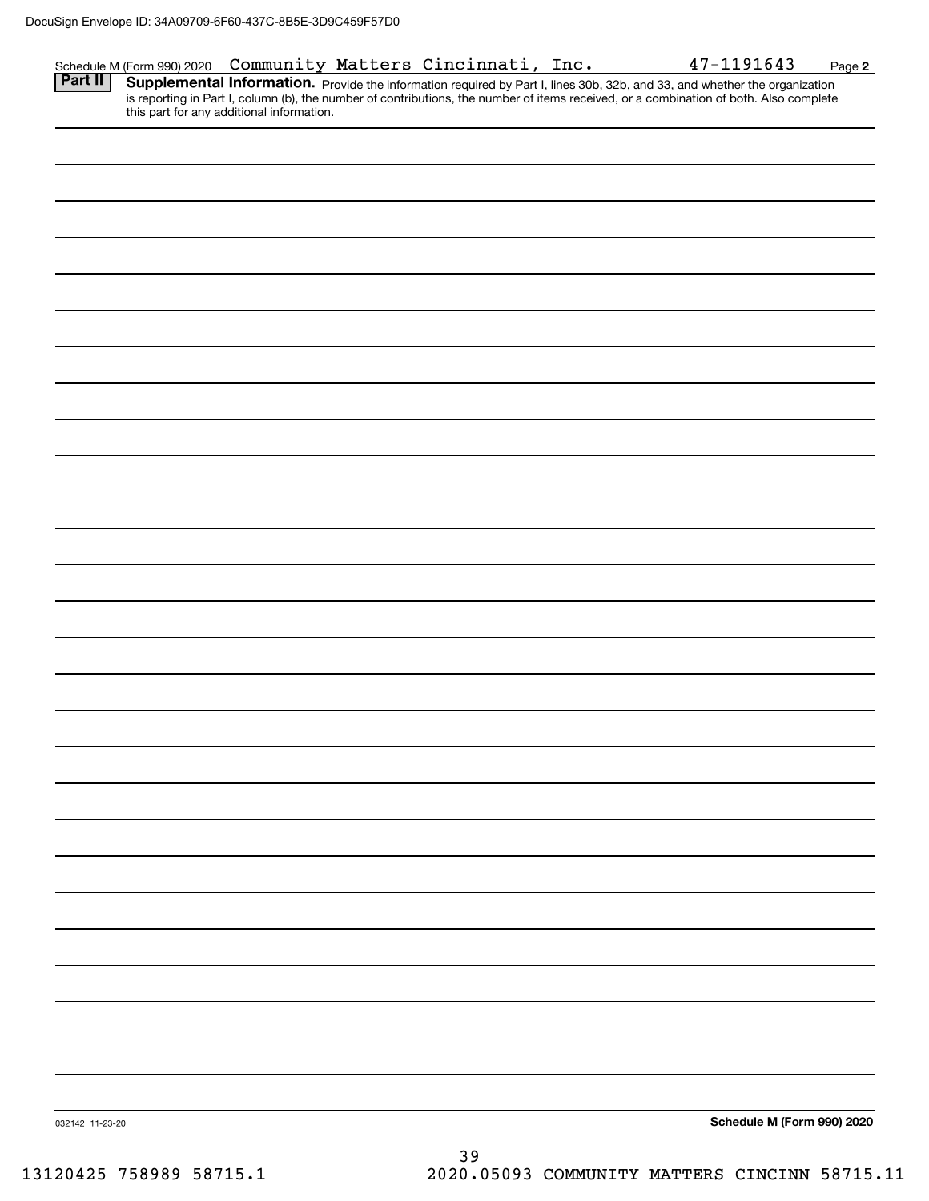Schedule M (Form 990) 2020 Community Matters Cincinnati, Inc. 47-1191643

**Part II** **Supplemental Information.** Provide the information required by Part I, lines 30b, 32b, and 33, and whether the organization is reporting in Part I, column (b), the number of contributions, the number of items received, or a combination of both. Also complete this part for any additional information.

032142 11-23-20

**Schedule M (Form 990) 2020**

13120425 758989 58715.1 2020.05093 COMMUNITY MATTERS CINCINN 58715.11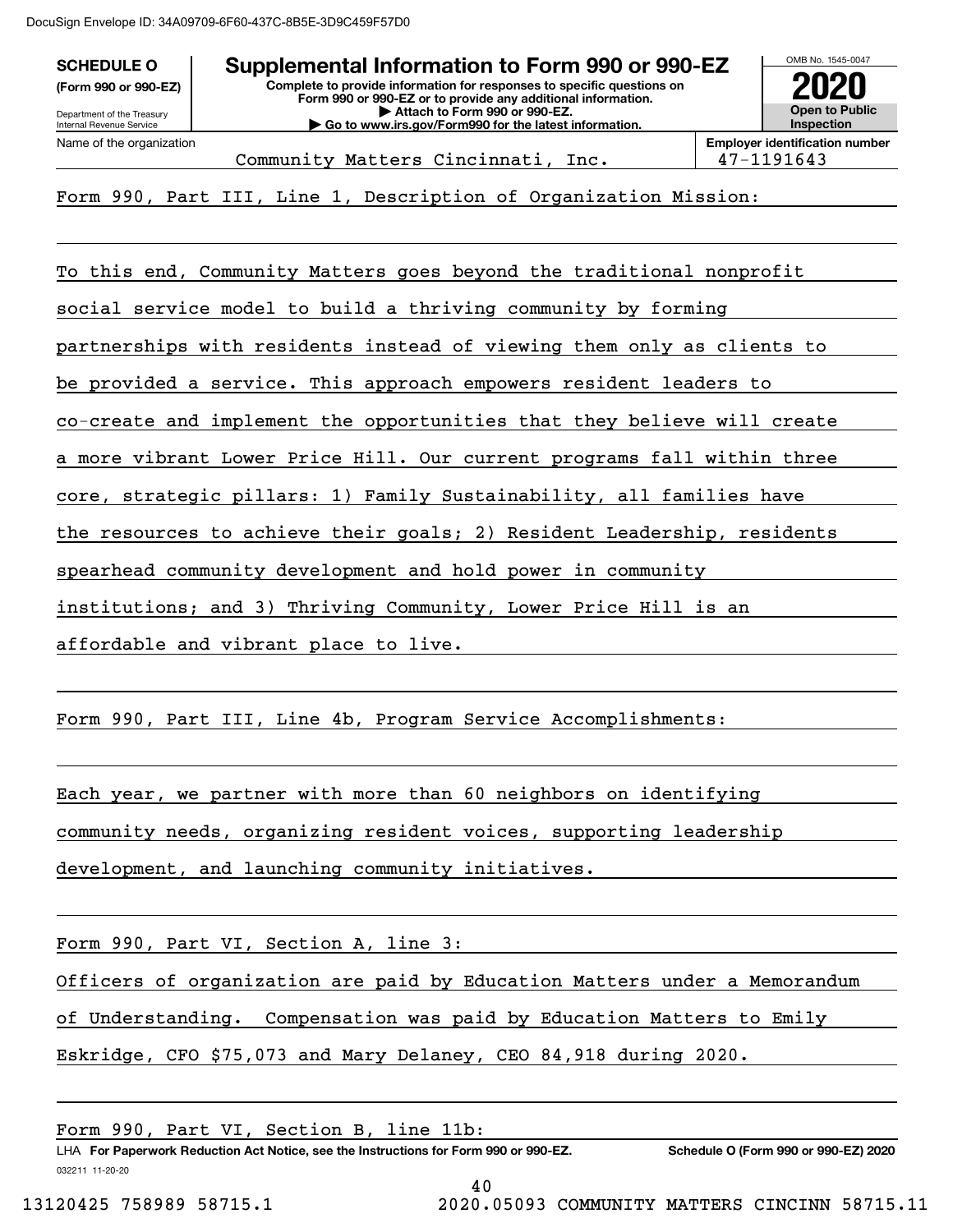DocuSign Envelope ID: 34A09709-6F60-437C-8B5E-3D9C459F57D0

**SCHEDULE O**
**(Form 990 or 990-EZ)**
Department of the Treasury
Internal Revenue Service

# Supplemental Information to Form 990 or 990-EZ

**Complete to provide information for responses to specific questions on Form 990 or 990-EZ or to provide any additional information.**
**▶ Attach to Form 990 or 990-EZ.**
**▶ Go to www.irs.gov/Form990 for the latest information.**

OMB No. 1545-0047
**2020**
**Open to Public Inspection**

Name of the organization: Community Matters Cincinnati, Inc.
**Employer identification number**: 47-1191643

Form 990, Part III, Line 1, Description of Organization Mission:

To this end, Community Matters goes beyond the traditional nonprofit social service model to build a thriving community by forming partnerships with residents instead of viewing them only as clients to be provided a service. This approach empowers resident leaders to co-create and implement the opportunities that they believe will create a more vibrant Lower Price Hill. Our current programs fall within three core, strategic pillars: 1) Family Sustainability, all families have the resources to achieve their goals; 2) Resident Leadership, residents spearhead community development and hold power in community institutions; and 3) Thriving Community, Lower Price Hill is an affordable and vibrant place to live.

Form 990, Part III, Line 4b, Program Service Accomplishments:

Each year, we partner with more than 60 neighbors on identifying community needs, organizing resident voices, supporting leadership development, and launching community initiatives.

Form 990, Part VI, Section A, line 3:

Officers of organization are paid by Education Matters under a Memorandum of Understanding. Compensation was paid by Education Matters to Emily Eskridge, CFO $75,073 and Mary Delaney, CEO 84,918 during 2020.

Form 990, Part VI, Section B, line 11b:

LHA **For Paperwork Reduction Act Notice, see the Instructions for Form 990 or 990-EZ.** **Schedule O (Form 990 or 990-EZ) 2020**
032211 11-20-20

13120425 758989 58715.1 2020.05093 COMMUNITY MATTERS CINCINN 58715.11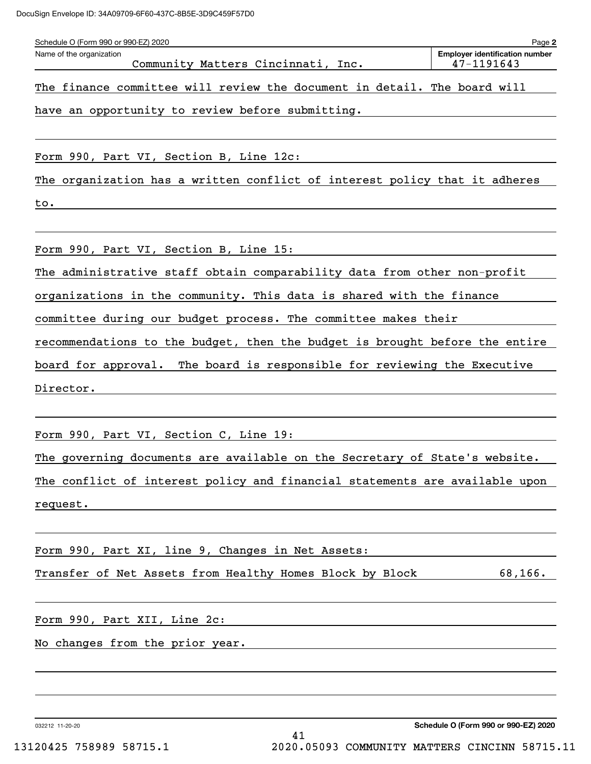Schedule O (Form 990 or 990-EZ) 2020 Page **2**

Name of the organization: Community Matters Cincinnati, Inc.

**Employer identification number:** 47-1191643

The finance committee will review the document in detail. The board will have an opportunity to review before submitting.

Form 990, Part VI, Section B, Line 12c:

The organization has a written conflict of interest policy that it adheres to.

Form 990, Part VI, Section B, Line 15:

The administrative staff obtain comparability data from other non-profit organizations in the community. This data is shared with the finance committee during our budget process. The committee makes their recommendations to the budget, then the budget is brought before the entire board for approval. The board is responsible for reviewing the Executive Director.

Form 990, Part VI, Section C, Line 19:

The governing documents are available on the Secretary of State's website. The conflict of interest policy and financial statements are available upon request.

Form 990, Part XI, line 9, Changes in Net Assets:

Transfer of Net Assets from Healthy Homes Block by Block 68,166.

Form 990, Part XII, Line 2c:

No changes from the prior year.

032212 11-20-20 **Schedule O (Form 990 or 990-EZ) 2020**

13120425 758989 58715.1 2020.05093 COMMUNITY MATTERS CINCINN 58715.11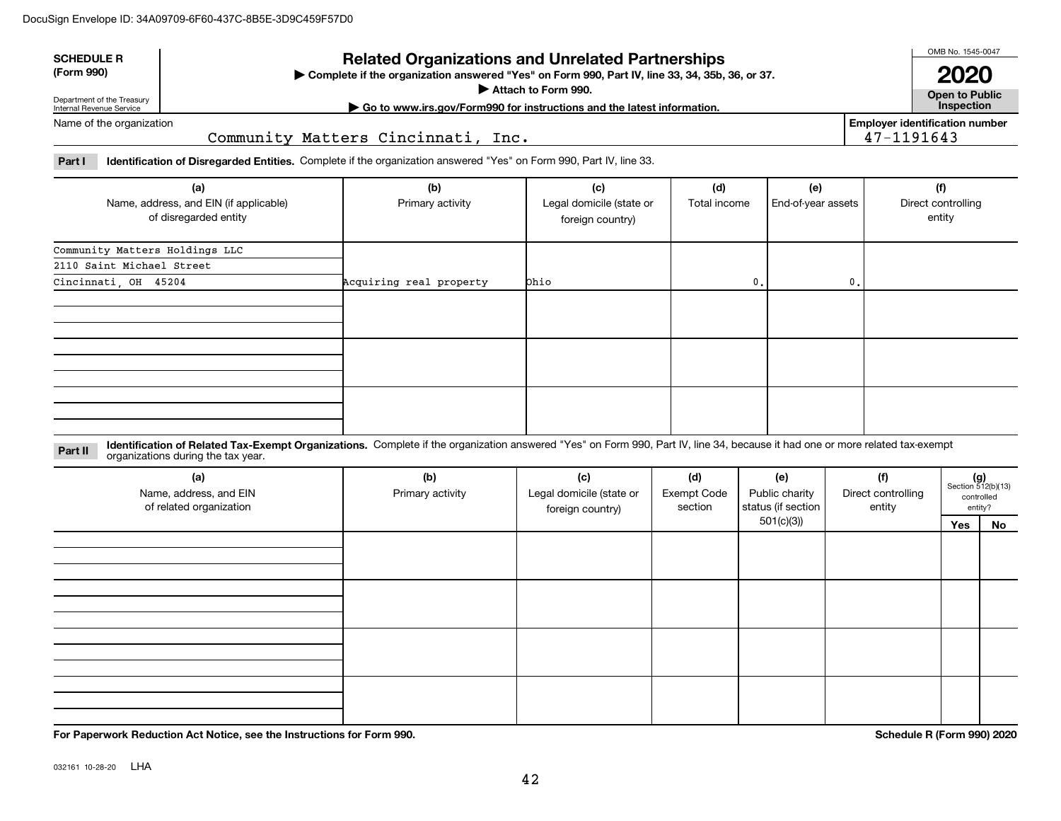DocuSign Envelope ID: 34A09709-6F60-437C-8B5E-3D9C459F57D0

**SCHEDULE R (Form 990)**

Department of the Treasury
Internal Revenue Service

# Related Organizations and Unrelated Partnerships

▶ **Complete if the organization answered "Yes" on Form 990, Part IV, line 33, 34, 35b, 36, or 37.**

▶ **Attach to Form 990.**

▶ **Go to www.irs.gov/Form990 for instructions and the latest information.**

OMB No. 1545-0047

**2020**

**Open to Public Inspection**

Name of the organization: Community Matters Cincinnati, Inc.

**Employer identification number** 47-1191643

**Part I** **Identification of Disregarded Entities.** Complete if the organization answered "Yes" on Form 990, Part IV, line 33.

| (a) Name, address, and EIN (if applicable) of disregarded entity | (b) Primary activity | (c) Legal domicile (state or foreign country) | (d) Total income | (e) End-of-year assets | (f) Direct controlling entity |
|---|---|---|---|---|---|
| Community Matters Holdings LLC<br>2110 Saint Michael Street<br>Cincinnati, OH 45204 | Acquiring real property | Ohio | 0. | 0. | |
| | | | | | |
| | | | | | |
| | | | | | |

**Part II** **Identification of Related Tax-Exempt Organizations.** Complete if the organization answered "Yes" on Form 990, Part IV, line 34, because it had one or more related tax-exempt organizations during the tax year.

| (a) Name, address, and EIN of related organization | (b) Primary activity | (c) Legal domicile (state or foreign country) | (d) Exempt Code section | (e) Public charity status (if section 501(c)(3)) | (f) Direct controlling entity | (g) Section 512(b)(13) controlled entity? Yes | No |
|---|---|---|---|---|---|---|---|
| | | | | | | | |
| | | | | | | | |
| | | | | | | | |
| | | | | | | | |

**For Paperwork Reduction Act Notice, see the Instructions for Form 990.**

**Schedule R (Form 990) 2020**

032161 10-28-20 LHA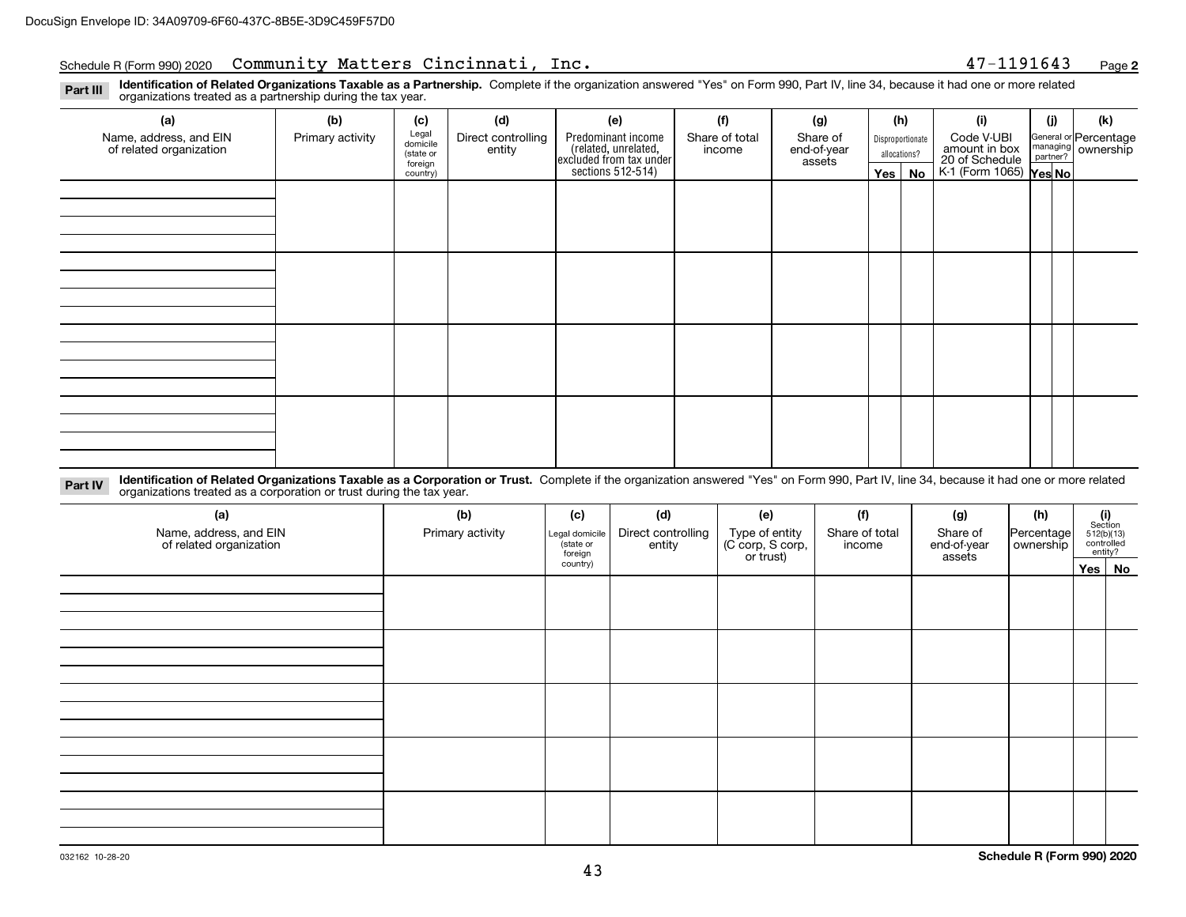Schedule R (Form 990) 2020 Community Matters Cincinnati, Inc. 47-1191643 Page **2**

**Part III** **Identification of Related Organizations Taxable as a Partnership.** Complete if the organization answered "Yes" on Form 990, Part IV, line 34, because it had one or more related organizations treated as a partnership during the tax year.

| (a) Name, address, and EIN of related organization | (b) Primary activity | (c) Legal domicile (state or foreign country) | (d) Direct controlling entity | (e) Predominant income (related, unrelated, excluded from tax under sections 512-514) | (f) Share of total income | (g) Share of end-of-year assets | (h) Disproportionate allocations? Yes | No | (i) Code V-UBI amount in box 20 of Schedule K-1 (Form 1065) | (j) General or managing partner? Yes | No | (k) Percentage ownership |
|---|---|---|---|---|---|---|---|---|---|---|---|---|
| | | | | | | | | | | | | |
| | | | | | | | | | | | | |
| | | | | | | | | | | | | |
| | | | | | | | | | | | | |

**Part IV** **Identification of Related Organizations Taxable as a Corporation or Trust.** Complete if the organization answered "Yes" on Form 990, Part IV, line 34, because it had one or more related organizations treated as a corporation or trust during the tax year.

| (a) Name, address, and EIN of related organization | (b) Primary activity | (c) Legal domicile (state or foreign country) | (d) Direct controlling entity | (e) Type of entity (C corp, S corp, or trust) | (f) Share of total income | (g) Share of end-of-year assets | (h) Percentage ownership | (i) Section 512(b)(13) controlled entity? Yes | No |
|---|---|---|---|---|---|---|---|---|---|
| | | | | | | | | | |
| | | | | | | | | | |
| | | | | | | | | | |
| | | | | | | | | | |
| | | | | | | | | | |

032162 10-28-20 **Schedule R (Form 990) 2020**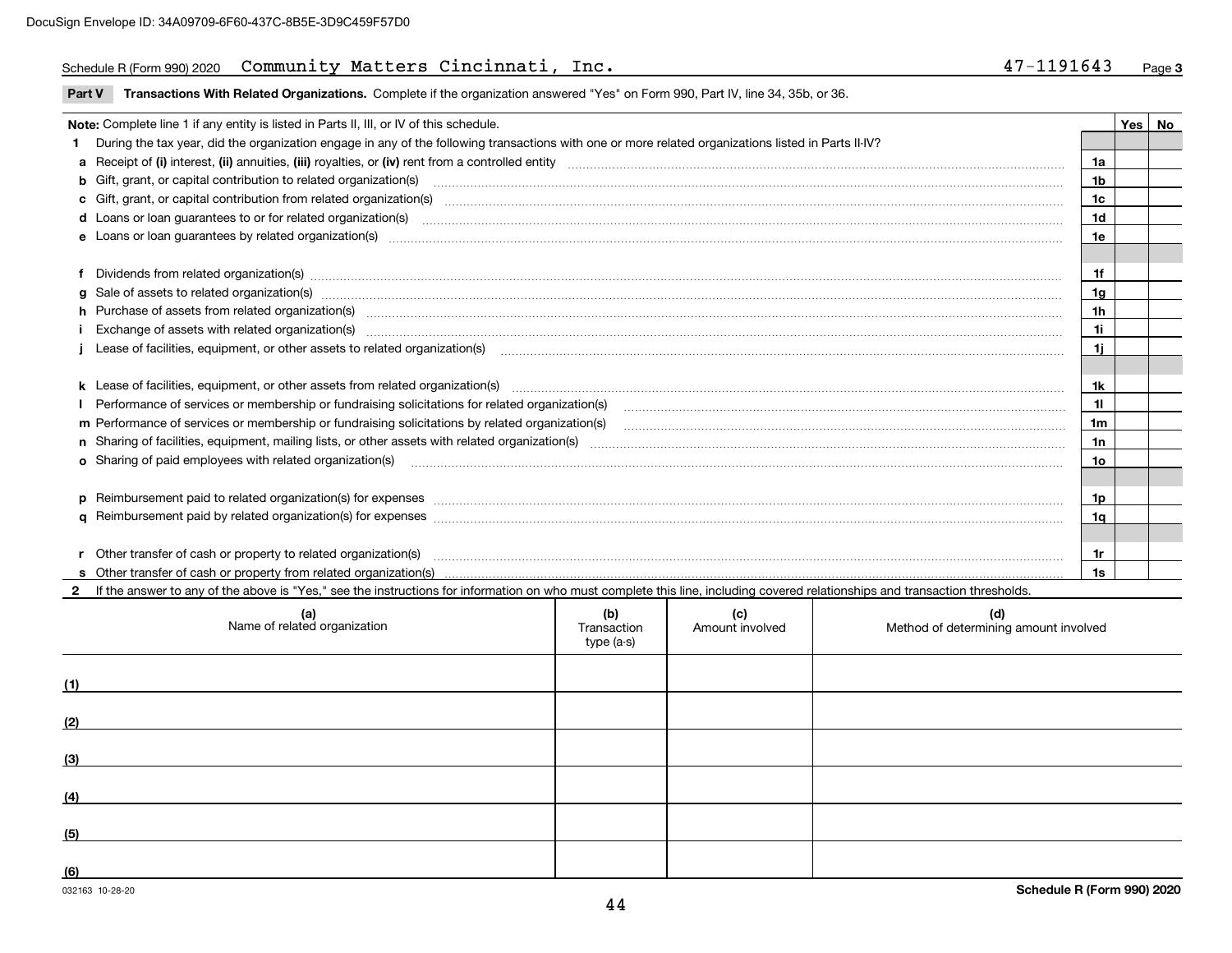Schedule R (Form 990) 2020 Community Matters Cincinnati, Inc. 47-1191643 Page 3

**Part V Transactions With Related Organizations.** Complete if the organization answered "Yes" on Form 990, Part IV, line 34, 35b, or 36.

| **Note:** Complete line 1 if any entity is listed in Parts II, III, or IV of this schedule. | | Yes | No |
|---|---|---|---|
| **1** During the tax year, did the organization engage in any of the following transactions with one or more related organizations listed in Parts II-IV? | | | |
| **a** Receipt of **(i)** interest, **(ii)** annuities, **(iii)** royalties, or **(iv)** rent from a controlled entity | **1a** | | |
| **b** Gift, grant, or capital contribution to related organization(s) | **1b** | | |
| **c** Gift, grant, or capital contribution from related organization(s) | **1c** | | |
| **d** Loans or loan guarantees to or for related organization(s) | **1d** | | |
| **e** Loans or loan guarantees by related organization(s) | **1e** | | |
| **f** Dividends from related organization(s) | **1f** | | |
| **g** Sale of assets to related organization(s) | **1g** | | |
| **h** Purchase of assets from related organization(s) | **1h** | | |
| **i** Exchange of assets with related organization(s) | **1i** | | |
| **j** Lease of facilities, equipment, or other assets to related organization(s) | **1j** | | |
| **k** Lease of facilities, equipment, or other assets from related organization(s) | **1k** | | |
| **l** Performance of services or membership or fundraising solicitations for related organization(s) | **1l** | | |
| **m** Performance of services or membership or fundraising solicitations by related organization(s) | **1m** | | |
| **n** Sharing of facilities, equipment, mailing lists, or other assets with related organization(s) | **1n** | | |
| **o** Sharing of paid employees with related organization(s) | **1o** | | |
| **p** Reimbursement paid to related organization(s) for expenses | **1p** | | |
| **q** Reimbursement paid by related organization(s) for expenses | **1q** | | |
| **r** Other transfer of cash or property to related organization(s) | **1r** | | |
| **s** Other transfer of cash or property from related organization(s) | **1s** | | |

**2** If the answer to any of the above is "Yes," see the instructions for information on who must complete this line, including covered relationships and transaction thresholds.

| (a) Name of related organization | (b) Transaction type (a-s) | (c) Amount involved | (d) Method of determining amount involved |
|---|---|---|---|
| (1) | | | |
| (2) | | | |
| (3) | | | |
| (4) | | | |
| (5) | | | |
| (6) | | | |

032163 10-28-20

**Schedule R (Form 990) 2020**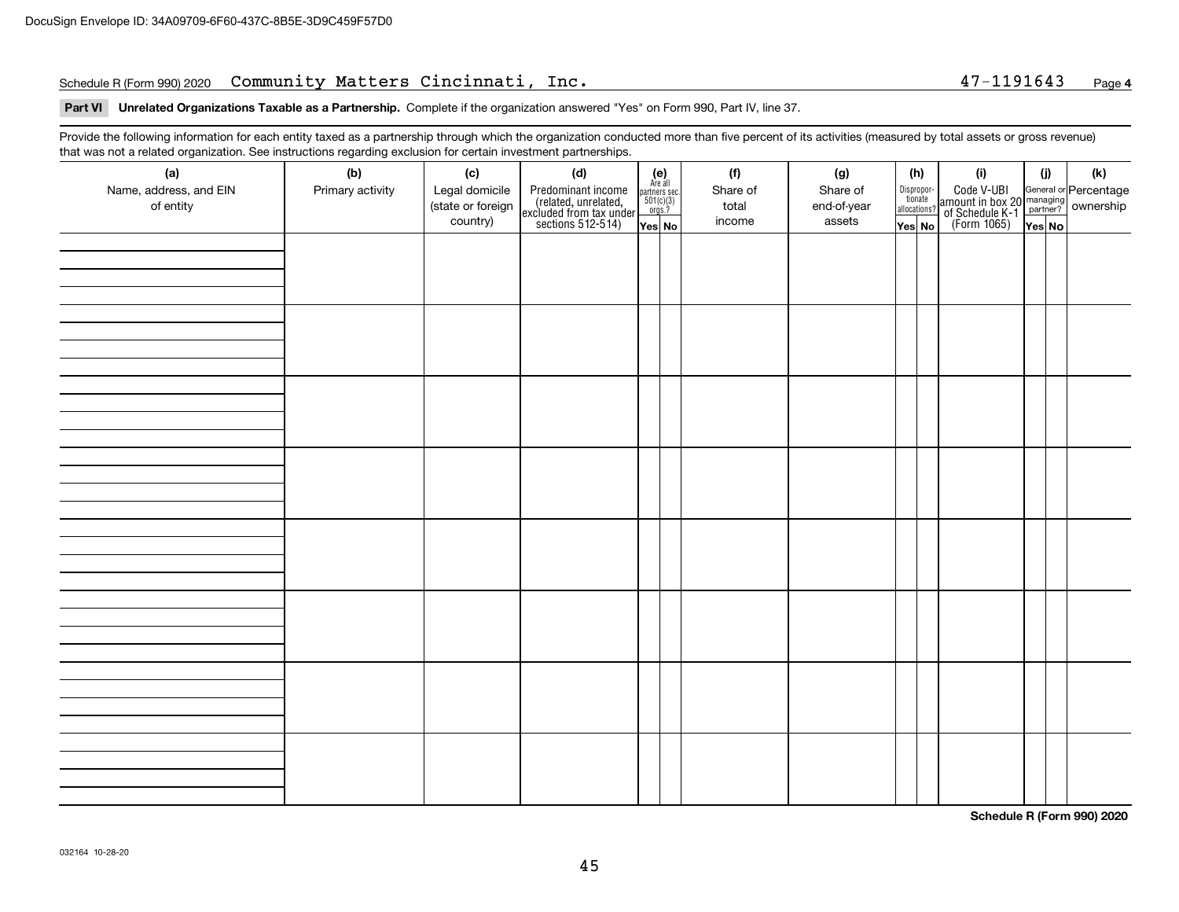DocuSign Envelope ID: 34A09709-6F60-437C-8B5E-3D9C459F57D0

Schedule R (Form 990) 2020 Community Matters Cincinnati, Inc. 47-1191643 Page **4**

**Part VI Unrelated Organizations Taxable as a Partnership.** Complete if the organization answered "Yes" on Form 990, Part IV, line 37.

Provide the following information for each entity taxed as a partnership through which the organization conducted more than five percent of its activities (measured by total assets or gross revenue) that was not a related organization. See instructions regarding exclusion for certain investment partnerships.

| (a) Name, address, and EIN of entity | (b) Primary activity | (c) Legal domicile (state or foreign country) | (d) Predominant income (related, unrelated, excluded from tax under sections 512-514) | (e) Are all partners sec. 501(c)(3) orgs.? | | (f) Share of total income | (g) Share of end-of-year assets | (h) Disproportionate allocations? | | (i) Code V-UBI amount in box 20 of Schedule K-1 (Form 1065) | (j) General or managing partner? | | (k) Percentage ownership |
|---|---|---|---|---|---|---|---|---|---|---|---|---|---|
| | | | | Yes | No | | | Yes | No | | Yes | No | |
| | | | | | | | | | | | | | |
| | | | | | | | | | | | | | |
| | | | | | | | | | | | | | |
| | | | | | | | | | | | | | |
| | | | | | | | | | | | | | |
| | | | | | | | | | | | | | |
| | | | | | | | | | | | | | |
| | | | | | | | | | | | | | |

**Schedule R (Form 990) 2020**

032164 10-28-20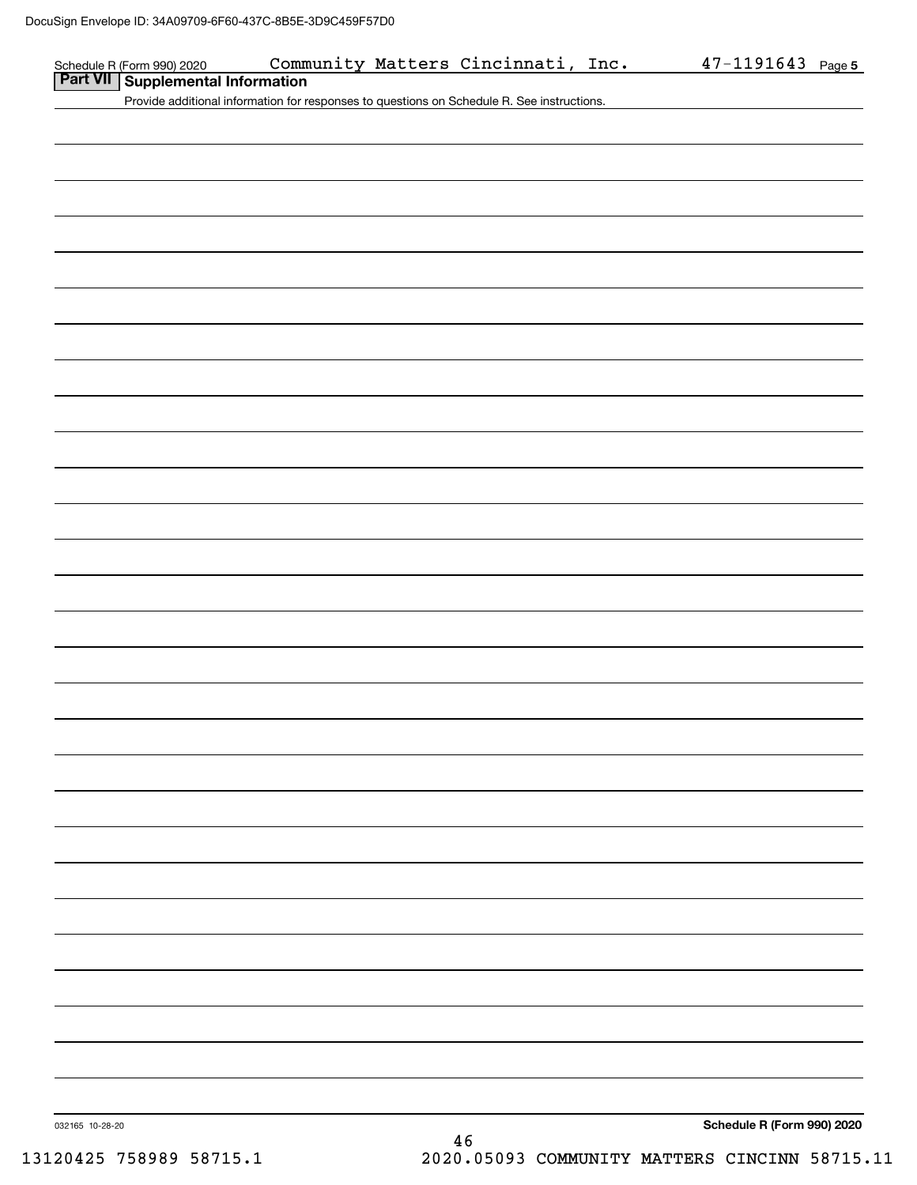Schedule R (Form 990) 2020 Community Matters Cincinnati, Inc. 47-1191643 Page 5

## Part VII Supplemental Information

Provide additional information for responses to questions on Schedule R. See instructions.

032165 10-28-20

**Schedule R (Form 990) 2020**